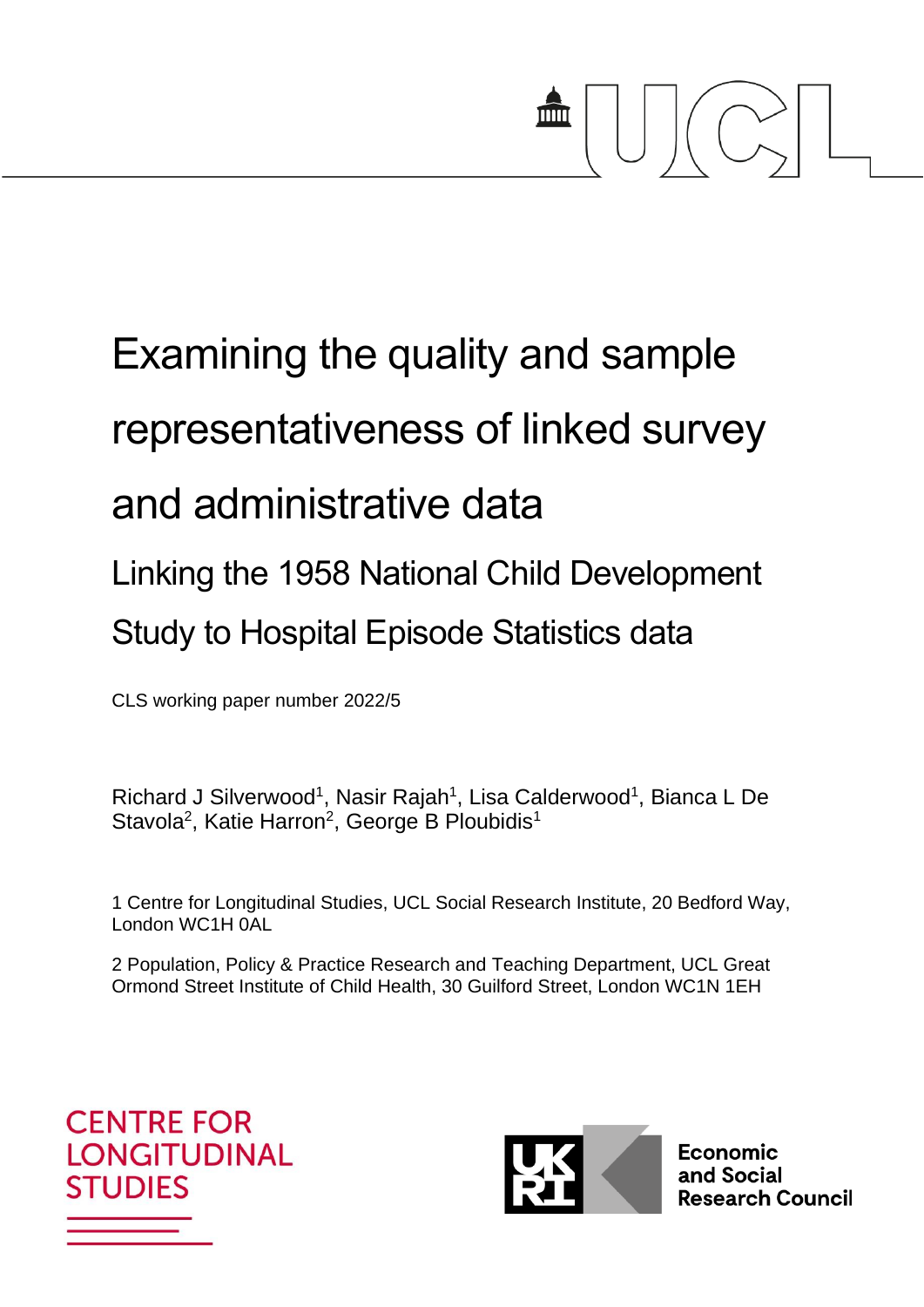# Examining the quality and sample representativeness of linked survey and administrative data

## Linking the 1958 National Child Development Study to Hospital Episode Statistics data

CLS working paper number 2022/5

Richard J Silverwood[1], Nasir Rajah[1], Lisa Calderwood[1], Bianca L De Stavola[2], Katie Harron[2], George B Ploubidis[1]

1 Centre for Longitudinal Studies, UCL Social Research Institute, 20 Bedford Way, London WC1H 0AL

2 Population, Policy & Practice Research and Teaching Department, UCL Great Ormond Street Institute of Child Health, 30 Guilford Street, London WC1N 1EH

CENTRE FOR LONGITUDINAL STUDIES

Economic and Social Research Council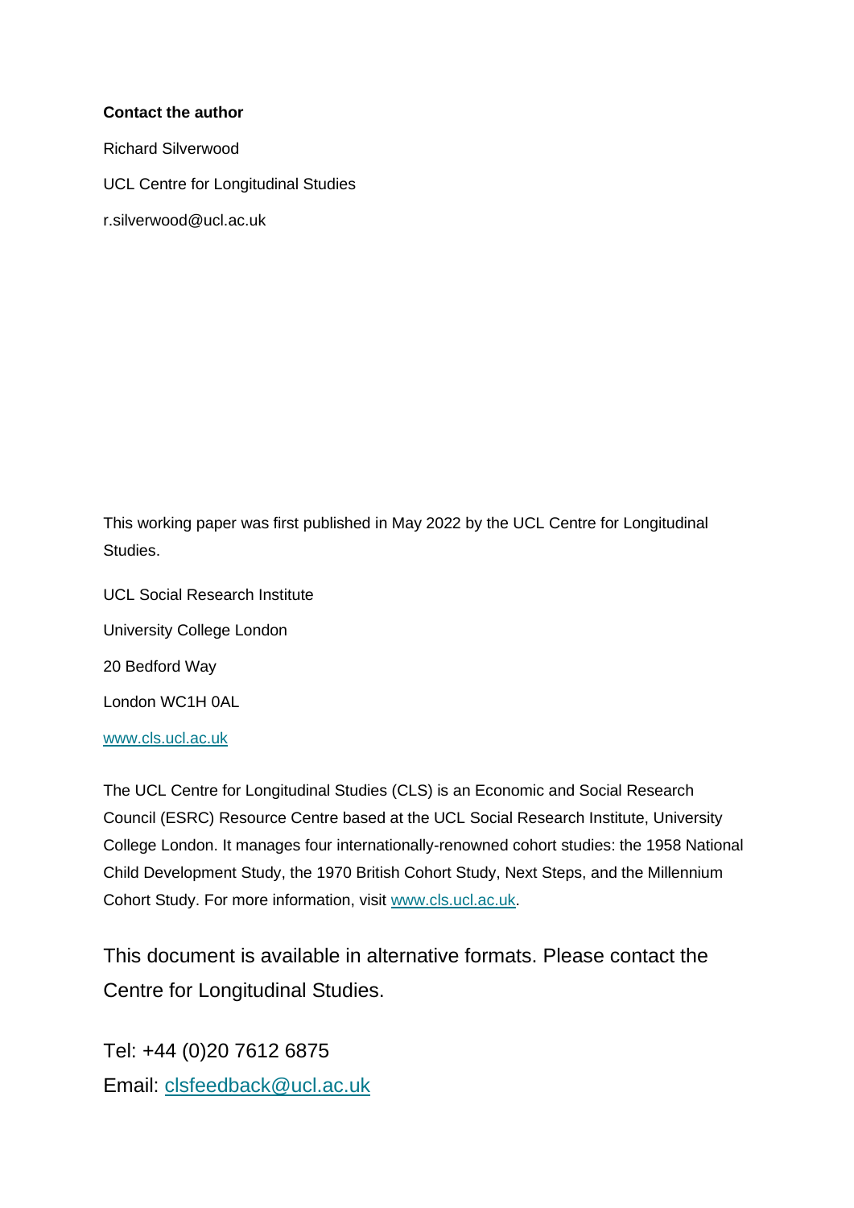**Contact the author**

Richard Silverwood

UCL Centre for Longitudinal Studies

r.silverwood@ucl.ac.uk

This working paper was first published in May 2022 by the UCL Centre for Longitudinal Studies.

UCL Social Research Institute

University College London

20 Bedford Way

London WC1H 0AL

www.cls.ucl.ac.uk

The UCL Centre for Longitudinal Studies (CLS) is an Economic and Social Research Council (ESRC) Resource Centre based at the UCL Social Research Institute, University College London. It manages four internationally-renowned cohort studies: the 1958 National Child Development Study, the 1970 British Cohort Study, Next Steps, and the Millennium Cohort Study. For more information, visit www.cls.ucl.ac.uk.

This document is available in alternative formats. Please contact the Centre for Longitudinal Studies.

Tel: +44 (0)20 7612 6875

Email: clsfeedback@ucl.ac.uk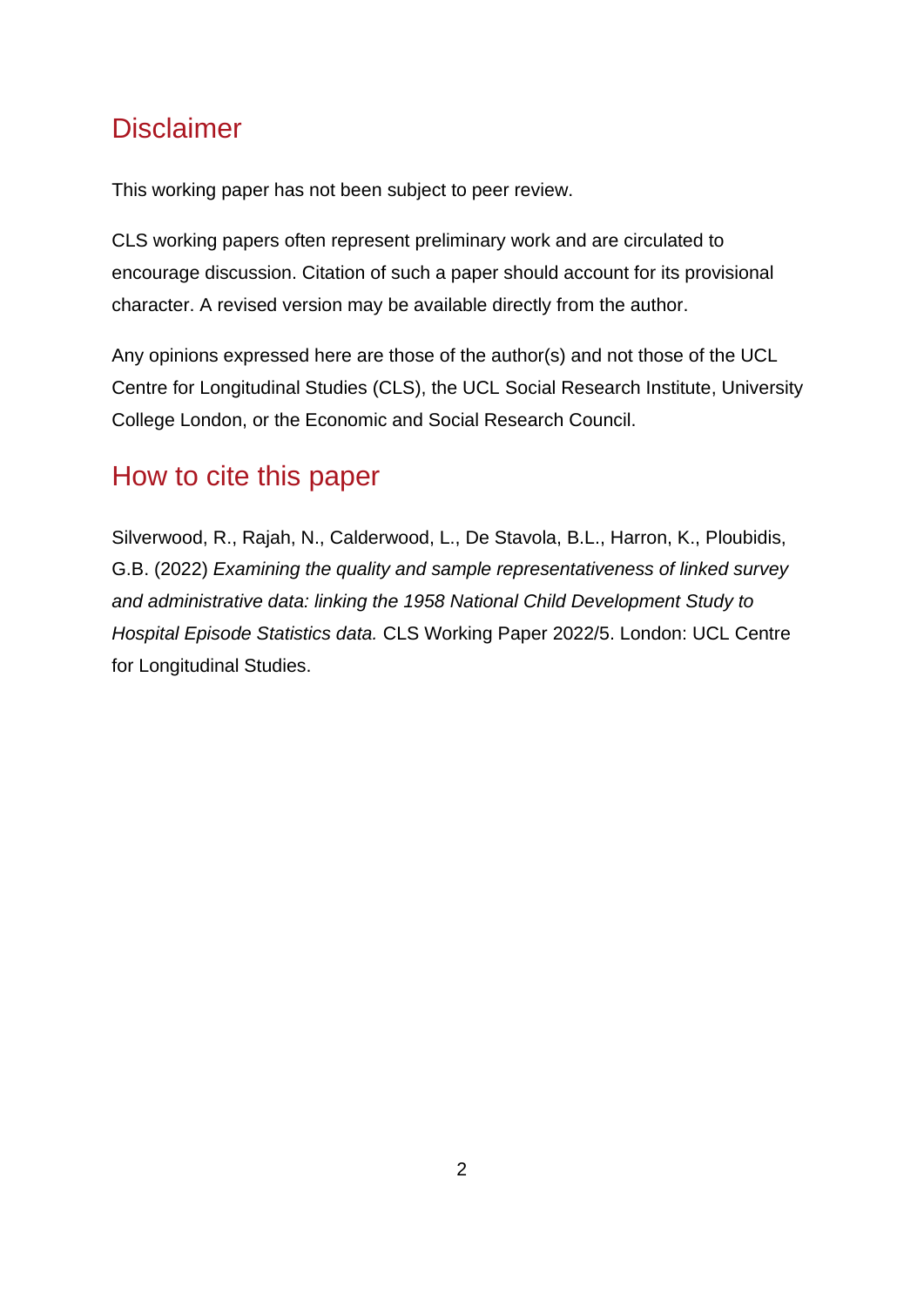## Disclaimer

This working paper has not been subject to peer review.

CLS working papers often represent preliminary work and are circulated to encourage discussion. Citation of such a paper should account for its provisional character. A revised version may be available directly from the author.

Any opinions expressed here are those of the author(s) and not those of the UCL Centre for Longitudinal Studies (CLS), the UCL Social Research Institute, University College London, or the Economic and Social Research Council.

## How to cite this paper

Silverwood, R., Rajah, N., Calderwood, L., De Stavola, B.L., Harron, K., Ploubidis, G.B. (2022) *Examining the quality and sample representativeness of linked survey and administrative data: linking the 1958 National Child Development Study to Hospital Episode Statistics data.* CLS Working Paper 2022/5. London: UCL Centre for Longitudinal Studies.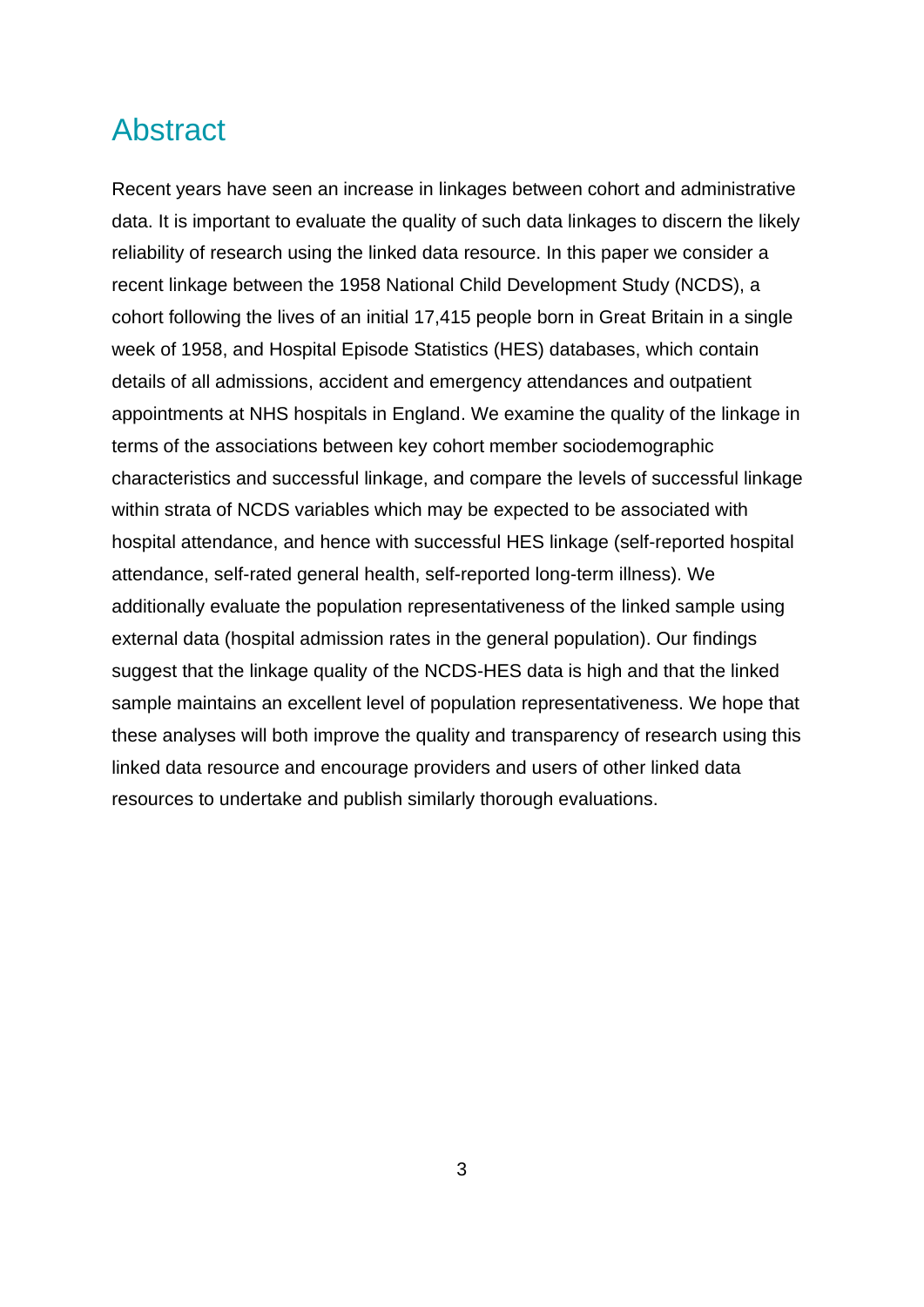## Abstract

Recent years have seen an increase in linkages between cohort and administrative data. It is important to evaluate the quality of such data linkages to discern the likely reliability of research using the linked data resource. In this paper we consider a recent linkage between the 1958 National Child Development Study (NCDS), a cohort following the lives of an initial 17,415 people born in Great Britain in a single week of 1958, and Hospital Episode Statistics (HES) databases, which contain details of all admissions, accident and emergency attendances and outpatient appointments at NHS hospitals in England. We examine the quality of the linkage in terms of the associations between key cohort member sociodemographic characteristics and successful linkage, and compare the levels of successful linkage within strata of NCDS variables which may be expected to be associated with hospital attendance, and hence with successful HES linkage (self-reported hospital attendance, self-rated general health, self-reported long-term illness). We additionally evaluate the population representativeness of the linked sample using external data (hospital admission rates in the general population). Our findings suggest that the linkage quality of the NCDS-HES data is high and that the linked sample maintains an excellent level of population representativeness. We hope that these analyses will both improve the quality and transparency of research using this linked data resource and encourage providers and users of other linked data resources to undertake and publish similarly thorough evaluations.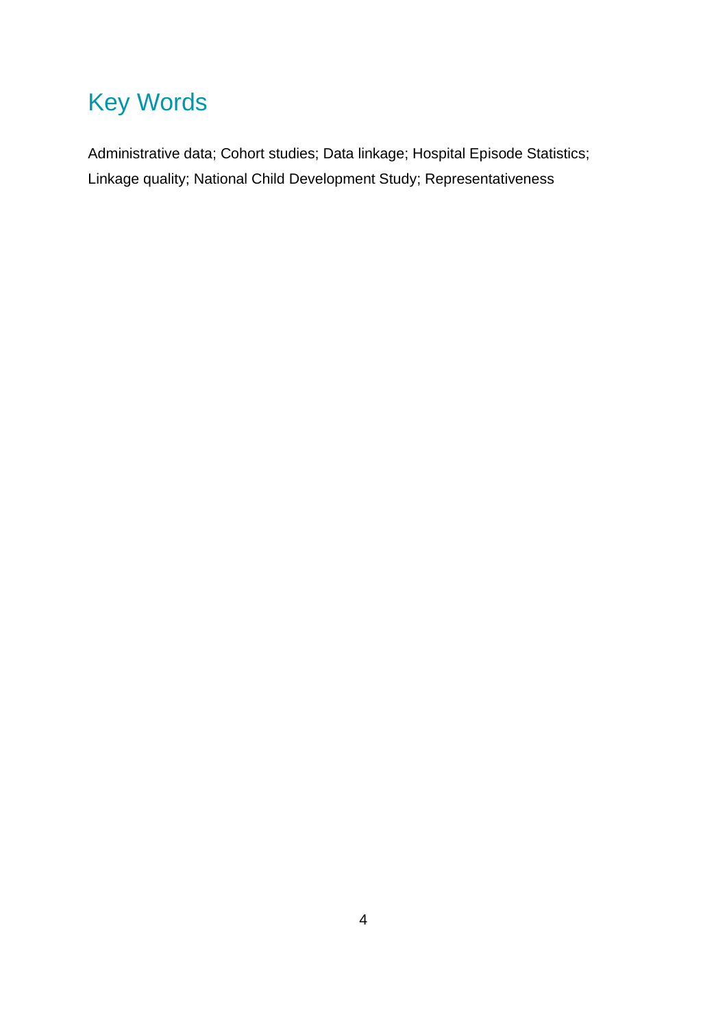# Key Words

Administrative data; Cohort studies; Data linkage; Hospital Episode Statistics; Linkage quality; National Child Development Study; Representativeness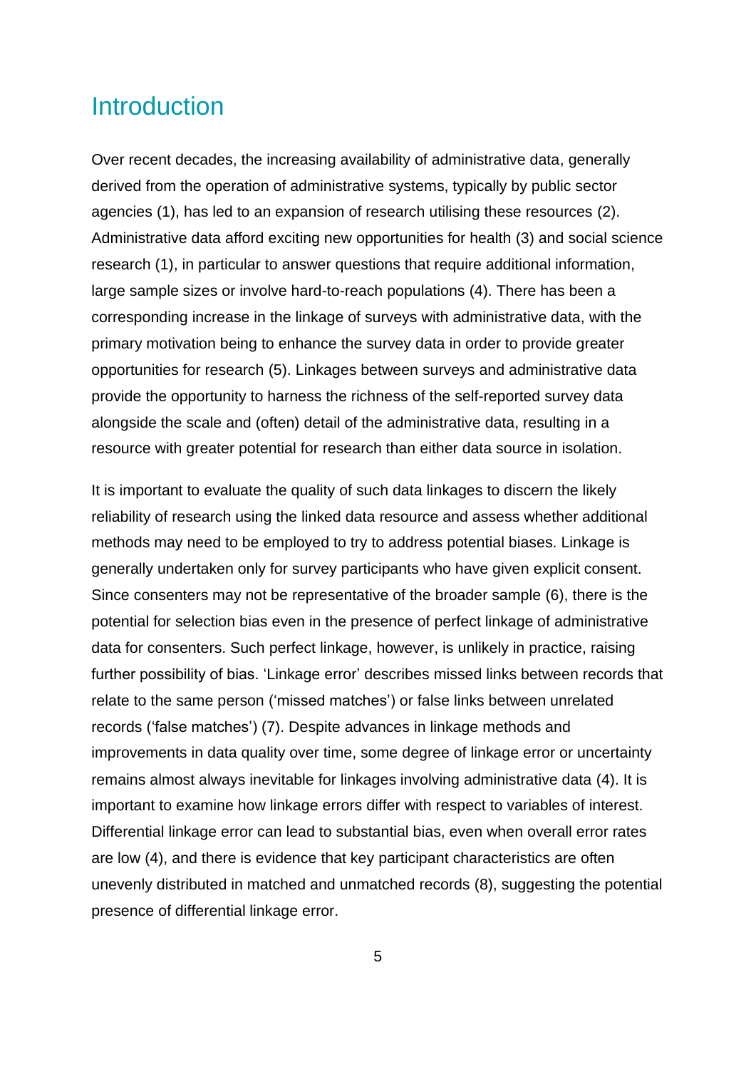# Introduction

Over recent decades, the increasing availability of administrative data, generally derived from the operation of administrative systems, typically by public sector agencies (1), has led to an expansion of research utilising these resources (2). Administrative data afford exciting new opportunities for health (3) and social science research (1), in particular to answer questions that require additional information, large sample sizes or involve hard-to-reach populations (4). There has been a corresponding increase in the linkage of surveys with administrative data, with the primary motivation being to enhance the survey data in order to provide greater opportunities for research (5). Linkages between surveys and administrative data provide the opportunity to harness the richness of the self-reported survey data alongside the scale and (often) detail of the administrative data, resulting in a resource with greater potential for research than either data source in isolation.

It is important to evaluate the quality of such data linkages to discern the likely reliability of research using the linked data resource and assess whether additional methods may need to be employed to try to address potential biases. Linkage is generally undertaken only for survey participants who have given explicit consent. Since consenters may not be representative of the broader sample (6), there is the potential for selection bias even in the presence of perfect linkage of administrative data for consenters. Such perfect linkage, however, is unlikely in practice, raising further possibility of bias. 'Linkage error' describes missed links between records that relate to the same person ('missed matches') or false links between unrelated records ('false matches') (7). Despite advances in linkage methods and improvements in data quality over time, some degree of linkage error or uncertainty remains almost always inevitable for linkages involving administrative data (4). It is important to examine how linkage errors differ with respect to variables of interest. Differential linkage error can lead to substantial bias, even when overall error rates are low (4), and there is evidence that key participant characteristics are often unevenly distributed in matched and unmatched records (8), suggesting the potential presence of differential linkage error.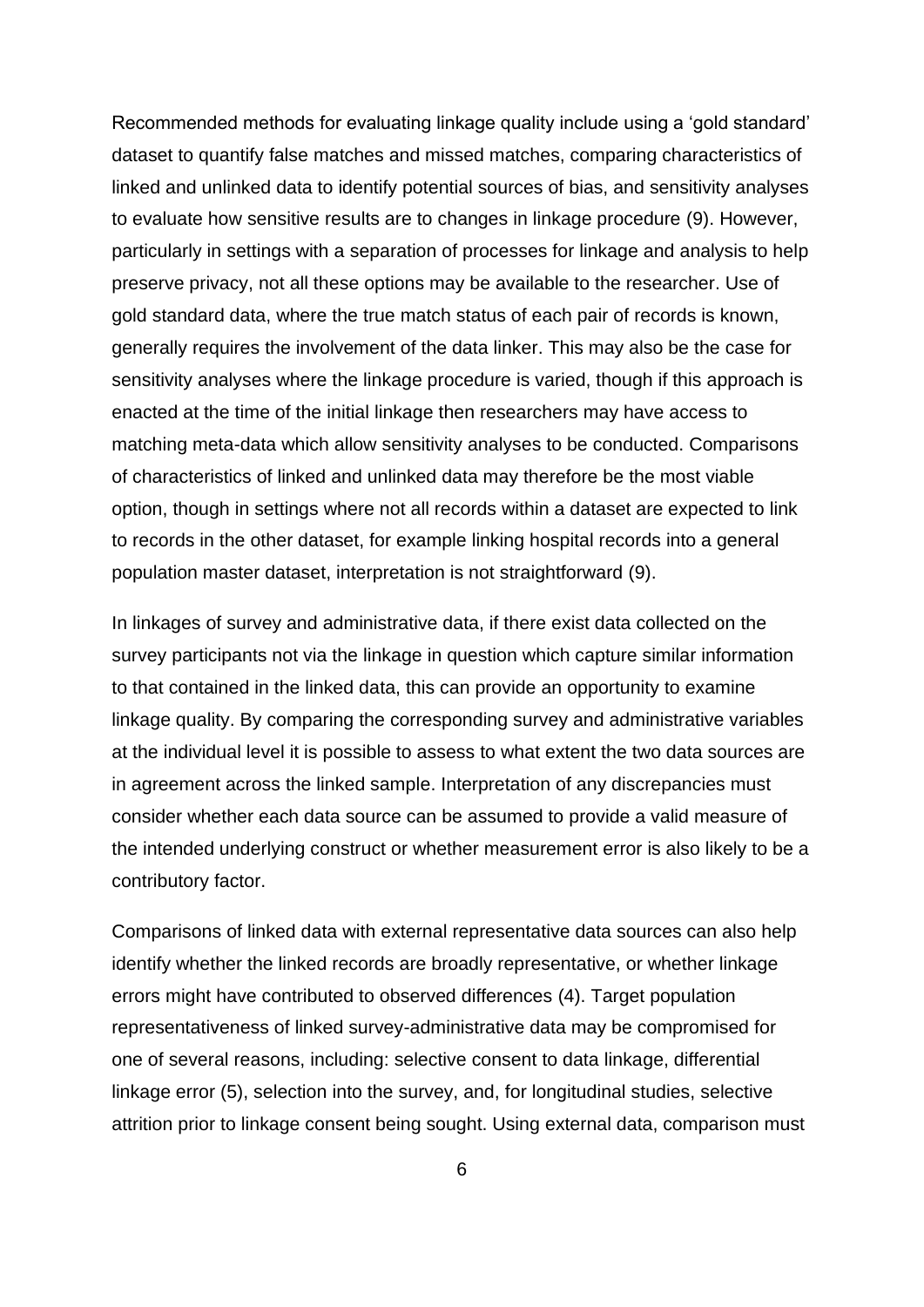Recommended methods for evaluating linkage quality include using a 'gold standard' dataset to quantify false matches and missed matches, comparing characteristics of linked and unlinked data to identify potential sources of bias, and sensitivity analyses to evaluate how sensitive results are to changes in linkage procedure (9). However, particularly in settings with a separation of processes for linkage and analysis to help preserve privacy, not all these options may be available to the researcher. Use of gold standard data, where the true match status of each pair of records is known, generally requires the involvement of the data linker. This may also be the case for sensitivity analyses where the linkage procedure is varied, though if this approach is enacted at the time of the initial linkage then researchers may have access to matching meta-data which allow sensitivity analyses to be conducted. Comparisons of characteristics of linked and unlinked data may therefore be the most viable option, though in settings where not all records within a dataset are expected to link to records in the other dataset, for example linking hospital records into a general population master dataset, interpretation is not straightforward (9).

In linkages of survey and administrative data, if there exist data collected on the survey participants not via the linkage in question which capture similar information to that contained in the linked data, this can provide an opportunity to examine linkage quality. By comparing the corresponding survey and administrative variables at the individual level it is possible to assess to what extent the two data sources are in agreement across the linked sample. Interpretation of any discrepancies must consider whether each data source can be assumed to provide a valid measure of the intended underlying construct or whether measurement error is also likely to be a contributory factor.

Comparisons of linked data with external representative data sources can also help identify whether the linked records are broadly representative, or whether linkage errors might have contributed to observed differences (4). Target population representativeness of linked survey-administrative data may be compromised for one of several reasons, including: selective consent to data linkage, differential linkage error (5), selection into the survey, and, for longitudinal studies, selective attrition prior to linkage consent being sought. Using external data, comparison must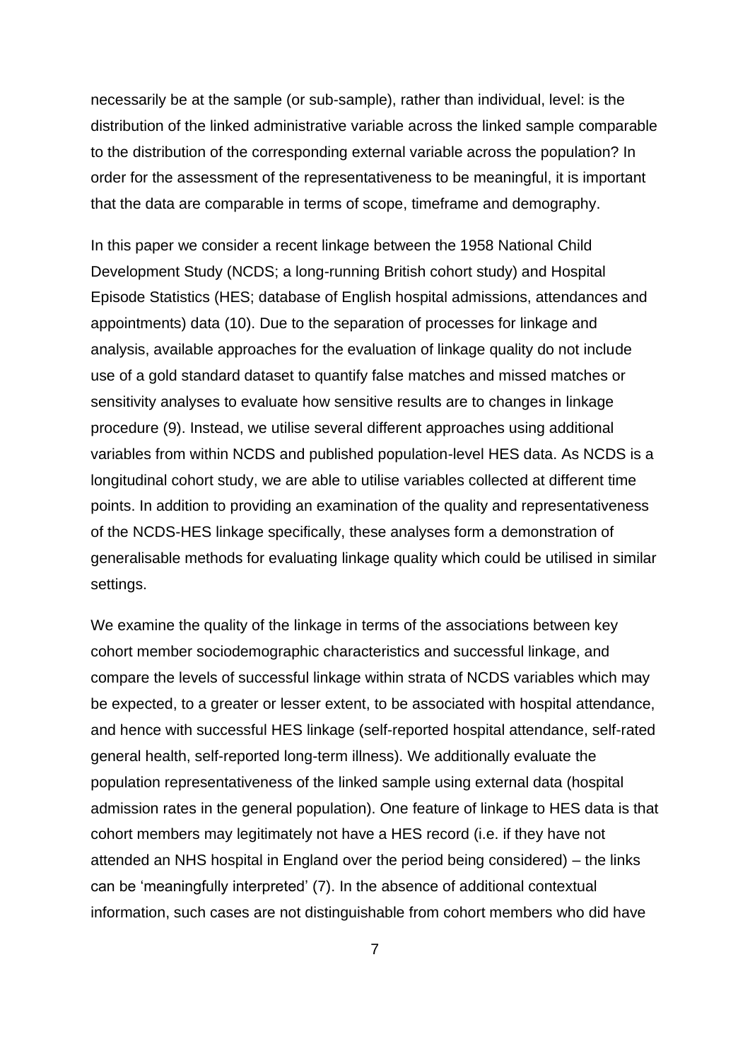necessarily be at the sample (or sub-sample), rather than individual, level: is the distribution of the linked administrative variable across the linked sample comparable to the distribution of the corresponding external variable across the population? In order for the assessment of the representativeness to be meaningful, it is important that the data are comparable in terms of scope, timeframe and demography.

In this paper we consider a recent linkage between the 1958 National Child Development Study (NCDS; a long-running British cohort study) and Hospital Episode Statistics (HES; database of English hospital admissions, attendances and appointments) data (10). Due to the separation of processes for linkage and analysis, available approaches for the evaluation of linkage quality do not include use of a gold standard dataset to quantify false matches and missed matches or sensitivity analyses to evaluate how sensitive results are to changes in linkage procedure (9). Instead, we utilise several different approaches using additional variables from within NCDS and published population-level HES data. As NCDS is a longitudinal cohort study, we are able to utilise variables collected at different time points. In addition to providing an examination of the quality and representativeness of the NCDS-HES linkage specifically, these analyses form a demonstration of generalisable methods for evaluating linkage quality which could be utilised in similar settings.

We examine the quality of the linkage in terms of the associations between key cohort member sociodemographic characteristics and successful linkage, and compare the levels of successful linkage within strata of NCDS variables which may be expected, to a greater or lesser extent, to be associated with hospital attendance, and hence with successful HES linkage (self-reported hospital attendance, self-rated general health, self-reported long-term illness). We additionally evaluate the population representativeness of the linked sample using external data (hospital admission rates in the general population). One feature of linkage to HES data is that cohort members may legitimately not have a HES record (i.e. if they have not attended an NHS hospital in England over the period being considered) – the links can be 'meaningfully interpreted' (7). In the absence of additional contextual information, such cases are not distinguishable from cohort members who did have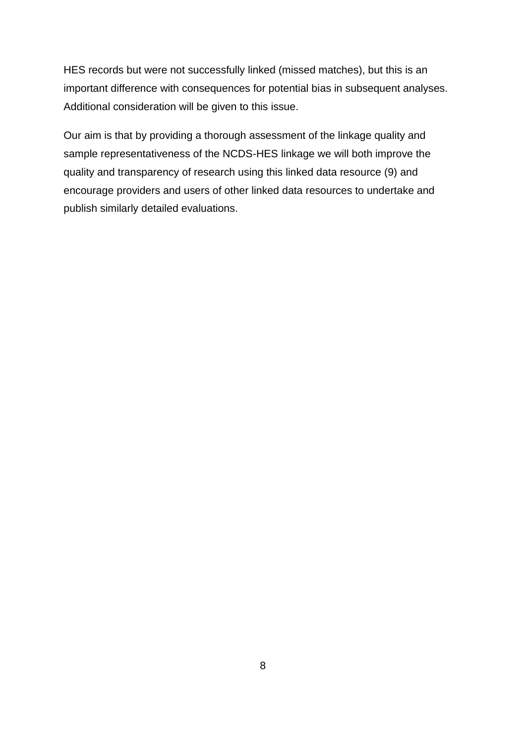HES records but were not successfully linked (missed matches), but this is an important difference with consequences for potential bias in subsequent analyses. Additional consideration will be given to this issue.

Our aim is that by providing a thorough assessment of the linkage quality and sample representativeness of the NCDS-HES linkage we will both improve the quality and transparency of research using this linked data resource (9) and encourage providers and users of other linked data resources to undertake and publish similarly detailed evaluations.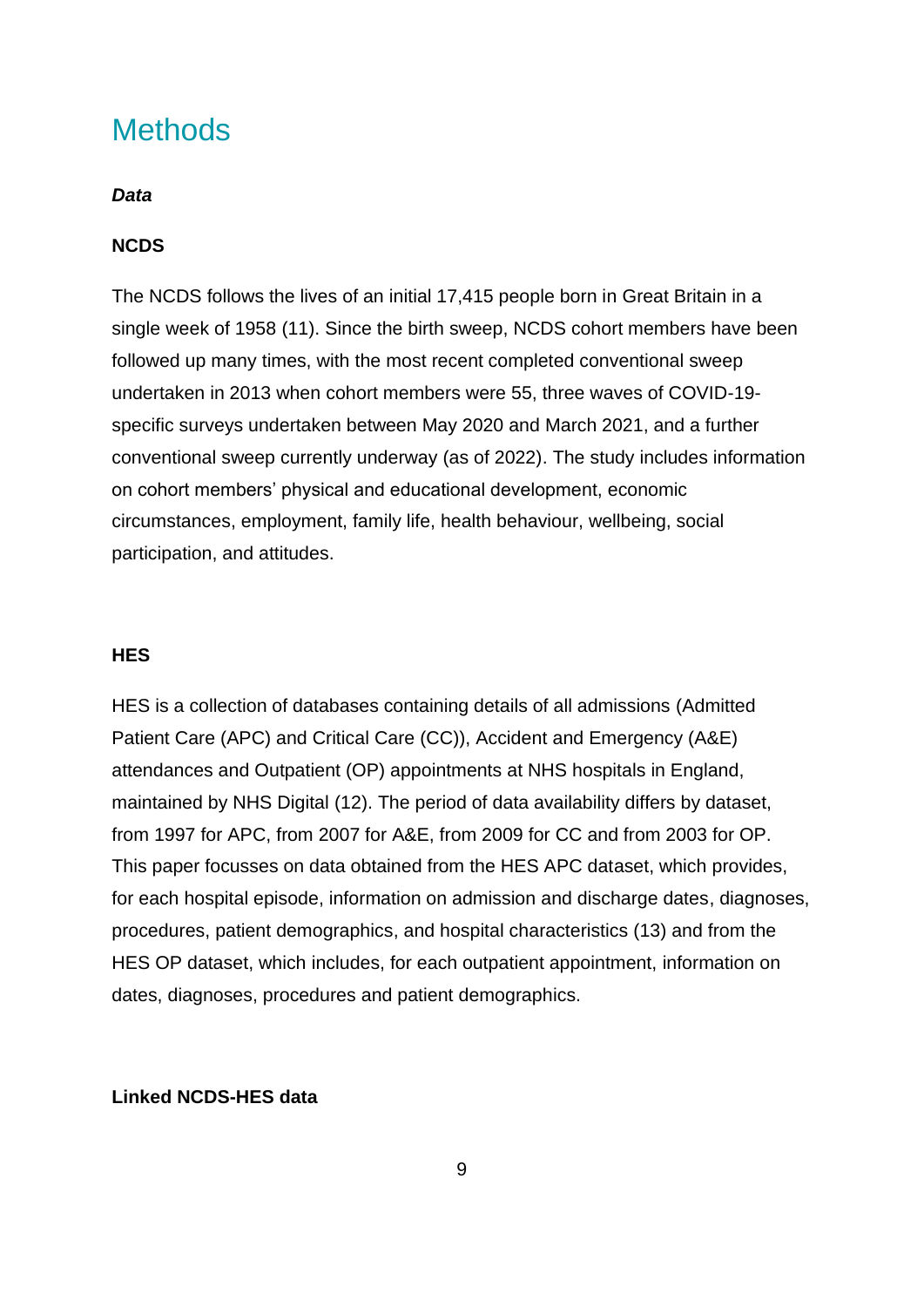# Methods

***Data***

**NCDS**

The NCDS follows the lives of an initial 17,415 people born in Great Britain in a single week of 1958 (11). Since the birth sweep, NCDS cohort members have been followed up many times, with the most recent completed conventional sweep undertaken in 2013 when cohort members were 55, three waves of COVID-19-specific surveys undertaken between May 2020 and March 2021, and a further conventional sweep currently underway (as of 2022). The study includes information on cohort members' physical and educational development, economic circumstances, employment, family life, health behaviour, wellbeing, social participation, and attitudes.

**HES**

HES is a collection of databases containing details of all admissions (Admitted Patient Care (APC) and Critical Care (CC)), Accident and Emergency (A&E) attendances and Outpatient (OP) appointments at NHS hospitals in England, maintained by NHS Digital (12). The period of data availability differs by dataset, from 1997 for APC, from 2007 for A&E, from 2009 for CC and from 2003 for OP. This paper focusses on data obtained from the HES APC dataset, which provides, for each hospital episode, information on admission and discharge dates, diagnoses, procedures, patient demographics, and hospital characteristics (13) and from the HES OP dataset, which includes, for each outpatient appointment, information on dates, diagnoses, procedures and patient demographics.

**Linked NCDS-HES data**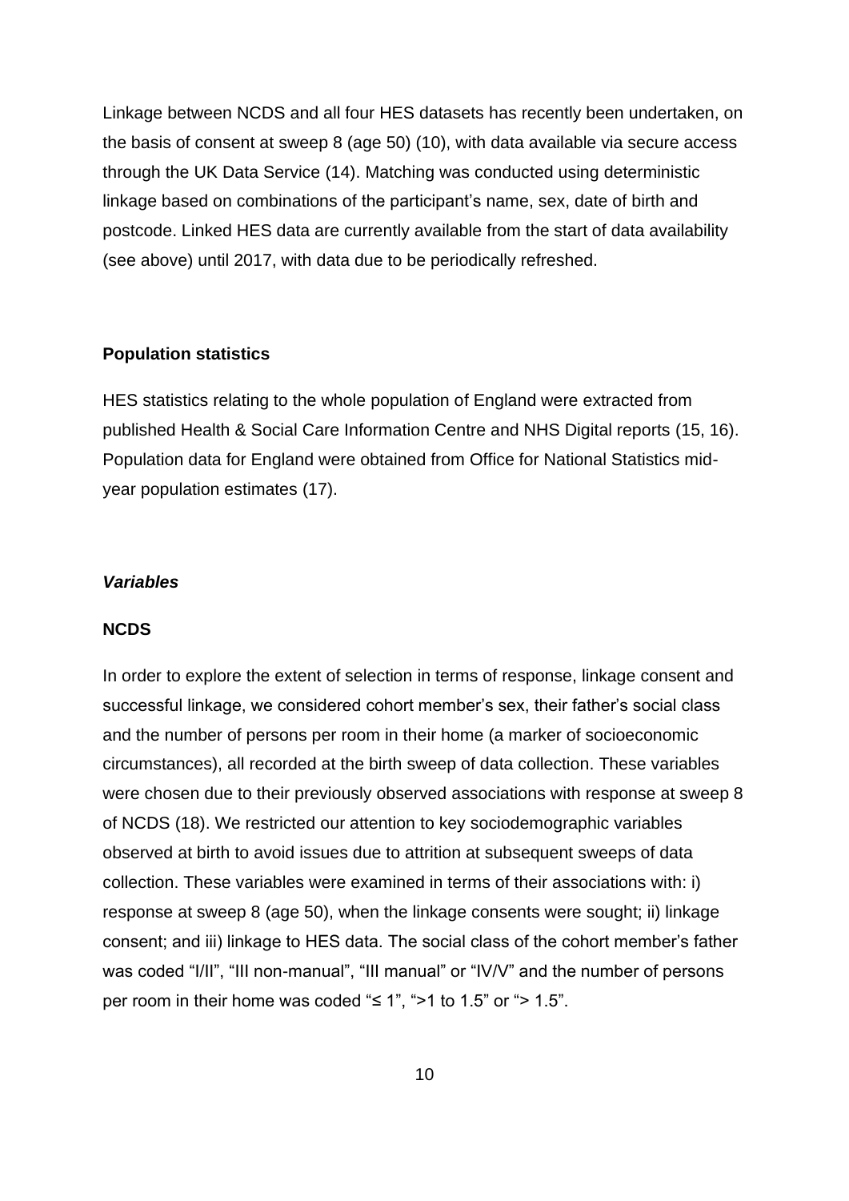Linkage between NCDS and all four HES datasets has recently been undertaken, on the basis of consent at sweep 8 (age 50) (10), with data available via secure access through the UK Data Service (14). Matching was conducted using deterministic linkage based on combinations of the participant's name, sex, date of birth and postcode. Linked HES data are currently available from the start of data availability (see above) until 2017, with data due to be periodically refreshed.

**Population statistics**

HES statistics relating to the whole population of England were extracted from published Health & Social Care Information Centre and NHS Digital reports (15, 16). Population data for England were obtained from Office for National Statistics mid-year population estimates (17).

***Variables***

**NCDS**

In order to explore the extent of selection in terms of response, linkage consent and successful linkage, we considered cohort member's sex, their father's social class and the number of persons per room in their home (a marker of socioeconomic circumstances), all recorded at the birth sweep of data collection. These variables were chosen due to their previously observed associations with response at sweep 8 of NCDS (18). We restricted our attention to key sociodemographic variables observed at birth to avoid issues due to attrition at subsequent sweeps of data collection. These variables were examined in terms of their associations with: i) response at sweep 8 (age 50), when the linkage consents were sought; ii) linkage consent; and iii) linkage to HES data. The social class of the cohort member's father was coded "I/II", "III non-manual", "III manual" or "IV/V" and the number of persons per room in their home was coded "≤ 1", ">1 to 1.5" or "> 1.5".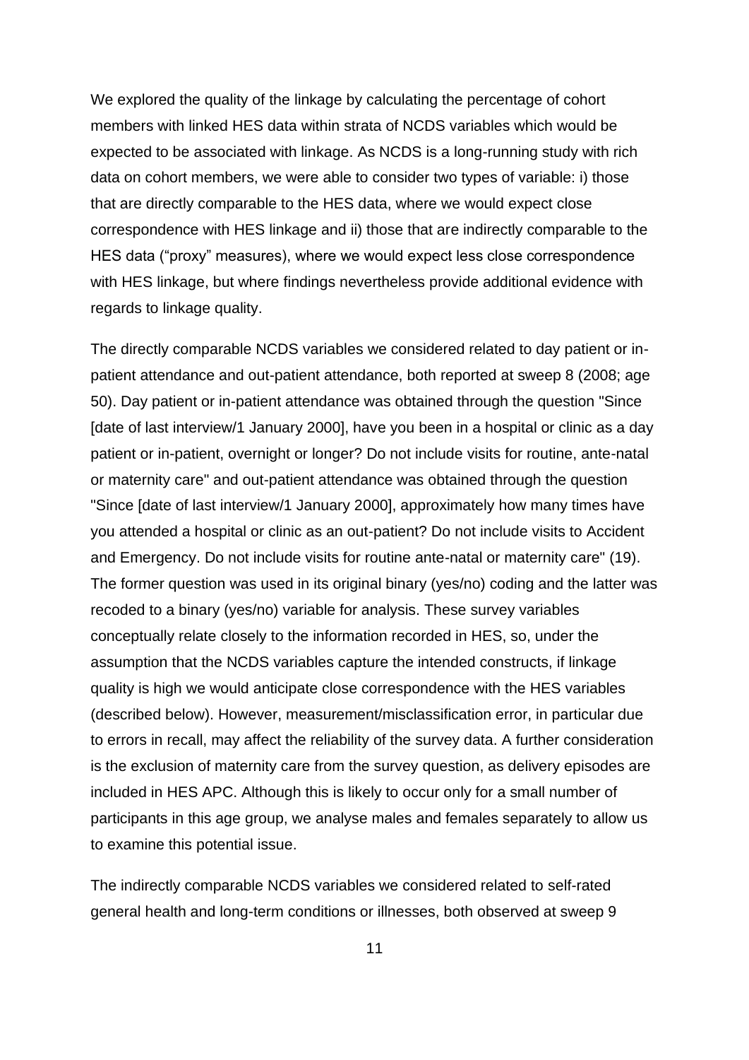We explored the quality of the linkage by calculating the percentage of cohort members with linked HES data within strata of NCDS variables which would be expected to be associated with linkage. As NCDS is a long-running study with rich data on cohort members, we were able to consider two types of variable: i) those that are directly comparable to the HES data, where we would expect close correspondence with HES linkage and ii) those that are indirectly comparable to the HES data ("proxy" measures), where we would expect less close correspondence with HES linkage, but where findings nevertheless provide additional evidence with regards to linkage quality.

The directly comparable NCDS variables we considered related to day patient or in-patient attendance and out-patient attendance, both reported at sweep 8 (2008; age 50). Day patient or in-patient attendance was obtained through the question "Since [date of last interview/1 January 2000], have you been in a hospital or clinic as a day patient or in-patient, overnight or longer? Do not include visits for routine, ante-natal or maternity care" and out-patient attendance was obtained through the question "Since [date of last interview/1 January 2000], approximately how many times have you attended a hospital or clinic as an out-patient? Do not include visits to Accident and Emergency. Do not include visits for routine ante-natal or maternity care" (19). The former question was used in its original binary (yes/no) coding and the latter was recoded to a binary (yes/no) variable for analysis. These survey variables conceptually relate closely to the information recorded in HES, so, under the assumption that the NCDS variables capture the intended constructs, if linkage quality is high we would anticipate close correspondence with the HES variables (described below). However, measurement/misclassification error, in particular due to errors in recall, may affect the reliability of the survey data. A further consideration is the exclusion of maternity care from the survey question, as delivery episodes are included in HES APC. Although this is likely to occur only for a small number of participants in this age group, we analyse males and females separately to allow us to examine this potential issue.

The indirectly comparable NCDS variables we considered related to self-rated general health and long-term conditions or illnesses, both observed at sweep 9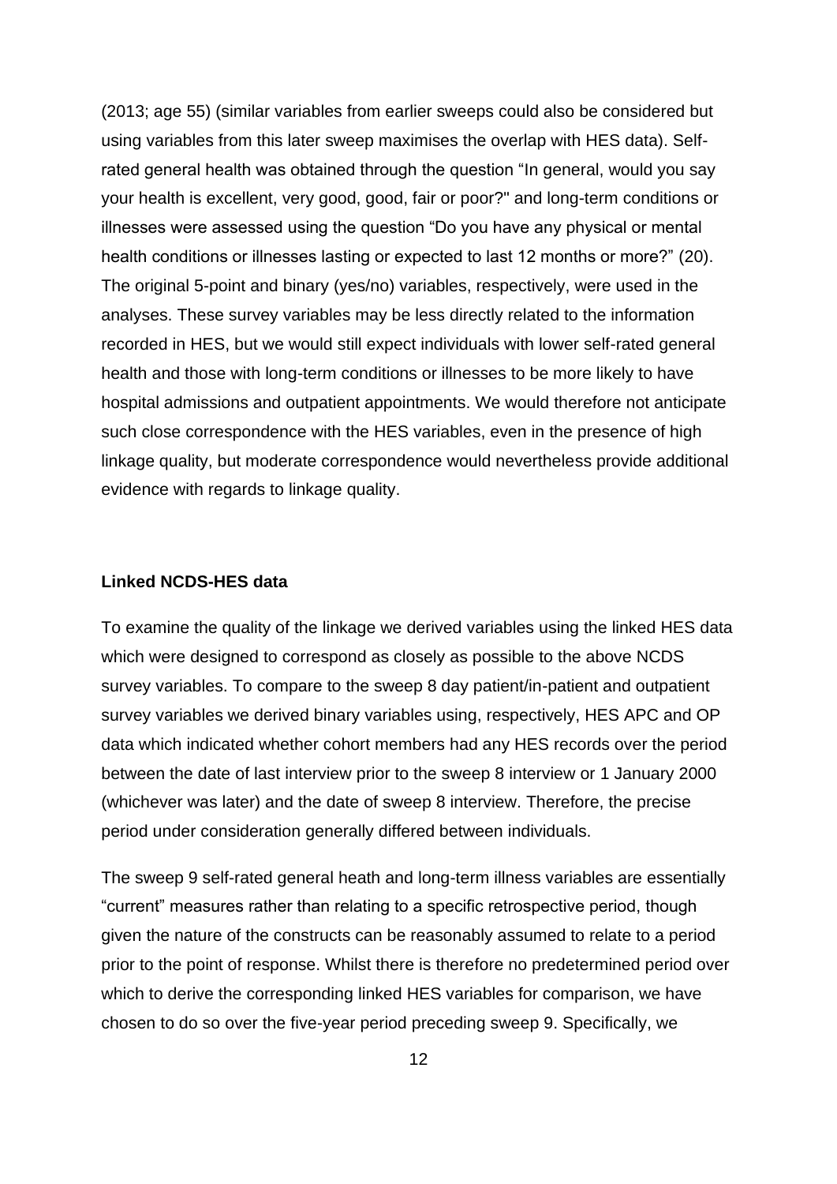(2013; age 55) (similar variables from earlier sweeps could also be considered but using variables from this later sweep maximises the overlap with HES data). Self-rated general health was obtained through the question "In general, would you say your health is excellent, very good, good, fair or poor?" and long-term conditions or illnesses were assessed using the question "Do you have any physical or mental health conditions or illnesses lasting or expected to last 12 months or more?" (20). The original 5-point and binary (yes/no) variables, respectively, were used in the analyses. These survey variables may be less directly related to the information recorded in HES, but we would still expect individuals with lower self-rated general health and those with long-term conditions or illnesses to be more likely to have hospital admissions and outpatient appointments. We would therefore not anticipate such close correspondence with the HES variables, even in the presence of high linkage quality, but moderate correspondence would nevertheless provide additional evidence with regards to linkage quality.

**Linked NCDS-HES data**

To examine the quality of the linkage we derived variables using the linked HES data which were designed to correspond as closely as possible to the above NCDS survey variables. To compare to the sweep 8 day patient/in-patient and outpatient survey variables we derived binary variables using, respectively, HES APC and OP data which indicated whether cohort members had any HES records over the period between the date of last interview prior to the sweep 8 interview or 1 January 2000 (whichever was later) and the date of sweep 8 interview. Therefore, the precise period under consideration generally differed between individuals.

The sweep 9 self-rated general heath and long-term illness variables are essentially "current" measures rather than relating to a specific retrospective period, though given the nature of the constructs can be reasonably assumed to relate to a period prior to the point of response. Whilst there is therefore no predetermined period over which to derive the corresponding linked HES variables for comparison, we have chosen to do so over the five-year period preceding sweep 9. Specifically, we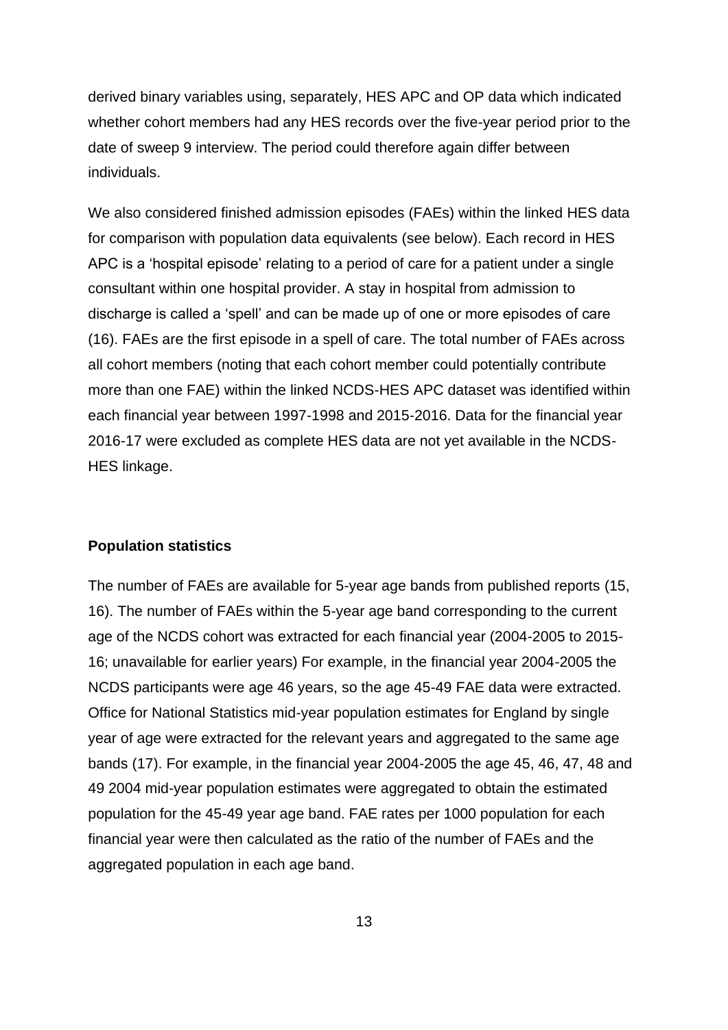derived binary variables using, separately, HES APC and OP data which indicated whether cohort members had any HES records over the five-year period prior to the date of sweep 9 interview. The period could therefore again differ between individuals.

We also considered finished admission episodes (FAEs) within the linked HES data for comparison with population data equivalents (see below). Each record in HES APC is a 'hospital episode' relating to a period of care for a patient under a single consultant within one hospital provider. A stay in hospital from admission to discharge is called a 'spell' and can be made up of one or more episodes of care (16). FAEs are the first episode in a spell of care. The total number of FAEs across all cohort members (noting that each cohort member could potentially contribute more than one FAE) within the linked NCDS-HES APC dataset was identified within each financial year between 1997-1998 and 2015-2016. Data for the financial year 2016-17 were excluded as complete HES data are not yet available in the NCDS-HES linkage.

**Population statistics**

The number of FAEs are available for 5-year age bands from published reports (15, 16). The number of FAEs within the 5-year age band corresponding to the current age of the NCDS cohort was extracted for each financial year (2004-2005 to 2015-16; unavailable for earlier years) For example, in the financial year 2004-2005 the NCDS participants were age 46 years, so the age 45-49 FAE data were extracted. Office for National Statistics mid-year population estimates for England by single year of age were extracted for the relevant years and aggregated to the same age bands (17). For example, in the financial year 2004-2005 the age 45, 46, 47, 48 and 49 2004 mid-year population estimates were aggregated to obtain the estimated population for the 45-49 year age band. FAE rates per 1000 population for each financial year were then calculated as the ratio of the number of FAEs and the aggregated population in each age band.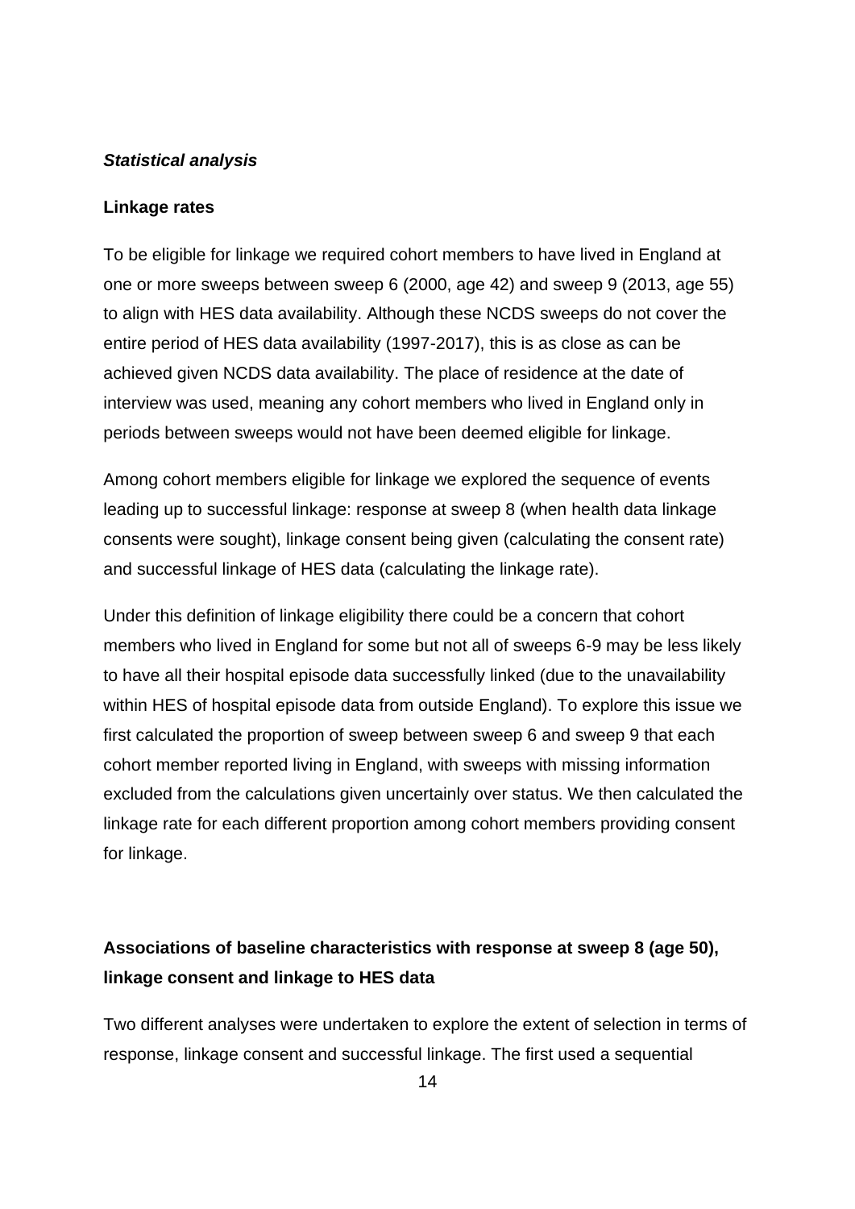***Statistical analysis***

**Linkage rates**

To be eligible for linkage we required cohort members to have lived in England at one or more sweeps between sweep 6 (2000, age 42) and sweep 9 (2013, age 55) to align with HES data availability. Although these NCDS sweeps do not cover the entire period of HES data availability (1997-2017), this is as close as can be achieved given NCDS data availability. The place of residence at the date of interview was used, meaning any cohort members who lived in England only in periods between sweeps would not have been deemed eligible for linkage.

Among cohort members eligible for linkage we explored the sequence of events leading up to successful linkage: response at sweep 8 (when health data linkage consents were sought), linkage consent being given (calculating the consent rate) and successful linkage of HES data (calculating the linkage rate).

Under this definition of linkage eligibility there could be a concern that cohort members who lived in England for some but not all of sweeps 6-9 may be less likely to have all their hospital episode data successfully linked (due to the unavailability within HES of hospital episode data from outside England). To explore this issue we first calculated the proportion of sweep between sweep 6 and sweep 9 that each cohort member reported living in England, with sweeps with missing information excluded from the calculations given uncertainly over status. We then calculated the linkage rate for each different proportion among cohort members providing consent for linkage.

**Associations of baseline characteristics with response at sweep 8 (age 50), linkage consent and linkage to HES data**

Two different analyses were undertaken to explore the extent of selection in terms of response, linkage consent and successful linkage. The first used a sequential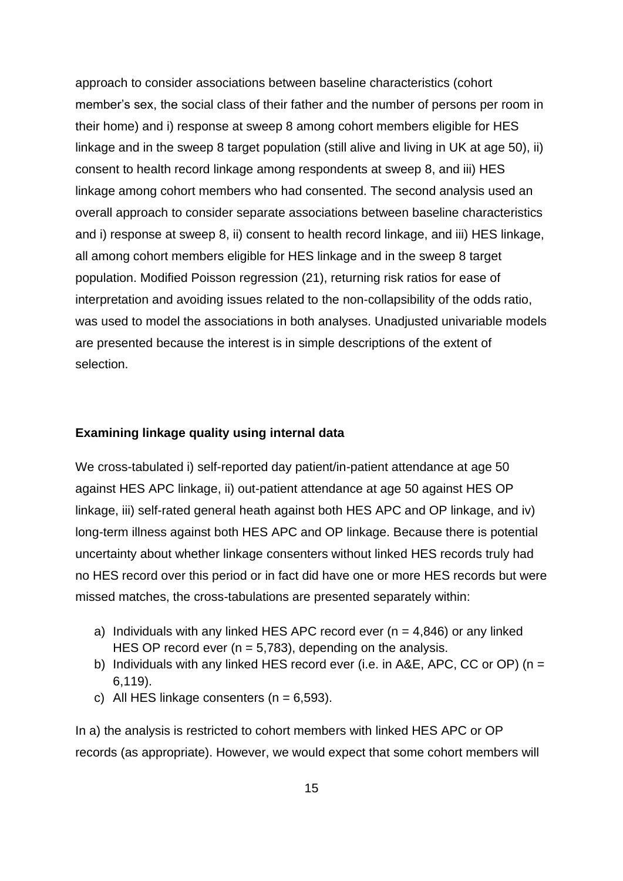approach to consider associations between baseline characteristics (cohort member's sex, the social class of their father and the number of persons per room in their home) and i) response at sweep 8 among cohort members eligible for HES linkage and in the sweep 8 target population (still alive and living in UK at age 50), ii) consent to health record linkage among respondents at sweep 8, and iii) HES linkage among cohort members who had consented. The second analysis used an overall approach to consider separate associations between baseline characteristics and i) response at sweep 8, ii) consent to health record linkage, and iii) HES linkage, all among cohort members eligible for HES linkage and in the sweep 8 target population. Modified Poisson regression (21), returning risk ratios for ease of interpretation and avoiding issues related to the non-collapsibility of the odds ratio, was used to model the associations in both analyses. Unadjusted univariable models are presented because the interest is in simple descriptions of the extent of selection.

**Examining linkage quality using internal data**

We cross-tabulated i) self-reported day patient/in-patient attendance at age 50 against HES APC linkage, ii) out-patient attendance at age 50 against HES OP linkage, iii) self-rated general heath against both HES APC and OP linkage, and iv) long-term illness against both HES APC and OP linkage. Because there is potential uncertainty about whether linkage consenters without linked HES records truly had no HES record over this period or in fact did have one or more HES records but were missed matches, the cross-tabulations are presented separately within:

a) Individuals with any linked HES APC record ever (n = 4,846) or any linked HES OP record ever (n = 5,783), depending on the analysis.
b) Individuals with any linked HES record ever (i.e. in A&E, APC, CC or OP) (n = 6,119).
c) All HES linkage consenters (n = 6,593).

In a) the analysis is restricted to cohort members with linked HES APC or OP records (as appropriate). However, we would expect that some cohort members will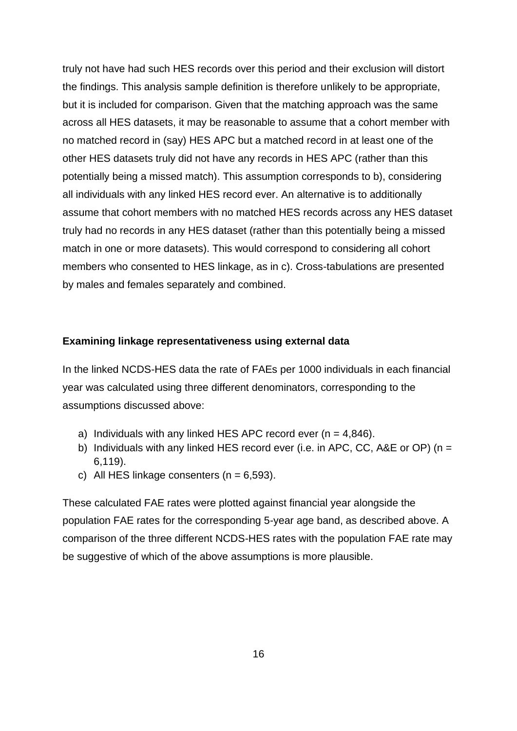truly not have had such HES records over this period and their exclusion will distort the findings. This analysis sample definition is therefore unlikely to be appropriate, but it is included for comparison. Given that the matching approach was the same across all HES datasets, it may be reasonable to assume that a cohort member with no matched record in (say) HES APC but a matched record in at least one of the other HES datasets truly did not have any records in HES APC (rather than this potentially being a missed match). This assumption corresponds to b), considering all individuals with any linked HES record ever. An alternative is to additionally assume that cohort members with no matched HES records across any HES dataset truly had no records in any HES dataset (rather than this potentially being a missed match in one or more datasets). This would correspond to considering all cohort members who consented to HES linkage, as in c). Cross-tabulations are presented by males and females separately and combined.

**Examining linkage representativeness using external data**

In the linked NCDS-HES data the rate of FAEs per 1000 individuals in each financial year was calculated using three different denominators, corresponding to the assumptions discussed above:

a) Individuals with any linked HES APC record ever (n = 4,846).
b) Individuals with any linked HES record ever (i.e. in APC, CC, A&E or OP) (n = 6,119).
c) All HES linkage consenters (n = 6,593).

These calculated FAE rates were plotted against financial year alongside the population FAE rates for the corresponding 5-year age band, as described above. A comparison of the three different NCDS-HES rates with the population FAE rate may be suggestive of which of the above assumptions is more plausible.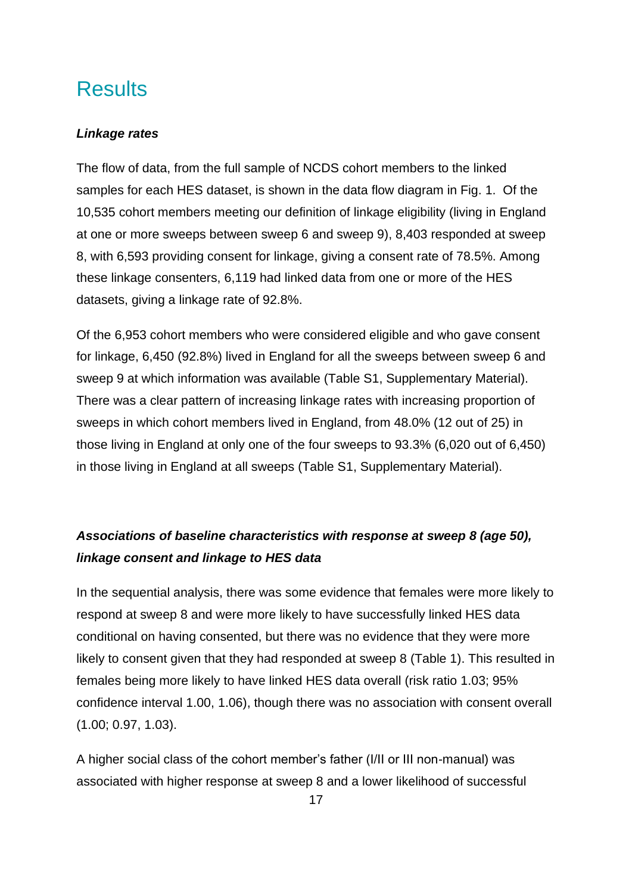# Results

***Linkage rates***

The flow of data, from the full sample of NCDS cohort members to the linked samples for each HES dataset, is shown in the data flow diagram in Fig. 1.  Of the 10,535 cohort members meeting our definition of linkage eligibility (living in England at one or more sweeps between sweep 6 and sweep 9), 8,403 responded at sweep 8, with 6,593 providing consent for linkage, giving a consent rate of 78.5%. Among these linkage consenters, 6,119 had linked data from one or more of the HES datasets, giving a linkage rate of 92.8%.

Of the 6,953 cohort members who were considered eligible and who gave consent for linkage, 6,450 (92.8%) lived in England for all the sweeps between sweep 6 and sweep 9 at which information was available (Table S1, Supplementary Material). There was a clear pattern of increasing linkage rates with increasing proportion of sweeps in which cohort members lived in England, from 48.0% (12 out of 25) in those living in England at only one of the four sweeps to 93.3% (6,020 out of 6,450) in those living in England at all sweeps (Table S1, Supplementary Material).

***Associations of baseline characteristics with response at sweep 8 (age 50), linkage consent and linkage to HES data***

In the sequential analysis, there was some evidence that females were more likely to respond at sweep 8 and were more likely to have successfully linked HES data conditional on having consented, but there was no evidence that they were more likely to consent given that they had responded at sweep 8 (Table 1). This resulted in females being more likely to have linked HES data overall (risk ratio 1.03; 95% confidence interval 1.00, 1.06), though there was no association with consent overall (1.00; 0.97, 1.03).

A higher social class of the cohort member's father (I/II or III non-manual) was associated with higher response at sweep 8 and a lower likelihood of successful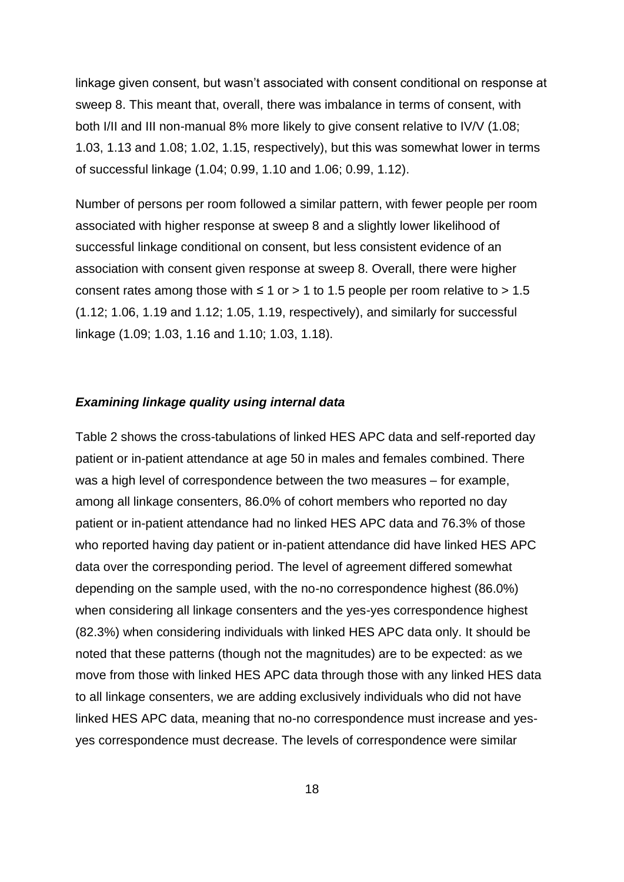linkage given consent, but wasn't associated with consent conditional on response at sweep 8. This meant that, overall, there was imbalance in terms of consent, with both I/II and III non-manual 8% more likely to give consent relative to IV/V (1.08; 1.03, 1.13 and 1.08; 1.02, 1.15, respectively), but this was somewhat lower in terms of successful linkage (1.04; 0.99, 1.10 and 1.06; 0.99, 1.12).

Number of persons per room followed a similar pattern, with fewer people per room associated with higher response at sweep 8 and a slightly lower likelihood of successful linkage conditional on consent, but less consistent evidence of an association with consent given response at sweep 8. Overall, there were higher consent rates among those with ≤ 1 or > 1 to 1.5 people per room relative to > 1.5 (1.12; 1.06, 1.19 and 1.12; 1.05, 1.19, respectively), and similarly for successful linkage (1.09; 1.03, 1.16 and 1.10; 1.03, 1.18).

### *Examining linkage quality using internal data*

Table 2 shows the cross-tabulations of linked HES APC data and self-reported day patient or in-patient attendance at age 50 in males and females combined. There was a high level of correspondence between the two measures – for example, among all linkage consenters, 86.0% of cohort members who reported no day patient or in-patient attendance had no linked HES APC data and 76.3% of those who reported having day patient or in-patient attendance did have linked HES APC data over the corresponding period. The level of agreement differed somewhat depending on the sample used, with the no-no correspondence highest (86.0%) when considering all linkage consenters and the yes-yes correspondence highest (82.3%) when considering individuals with linked HES APC data only. It should be noted that these patterns (though not the magnitudes) are to be expected: as we move from those with linked HES APC data through those with any linked HES data to all linkage consenters, we are adding exclusively individuals who did not have linked HES APC data, meaning that no-no correspondence must increase and yes-yes correspondence must decrease. The levels of correspondence were similar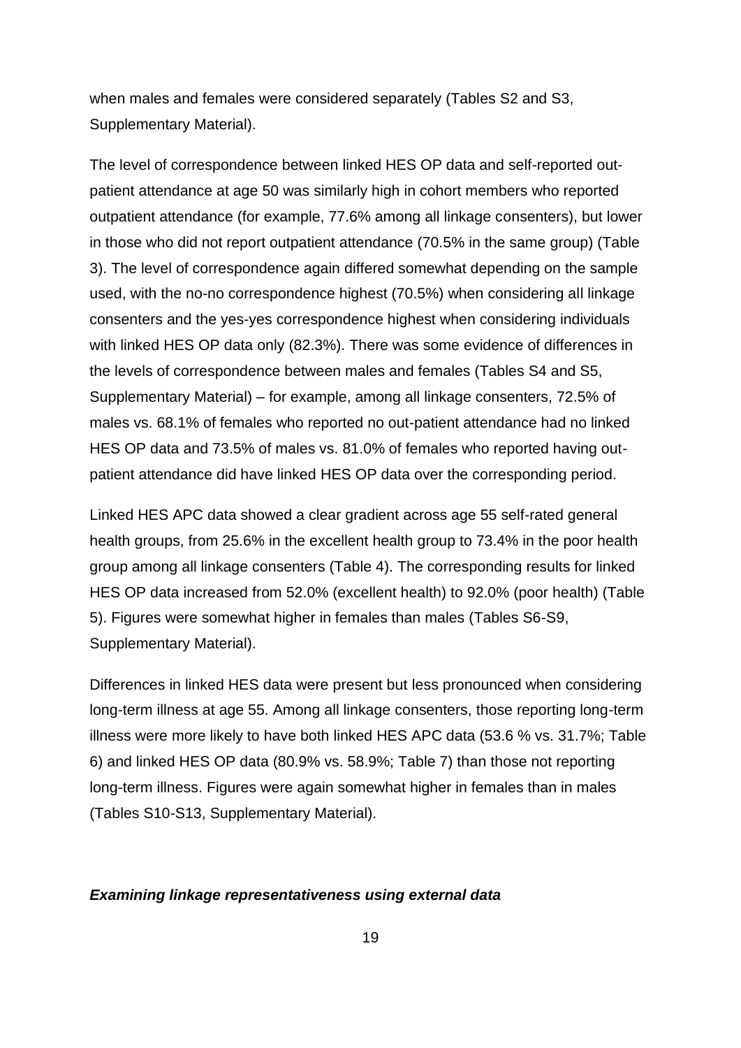when males and females were considered separately (Tables S2 and S3, Supplementary Material).

The level of correspondence between linked HES OP data and self-reported out-patient attendance at age 50 was similarly high in cohort members who reported outpatient attendance (for example, 77.6% among all linkage consenters), but lower in those who did not report outpatient attendance (70.5% in the same group) (Table 3). The level of correspondence again differed somewhat depending on the sample used, with the no-no correspondence highest (70.5%) when considering all linkage consenters and the yes-yes correspondence highest when considering individuals with linked HES OP data only (82.3%). There was some evidence of differences in the levels of correspondence between males and females (Tables S4 and S5, Supplementary Material) – for example, among all linkage consenters, 72.5% of males vs. 68.1% of females who reported no out-patient attendance had no linked HES OP data and 73.5% of males vs. 81.0% of females who reported having out-patient attendance did have linked HES OP data over the corresponding period.

Linked HES APC data showed a clear gradient across age 55 self-rated general health groups, from 25.6% in the excellent health group to 73.4% in the poor health group among all linkage consenters (Table 4). The corresponding results for linked HES OP data increased from 52.0% (excellent health) to 92.0% (poor health) (Table 5). Figures were somewhat higher in females than males (Tables S6-S9, Supplementary Material).

Differences in linked HES data were present but less pronounced when considering long-term illness at age 55. Among all linkage consenters, those reporting long-term illness were more likely to have both linked HES APC data (53.6 % vs. 31.7%; Table 6) and linked HES OP data (80.9% vs. 58.9%; Table 7) than those not reporting long-term illness. Figures were again somewhat higher in females than in males (Tables S10-S13, Supplementary Material).

### ***Examining linkage representativeness using external data***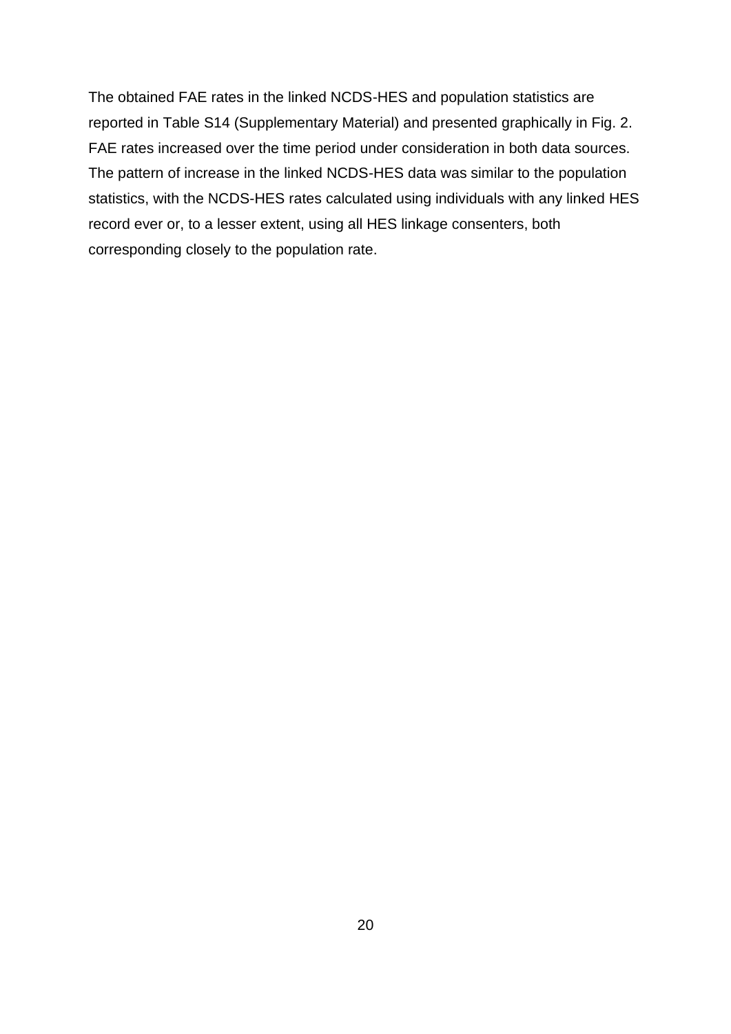The obtained FAE rates in the linked NCDS-HES and population statistics are reported in Table S14 (Supplementary Material) and presented graphically in Fig. 2. FAE rates increased over the time period under consideration in both data sources. The pattern of increase in the linked NCDS-HES data was similar to the population statistics, with the NCDS-HES rates calculated using individuals with any linked HES record ever or, to a lesser extent, using all HES linkage consenters, both corresponding closely to the population rate.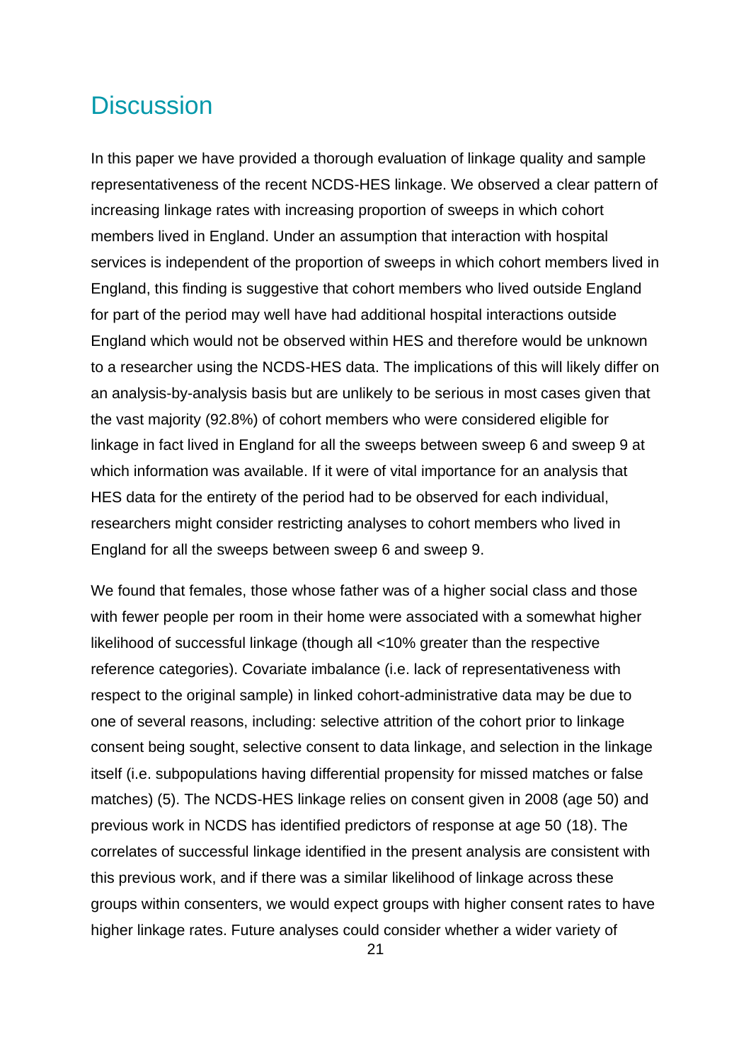## Discussion

In this paper we have provided a thorough evaluation of linkage quality and sample representativeness of the recent NCDS-HES linkage. We observed a clear pattern of increasing linkage rates with increasing proportion of sweeps in which cohort members lived in England. Under an assumption that interaction with hospital services is independent of the proportion of sweeps in which cohort members lived in England, this finding is suggestive that cohort members who lived outside England for part of the period may well have had additional hospital interactions outside England which would not be observed within HES and therefore would be unknown to a researcher using the NCDS-HES data. The implications of this will likely differ on an analysis-by-analysis basis but are unlikely to be serious in most cases given that the vast majority (92.8%) of cohort members who were considered eligible for linkage in fact lived in England for all the sweeps between sweep 6 and sweep 9 at which information was available. If it were of vital importance for an analysis that HES data for the entirety of the period had to be observed for each individual, researchers might consider restricting analyses to cohort members who lived in England for all the sweeps between sweep 6 and sweep 9.

We found that females, those whose father was of a higher social class and those with fewer people per room in their home were associated with a somewhat higher likelihood of successful linkage (though all <10% greater than the respective reference categories). Covariate imbalance (i.e. lack of representativeness with respect to the original sample) in linked cohort-administrative data may be due to one of several reasons, including: selective attrition of the cohort prior to linkage consent being sought, selective consent to data linkage, and selection in the linkage itself (i.e. subpopulations having differential propensity for missed matches or false matches) (5). The NCDS-HES linkage relies on consent given in 2008 (age 50) and previous work in NCDS has identified predictors of response at age 50 (18). The correlates of successful linkage identified in the present analysis are consistent with this previous work, and if there was a similar likelihood of linkage across these groups within consenters, we would expect groups with higher consent rates to have higher linkage rates. Future analyses could consider whether a wider variety of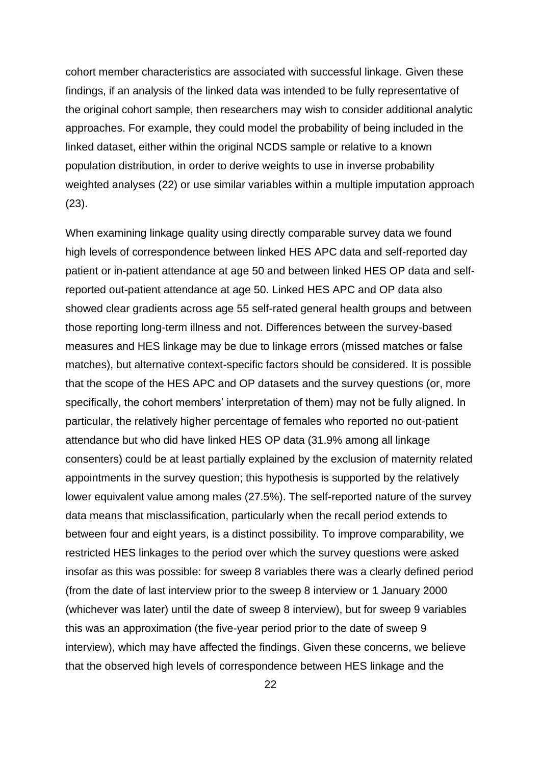cohort member characteristics are associated with successful linkage. Given these findings, if an analysis of the linked data was intended to be fully representative of the original cohort sample, then researchers may wish to consider additional analytic approaches. For example, they could model the probability of being included in the linked dataset, either within the original NCDS sample or relative to a known population distribution, in order to derive weights to use in inverse probability weighted analyses (22) or use similar variables within a multiple imputation approach (23).

When examining linkage quality using directly comparable survey data we found high levels of correspondence between linked HES APC data and self-reported day patient or in-patient attendance at age 50 and between linked HES OP data and self-reported out-patient attendance at age 50. Linked HES APC and OP data also showed clear gradients across age 55 self-rated general health groups and between those reporting long-term illness and not. Differences between the survey-based measures and HES linkage may be due to linkage errors (missed matches or false matches), but alternative context-specific factors should be considered. It is possible that the scope of the HES APC and OP datasets and the survey questions (or, more specifically, the cohort members' interpretation of them) may not be fully aligned. In particular, the relatively higher percentage of females who reported no out-patient attendance but who did have linked HES OP data (31.9% among all linkage consenters) could be at least partially explained by the exclusion of maternity related appointments in the survey question; this hypothesis is supported by the relatively lower equivalent value among males (27.5%). The self-reported nature of the survey data means that misclassification, particularly when the recall period extends to between four and eight years, is a distinct possibility. To improve comparability, we restricted HES linkages to the period over which the survey questions were asked insofar as this was possible: for sweep 8 variables there was a clearly defined period (from the date of last interview prior to the sweep 8 interview or 1 January 2000 (whichever was later) until the date of sweep 8 interview), but for sweep 9 variables this was an approximation (the five-year period prior to the date of sweep 9 interview), which may have affected the findings. Given these concerns, we believe that the observed high levels of correspondence between HES linkage and the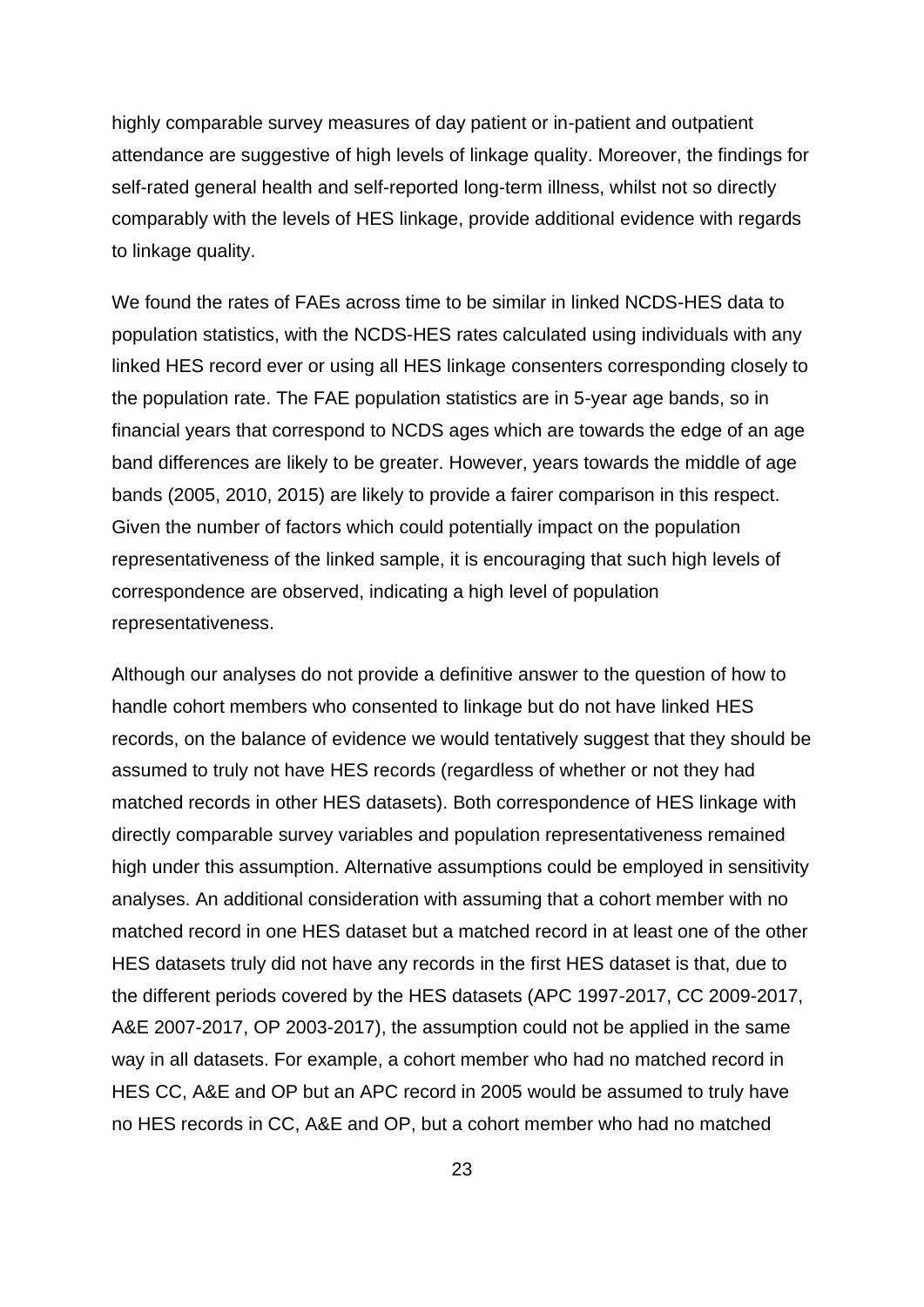highly comparable survey measures of day patient or in-patient and outpatient attendance are suggestive of high levels of linkage quality. Moreover, the findings for self-rated general health and self-reported long-term illness, whilst not so directly comparably with the levels of HES linkage, provide additional evidence with regards to linkage quality.

We found the rates of FAEs across time to be similar in linked NCDS-HES data to population statistics, with the NCDS-HES rates calculated using individuals with any linked HES record ever or using all HES linkage consenters corresponding closely to the population rate. The FAE population statistics are in 5-year age bands, so in financial years that correspond to NCDS ages which are towards the edge of an age band differences are likely to be greater. However, years towards the middle of age bands (2005, 2010, 2015) are likely to provide a fairer comparison in this respect. Given the number of factors which could potentially impact on the population representativeness of the linked sample, it is encouraging that such high levels of correspondence are observed, indicating a high level of population representativeness.

Although our analyses do not provide a definitive answer to the question of how to handle cohort members who consented to linkage but do not have linked HES records, on the balance of evidence we would tentatively suggest that they should be assumed to truly not have HES records (regardless of whether or not they had matched records in other HES datasets). Both correspondence of HES linkage with directly comparable survey variables and population representativeness remained high under this assumption. Alternative assumptions could be employed in sensitivity analyses. An additional consideration with assuming that a cohort member with no matched record in one HES dataset but a matched record in at least one of the other HES datasets truly did not have any records in the first HES dataset is that, due to the different periods covered by the HES datasets (APC 1997-2017, CC 2009-2017, A&E 2007-2017, OP 2003-2017), the assumption could not be applied in the same way in all datasets. For example, a cohort member who had no matched record in HES CC, A&E and OP but an APC record in 2005 would be assumed to truly have no HES records in CC, A&E and OP, but a cohort member who had no matched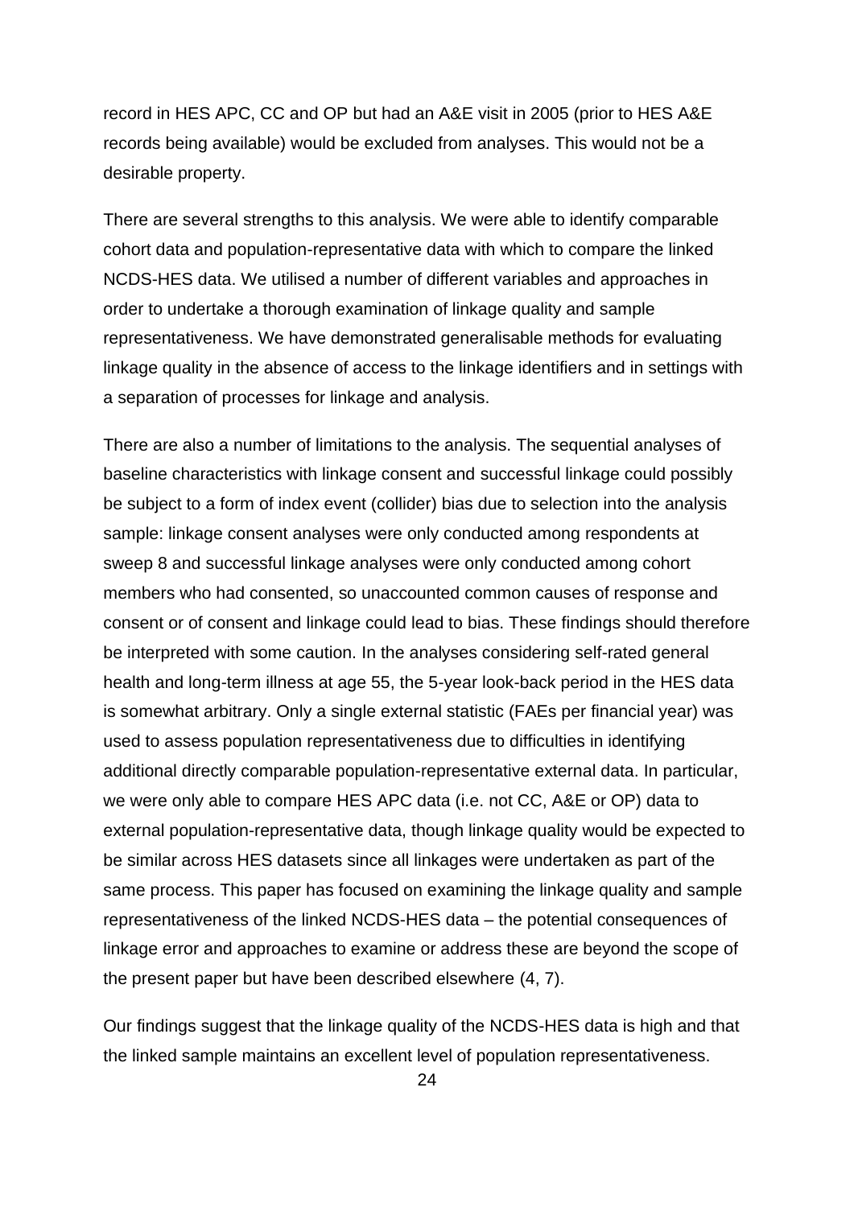record in HES APC, CC and OP but had an A&E visit in 2005 (prior to HES A&E records being available) would be excluded from analyses. This would not be a desirable property.

There are several strengths to this analysis. We were able to identify comparable cohort data and population-representative data with which to compare the linked NCDS-HES data. We utilised a number of different variables and approaches in order to undertake a thorough examination of linkage quality and sample representativeness. We have demonstrated generalisable methods for evaluating linkage quality in the absence of access to the linkage identifiers and in settings with a separation of processes for linkage and analysis.

There are also a number of limitations to the analysis. The sequential analyses of baseline characteristics with linkage consent and successful linkage could possibly be subject to a form of index event (collider) bias due to selection into the analysis sample: linkage consent analyses were only conducted among respondents at sweep 8 and successful linkage analyses were only conducted among cohort members who had consented, so unaccounted common causes of response and consent or of consent and linkage could lead to bias. These findings should therefore be interpreted with some caution. In the analyses considering self-rated general health and long-term illness at age 55, the 5-year look-back period in the HES data is somewhat arbitrary. Only a single external statistic (FAEs per financial year) was used to assess population representativeness due to difficulties in identifying additional directly comparable population-representative external data. In particular, we were only able to compare HES APC data (i.e. not CC, A&E or OP) data to external population-representative data, though linkage quality would be expected to be similar across HES datasets since all linkages were undertaken as part of the same process. This paper has focused on examining the linkage quality and sample representativeness of the linked NCDS-HES data – the potential consequences of linkage error and approaches to examine or address these are beyond the scope of the present paper but have been described elsewhere (4, 7).

Our findings suggest that the linkage quality of the NCDS-HES data is high and that the linked sample maintains an excellent level of population representativeness.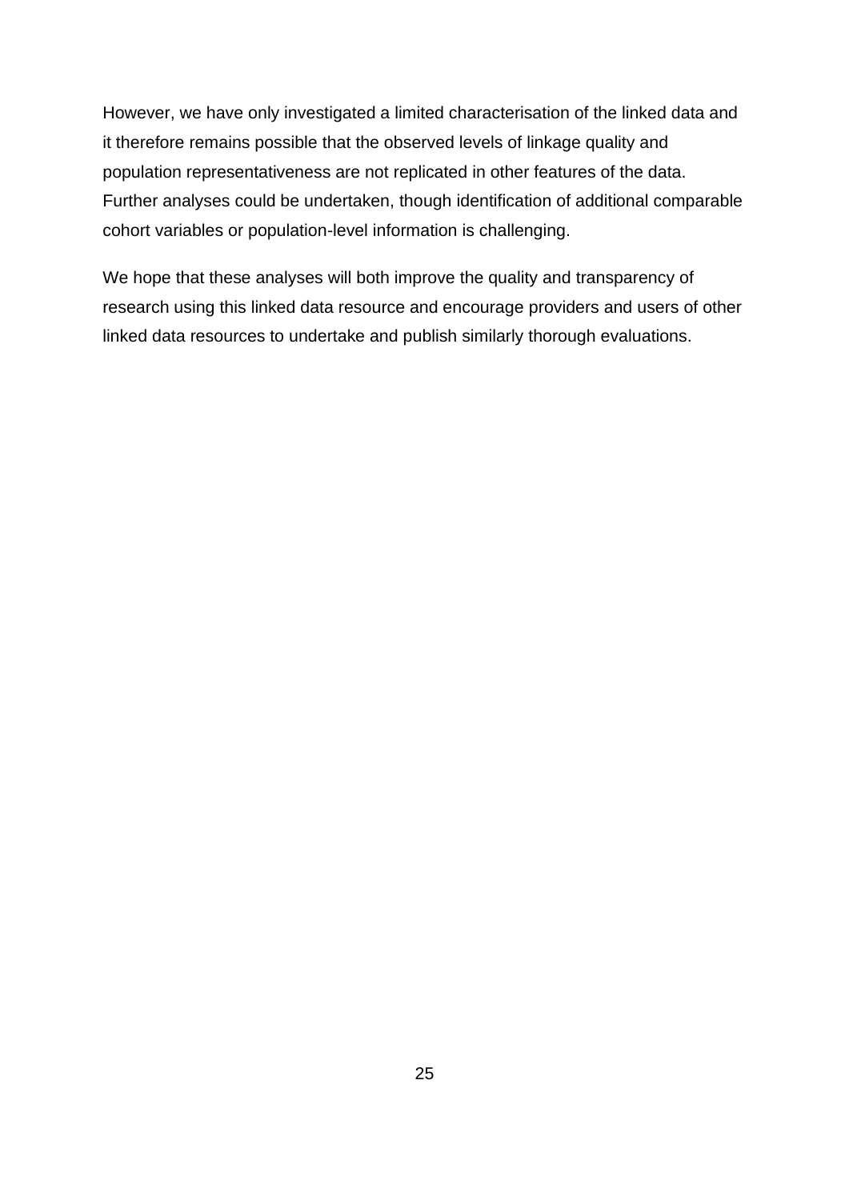However, we have only investigated a limited characterisation of the linked data and it therefore remains possible that the observed levels of linkage quality and population representativeness are not replicated in other features of the data. Further analyses could be undertaken, though identification of additional comparable cohort variables or population-level information is challenging.

We hope that these analyses will both improve the quality and transparency of research using this linked data resource and encourage providers and users of other linked data resources to undertake and publish similarly thorough evaluations.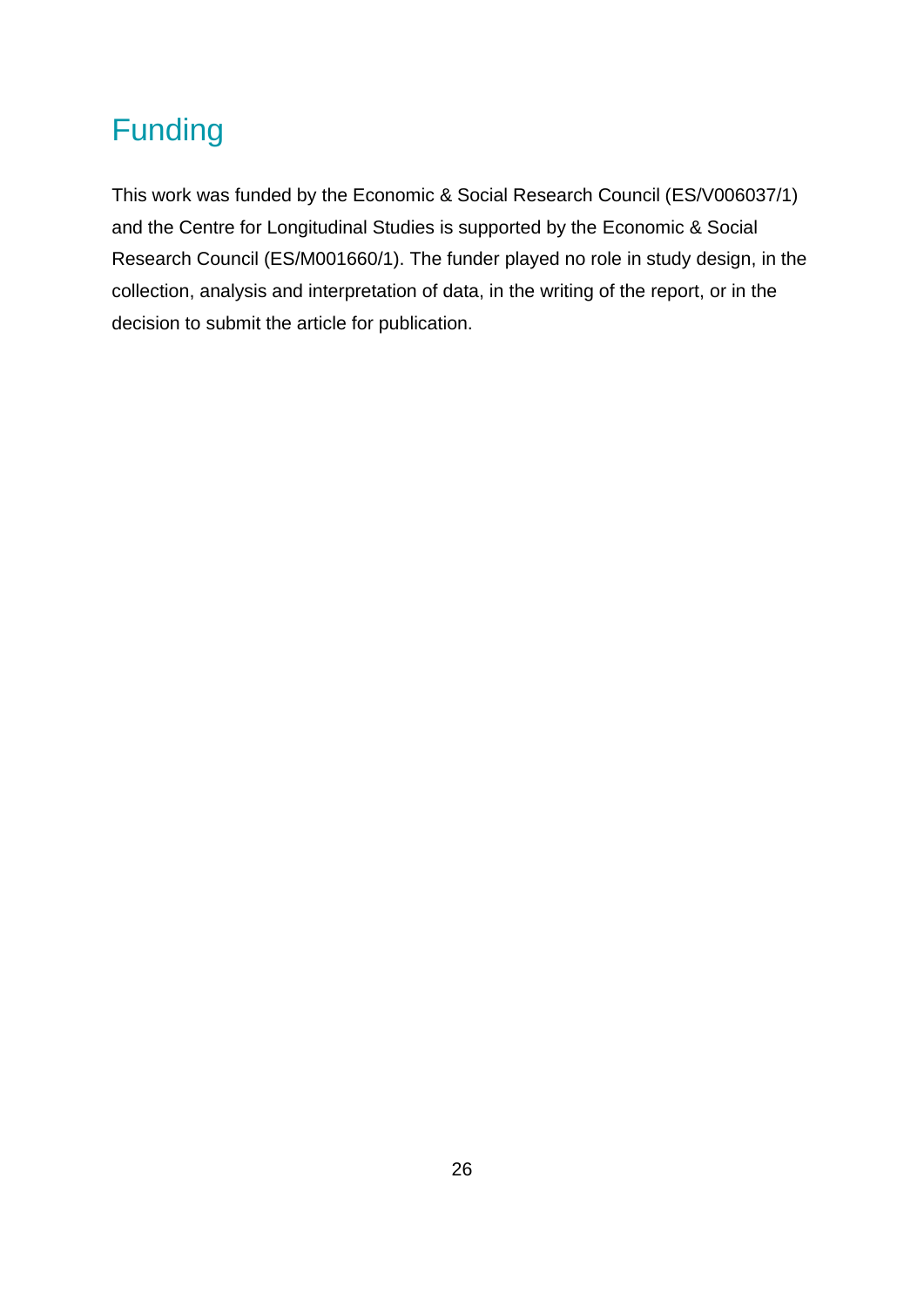## Funding

This work was funded by the Economic & Social Research Council (ES/V006037/1) and the Centre for Longitudinal Studies is supported by the Economic & Social Research Council (ES/M001660/1). The funder played no role in study design, in the collection, analysis and interpretation of data, in the writing of the report, or in the decision to submit the article for publication.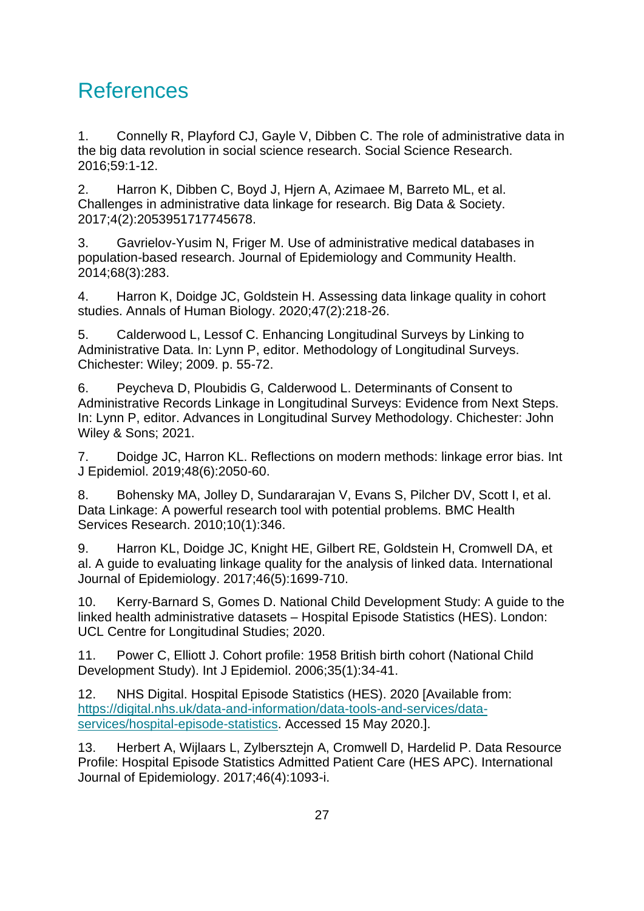# References

1. Connelly R, Playford CJ, Gayle V, Dibben C. The role of administrative data in the big data revolution in social science research. Social Science Research. 2016;59:1-12.

2. Harron K, Dibben C, Boyd J, Hjern A, Azimaee M, Barreto ML, et al. Challenges in administrative data linkage for research. Big Data & Society. 2017;4(2):2053951717745678.

3. Gavrielov-Yusim N, Friger M. Use of administrative medical databases in population-based research. Journal of Epidemiology and Community Health. 2014;68(3):283.

4. Harron K, Doidge JC, Goldstein H. Assessing data linkage quality in cohort studies. Annals of Human Biology. 2020;47(2):218-26.

5. Calderwood L, Lessof C. Enhancing Longitudinal Surveys by Linking to Administrative Data. In: Lynn P, editor. Methodology of Longitudinal Surveys. Chichester: Wiley; 2009. p. 55-72.

6. Peycheva D, Ploubidis G, Calderwood L. Determinants of Consent to Administrative Records Linkage in Longitudinal Surveys: Evidence from Next Steps. In: Lynn P, editor. Advances in Longitudinal Survey Methodology. Chichester: John Wiley & Sons; 2021.

7. Doidge JC, Harron KL. Reflections on modern methods: linkage error bias. Int J Epidemiol. 2019;48(6):2050-60.

8. Bohensky MA, Jolley D, Sundararajan V, Evans S, Pilcher DV, Scott I, et al. Data Linkage: A powerful research tool with potential problems. BMC Health Services Research. 2010;10(1):346.

9. Harron KL, Doidge JC, Knight HE, Gilbert RE, Goldstein H, Cromwell DA, et al. A guide to evaluating linkage quality for the analysis of linked data. International Journal of Epidemiology. 2017;46(5):1699-710.

10. Kerry-Barnard S, Gomes D. National Child Development Study: A guide to the linked health administrative datasets – Hospital Episode Statistics (HES). London: UCL Centre for Longitudinal Studies; 2020.

11. Power C, Elliott J. Cohort profile: 1958 British birth cohort (National Child Development Study). Int J Epidemiol. 2006;35(1):34-41.

12. NHS Digital. Hospital Episode Statistics (HES). 2020 [Available from: https://digital.nhs.uk/data-and-information/data-tools-and-services/data-services/hospital-episode-statistics. Accessed 15 May 2020.].

13. Herbert A, Wijlaars L, Zylbersztejn A, Cromwell D, Hardelid P. Data Resource Profile: Hospital Episode Statistics Admitted Patient Care (HES APC). International Journal of Epidemiology. 2017;46(4):1093-i.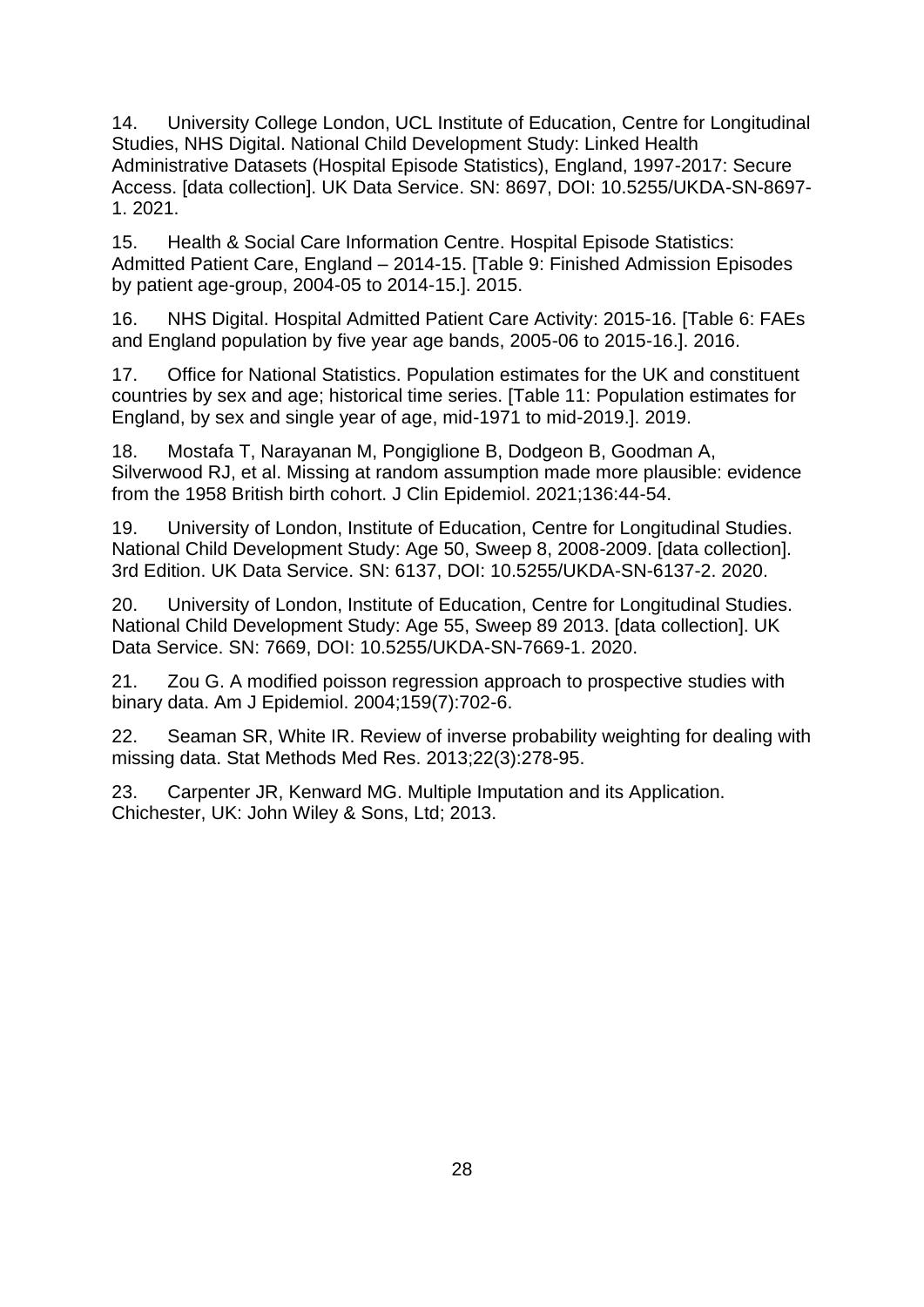14. University College London, UCL Institute of Education, Centre for Longitudinal Studies, NHS Digital. National Child Development Study: Linked Health Administrative Datasets (Hospital Episode Statistics), England, 1997-2017: Secure Access. [data collection]. UK Data Service. SN: 8697, DOI: 10.5255/UKDA-SN-8697-1. 2021.

15. Health & Social Care Information Centre. Hospital Episode Statistics: Admitted Patient Care, England – 2014-15. [Table 9: Finished Admission Episodes by patient age-group, 2004-05 to 2014-15.]. 2015.

16. NHS Digital. Hospital Admitted Patient Care Activity: 2015-16. [Table 6: FAEs and England population by five year age bands, 2005-06 to 2015-16.]. 2016.

17. Office for National Statistics. Population estimates for the UK and constituent countries by sex and age; historical time series. [Table 11: Population estimates for England, by sex and single year of age, mid-1971 to mid-2019.]. 2019.

18. Mostafa T, Narayanan M, Pongiglione B, Dodgeon B, Goodman A, Silverwood RJ, et al. Missing at random assumption made more plausible: evidence from the 1958 British birth cohort. J Clin Epidemiol. 2021;136:44-54.

19. University of London, Institute of Education, Centre for Longitudinal Studies. National Child Development Study: Age 50, Sweep 8, 2008-2009. [data collection]. 3rd Edition. UK Data Service. SN: 6137, DOI: 10.5255/UKDA-SN-6137-2. 2020.

20. University of London, Institute of Education, Centre for Longitudinal Studies. National Child Development Study: Age 55, Sweep 89 2013. [data collection]. UK Data Service. SN: 7669, DOI: 10.5255/UKDA-SN-7669-1. 2020.

21. Zou G. A modified poisson regression approach to prospective studies with binary data. Am J Epidemiol. 2004;159(7):702-6.

22. Seaman SR, White IR. Review of inverse probability weighting for dealing with missing data. Stat Methods Med Res. 2013;22(3):278-95.

23. Carpenter JR, Kenward MG. Multiple Imputation and its Application. Chichester, UK: John Wiley & Sons, Ltd; 2013.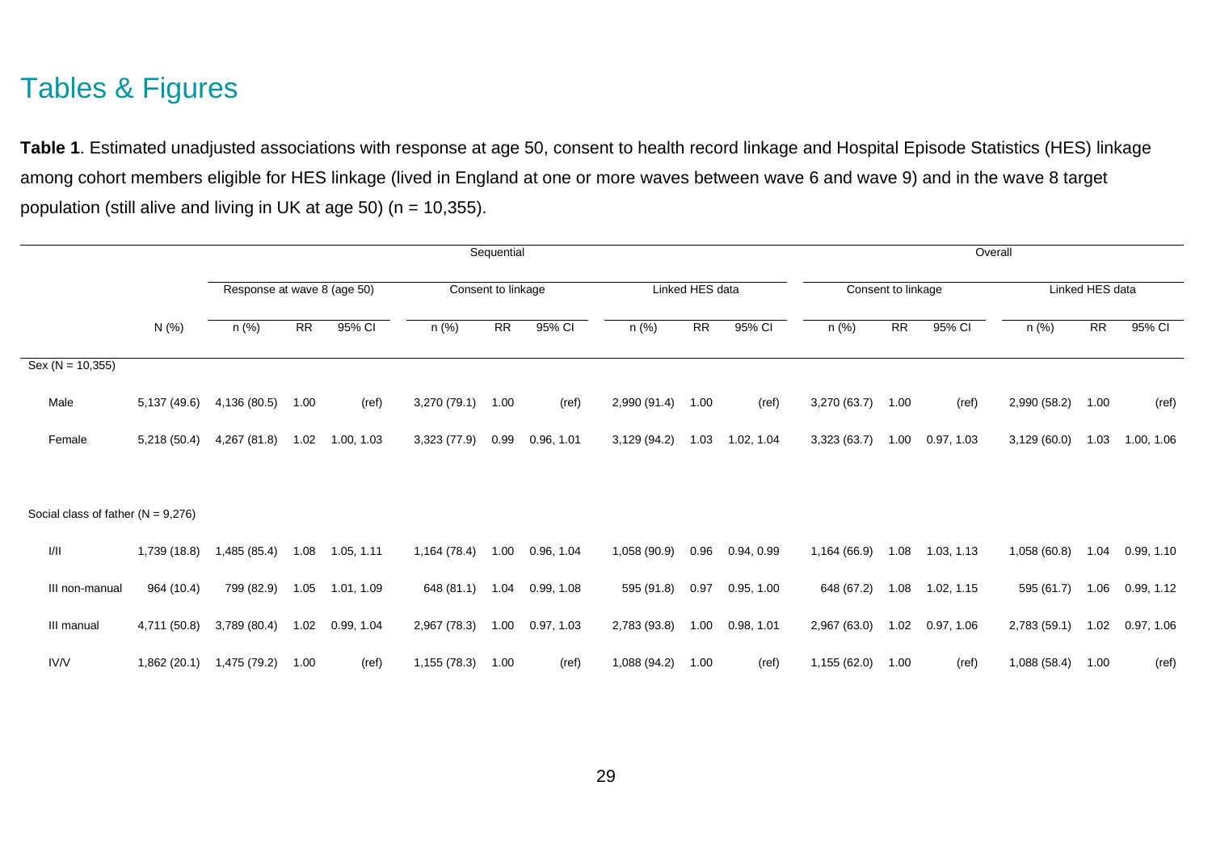## Tables & Figures

**Table 1**. Estimated unadjusted associations with response at age 50, consent to health record linkage and Hospital Episode Statistics (HES) linkage among cohort members eligible for HES linkage (lived in England at one or more waves between wave 6 and wave 9) and in the wave 8 target population (still alive and living in UK at age 50) (n = 10,355).

| | | Sequential | | | | | | | | | Overall | | | | | |
|---|---|---|---|---|---|---|---|---|---|---|---|---|---|---|---|---|
| | | Response at wave 8 (age 50) | | | Consent to linkage | | | Linked HES data | | | Consent to linkage | | | Linked HES data | | |
| | N (%) | n (%) | RR | 95% CI | n (%) | RR | 95% CI | n (%) | RR | 95% CI | n (%) | RR | 95% CI | n (%) | RR | 95% CI |
| Sex (N = 10,355) | | | | | | | | | | | | | | | | |
| Male | 5,137 (49.6) | 4,136 (80.5) | 1.00 | (ref) | 3,270 (79.1) | 1.00 | (ref) | 2,990 (91.4) | 1.00 | (ref) | 3,270 (63.7) | 1.00 | (ref) | 2,990 (58.2) | 1.00 | (ref) |
| Female | 5,218 (50.4) | 4,267 (81.8) | 1.02 | 1.00, 1.03 | 3,323 (77.9) | 0.99 | 0.96, 1.01 | 3,129 (94.2) | 1.03 | 1.02, 1.04 | 3,323 (63.7) | 1.00 | 0.97, 1.03 | 3,129 (60.0) | 1.03 | 1.00, 1.06 |
| Social class of father (N = 9,276) | | | | | | | | | | | | | | | | |
| I/II | 1,739 (18.8) | 1,485 (85.4) | 1.08 | 1.05, 1.11 | 1,164 (78.4) | 1.00 | 0.96, 1.04 | 1,058 (90.9) | 0.96 | 0.94, 0.99 | 1,164 (66.9) | 1.08 | 1.03, 1.13 | 1,058 (60.8) | 1.04 | 0.99, 1.10 |
| III non-manual | 964 (10.4) | 799 (82.9) | 1.05 | 1.01, 1.09 | 648 (81.1) | 1.04 | 0.99, 1.08 | 595 (91.8) | 0.97 | 0.95, 1.00 | 648 (67.2) | 1.08 | 1.02, 1.15 | 595 (61.7) | 1.06 | 0.99, 1.12 |
| III manual | 4,711 (50.8) | 3,789 (80.4) | 1.02 | 0.99, 1.04 | 2,967 (78.3) | 1.00 | 0.97, 1.03 | 2,783 (93.8) | 1.00 | 0.98, 1.01 | 2,967 (63.0) | 1.02 | 0.97, 1.06 | 2,783 (59.1) | 1.02 | 0.97, 1.06 |
| IV/V | 1,862 (20.1) | 1,475 (79.2) | 1.00 | (ref) | 1,155 (78.3) | 1.00 | (ref) | 1,088 (94.2) | 1.00 | (ref) | 1,155 (62.0) | 1.00 | (ref) | 1,088 (58.4) | 1.00 | (ref) |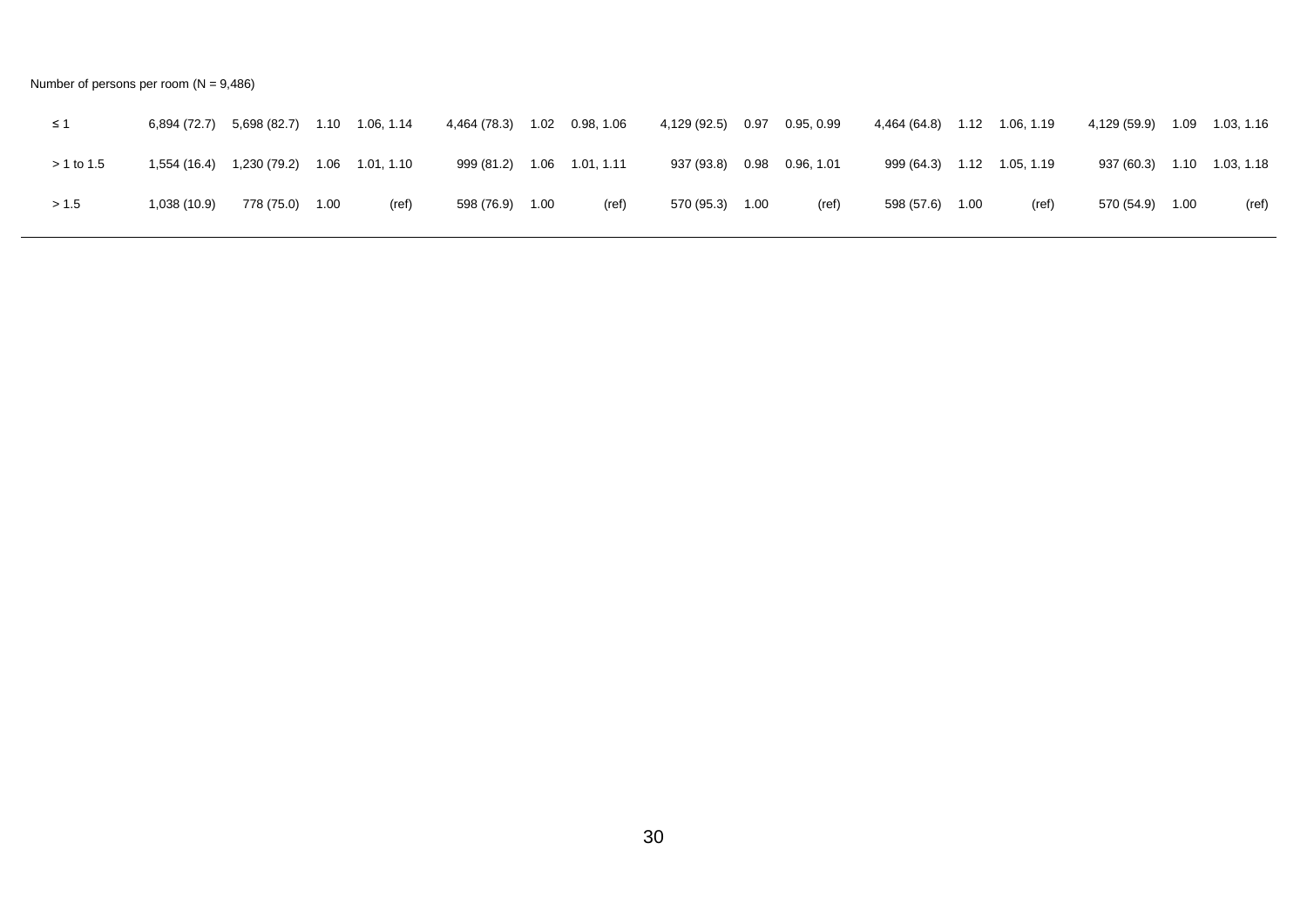| | | | | | | | | | | | | | | | | |
|---|---|---|---|---|---|---|---|---|---|---|---|---|---|---|---|---|
| Number of persons per room (N = 9,486) | | | | | | | | | | | | | | | | |
| ≤ 1 | 6,894 (72.7) | 5,698 (82.7) | 1.10 | 1.06, 1.14 | 4,464 (78.3) | 1.02 | 0.98, 1.06 | 4,129 (92.5) | 0.97 | 0.95, 0.99 | 4,464 (64.8) | 1.12 | 1.06, 1.19 | 4,129 (59.9) | 1.09 | 1.03, 1.16 |
| > 1 to 1.5 | 1,554 (16.4) | 1,230 (79.2) | 1.06 | 1.01, 1.10 | 999 (81.2) | 1.06 | 1.01, 1.11 | 937 (93.8) | 0.98 | 0.96, 1.01 | 999 (64.3) | 1.12 | 1.05, 1.19 | 937 (60.3) | 1.10 | 1.03, 1.18 |
| > 1.5 | 1,038 (10.9) | 778 (75.0) | 1.00 | (ref) | 598 (76.9) | 1.00 | (ref) | 570 (95.3) | 1.00 | (ref) | 598 (57.6) | 1.00 | (ref) | 570 (54.9) | 1.00 | (ref) |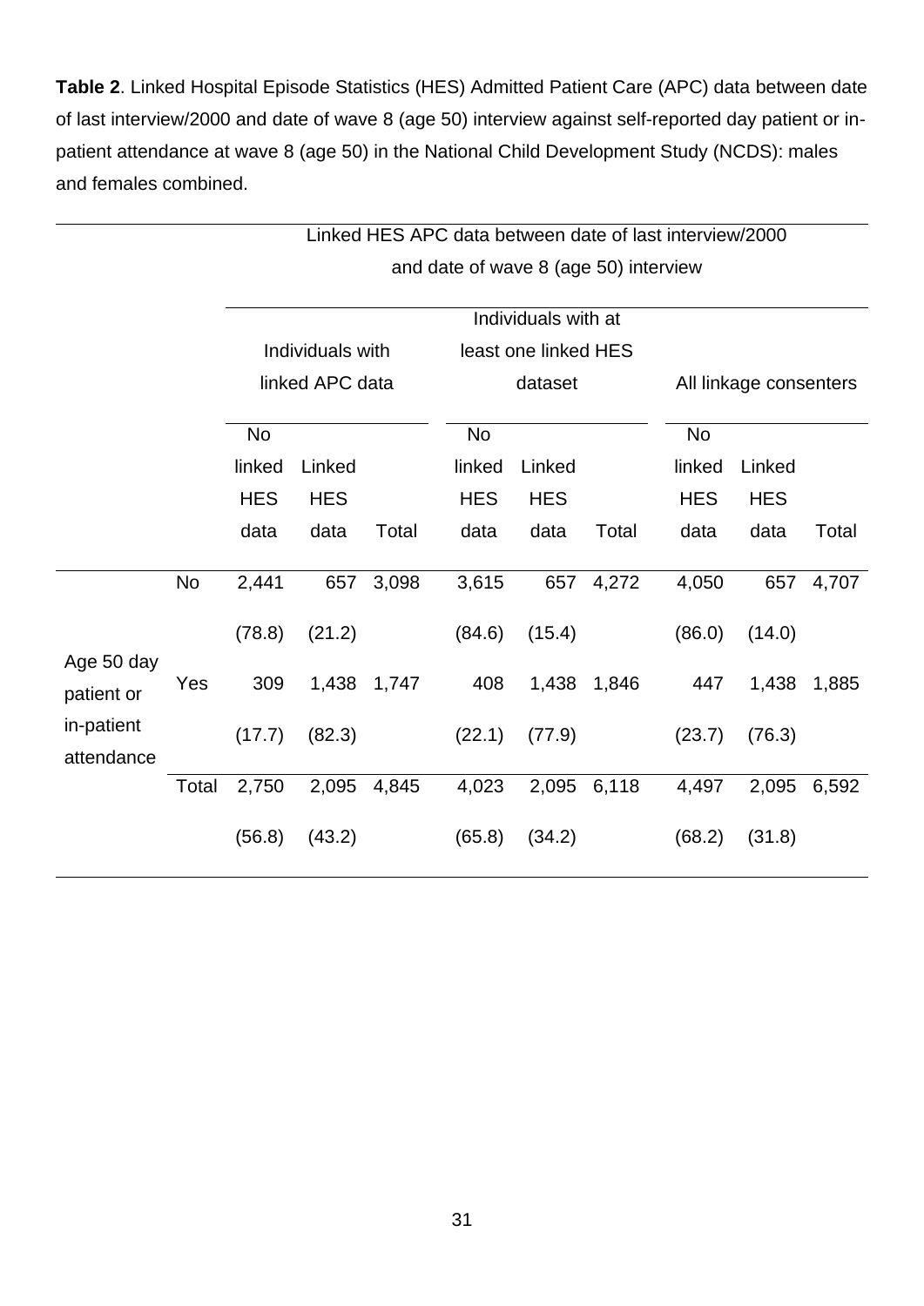**Table 2**. Linked Hospital Episode Statistics (HES) Admitted Patient Care (APC) data between date of last interview/2000 and date of wave 8 (age 50) interview against self-reported day patient or in-patient attendance at wave 8 (age 50) in the National Child Development Study (NCDS): males and females combined.

| | | Linked HES APC data between date of last interview/2000 and date of wave 8 (age 50) interview | | | | | | | | |
|---|---|---|---|---|---|---|---|---|---|---|
| | | Individuals with linked APC data | | | Individuals with at least one linked HES dataset | | | All linkage consenters | | |
| | | No linked HES data | Linked HES data | Total | No linked HES data | Linked HES data | Total | No linked HES data | Linked HES data | Total |
| Age 50 day patient or in-patient attendance | No | 2,441 | 657 | 3,098 | 3,615 | 657 | 4,272 | 4,050 | 657 | 4,707 |
| | | (78.8) | (21.2) | | (84.6) | (15.4) | | (86.0) | (14.0) | |
| | Yes | 309 | 1,438 | 1,747 | 408 | 1,438 | 1,846 | 447 | 1,438 | 1,885 |
| | | (17.7) | (82.3) | | (22.1) | (77.9) | | (23.7) | (76.3) | |
| | Total | 2,750 | 2,095 | 4,845 | 4,023 | 2,095 | 6,118 | 4,497 | 2,095 | 6,592 |
| | | (56.8) | (43.2) | | (65.8) | (34.2) | | (68.2) | (31.8) | |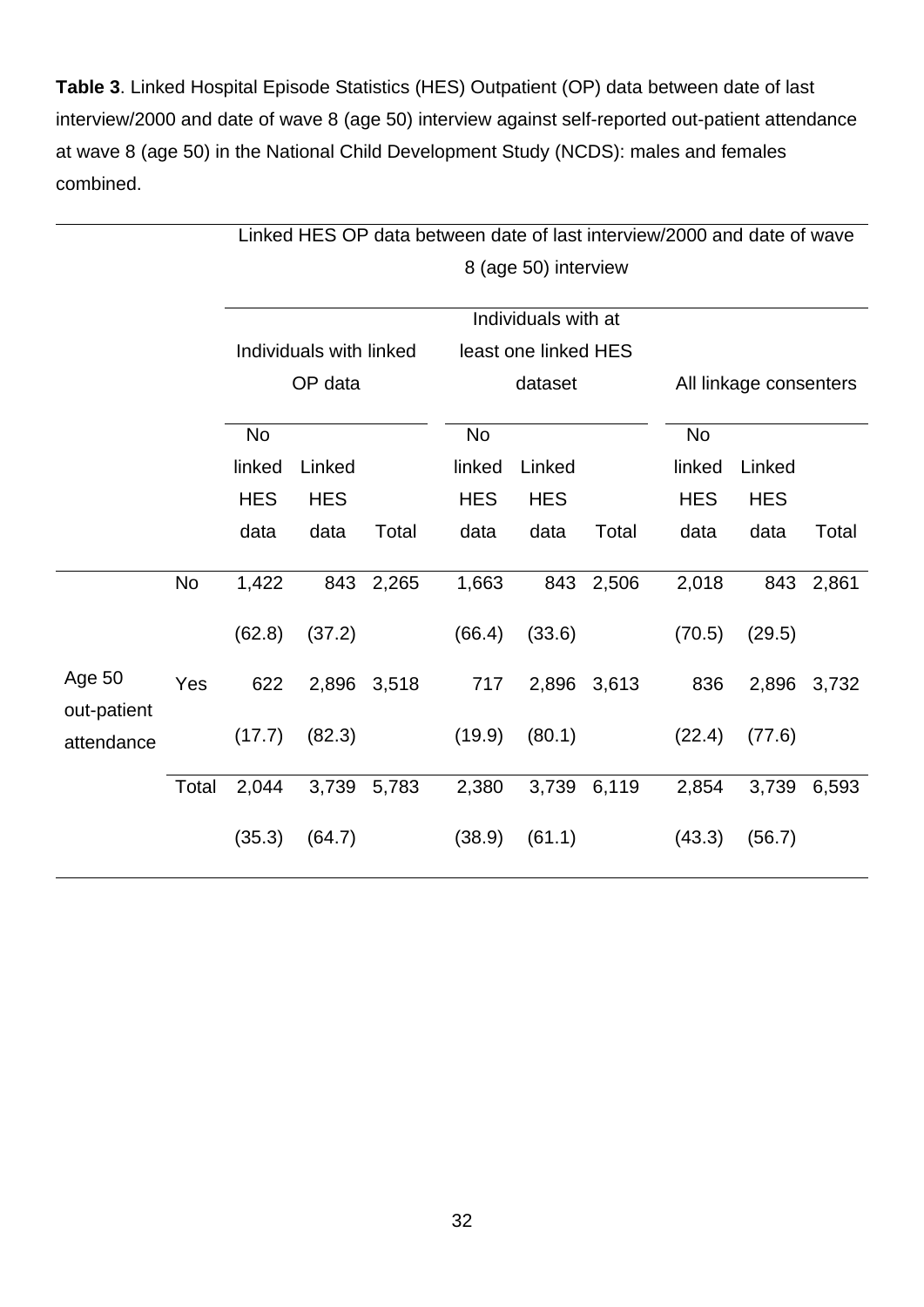**Table 3**. Linked Hospital Episode Statistics (HES) Outpatient (OP) data between date of last interview/2000 and date of wave 8 (age 50) interview against self-reported out-patient attendance at wave 8 (age 50) in the National Child Development Study (NCDS): males and females combined.

| | | Linked HES OP data between date of last interview/2000 and date of wave 8 (age 50) interview | | | | | | | | |
|---|---|---|---|---|---|---|---|---|---|---|
| | | Individuals with linked OP data | | | Individuals with at least one linked HES dataset | | | All linkage consenters | | |
| | | No linked HES data | Linked HES data | Total | No linked HES data | Linked HES data | Total | No linked HES data | Linked HES data | Total |
| Age 50 out-patient attendance | No | 1,422 | 843 | 2,265 | 1,663 | 843 | 2,506 | 2,018 | 843 | 2,861 |
| | | (62.8) | (37.2) | | (66.4) | (33.6) | | (70.5) | (29.5) | |
| | Yes | 622 | 2,896 | 3,518 | 717 | 2,896 | 3,613 | 836 | 2,896 | 3,732 |
| | | (17.7) | (82.3) | | (19.9) | (80.1) | | (22.4) | (77.6) | |
| | Total | 2,044 | 3,739 | 5,783 | 2,380 | 3,739 | 6,119 | 2,854 | 3,739 | 6,593 |
| | | (35.3) | (64.7) | | (38.9) | (61.1) | | (43.3) | (56.7) | |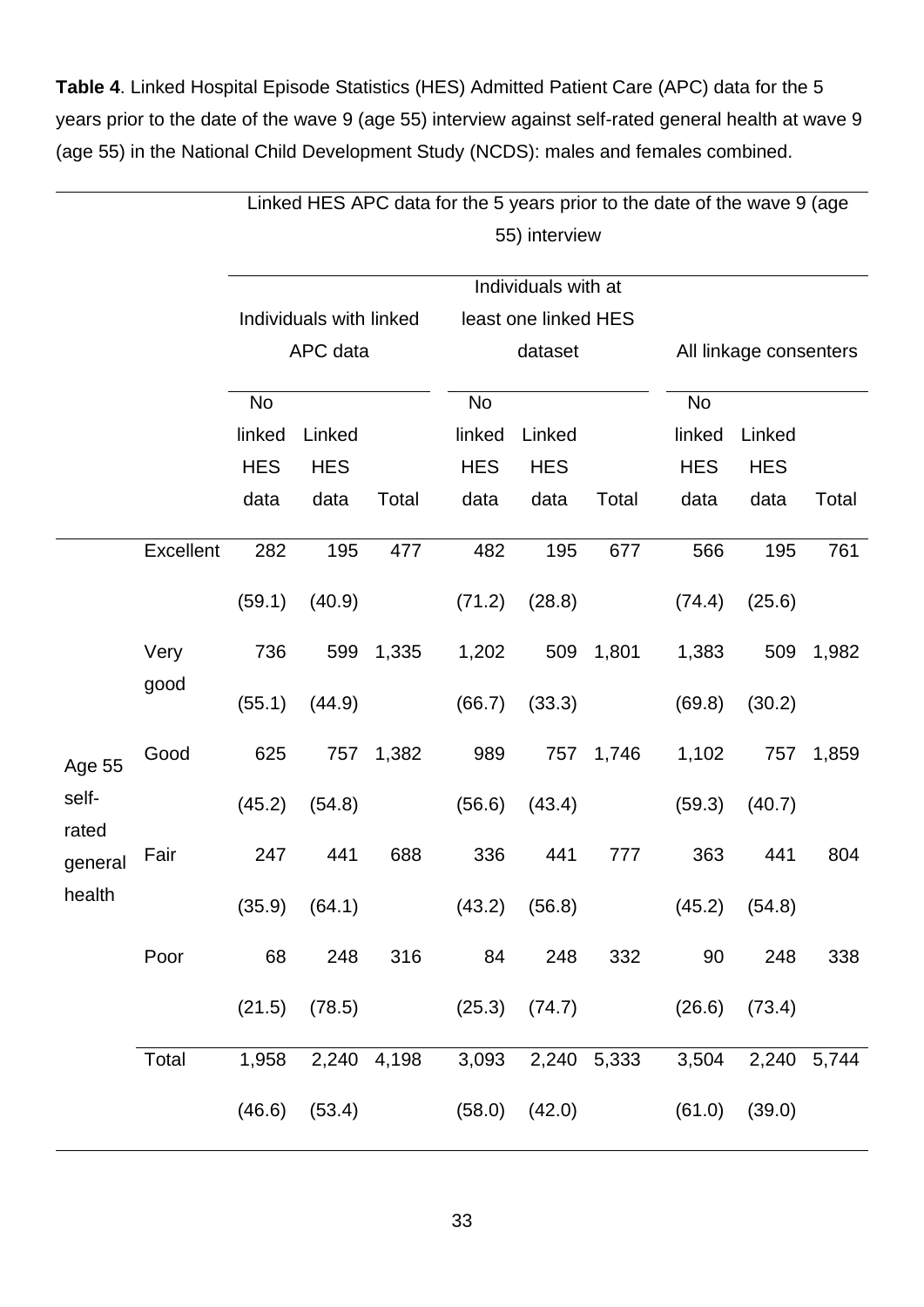**Table 4**. Linked Hospital Episode Statistics (HES) Admitted Patient Care (APC) data for the 5 years prior to the date of the wave 9 (age 55) interview against self-rated general health at wave 9 (age 55) in the National Child Development Study (NCDS): males and females combined.

| | | Linked HES APC data for the 5 years prior to the date of the wave 9 (age 55) interview | | | | | | | | |
|---|---|---|---|---|---|---|---|---|---|---|
| | | Individuals with linked APC data | | | Individuals with at least one linked HES dataset | | | All linkage consenters | | |
| | | No linked HES data | Linked HES data | Total | No linked HES data | Linked HES data | Total | No linked HES data | Linked HES data | Total |
| Age 55 self-rated general health | Excellent | 282 | 195 | 477 | 482 | 195 | 677 | 566 | 195 | 761 |
| | | (59.1) | (40.9) | | (71.2) | (28.8) | | (74.4) | (25.6) | |
| | Very good | 736 | 599 | 1,335 | 1,202 | 509 | 1,801 | 1,383 | 509 | 1,982 |
| | | (55.1) | (44.9) | | (66.7) | (33.3) | | (69.8) | (30.2) | |
| | Good | 625 | 757 | 1,382 | 989 | 757 | 1,746 | 1,102 | 757 | 1,859 |
| | | (45.2) | (54.8) | | (56.6) | (43.4) | | (59.3) | (40.7) | |
| | Fair | 247 | 441 | 688 | 336 | 441 | 777 | 363 | 441 | 804 |
| | | (35.9) | (64.1) | | (43.2) | (56.8) | | (45.2) | (54.8) | |
| | Poor | 68 | 248 | 316 | 84 | 248 | 332 | 90 | 248 | 338 |
| | | (21.5) | (78.5) | | (25.3) | (74.7) | | (26.6) | (73.4) | |
| | Total | 1,958 | 2,240 | 4,198 | 3,093 | 2,240 | 5,333 | 3,504 | 2,240 | 5,744 |
| | | (46.6) | (53.4) | | (58.0) | (42.0) | | (61.0) | (39.0) | |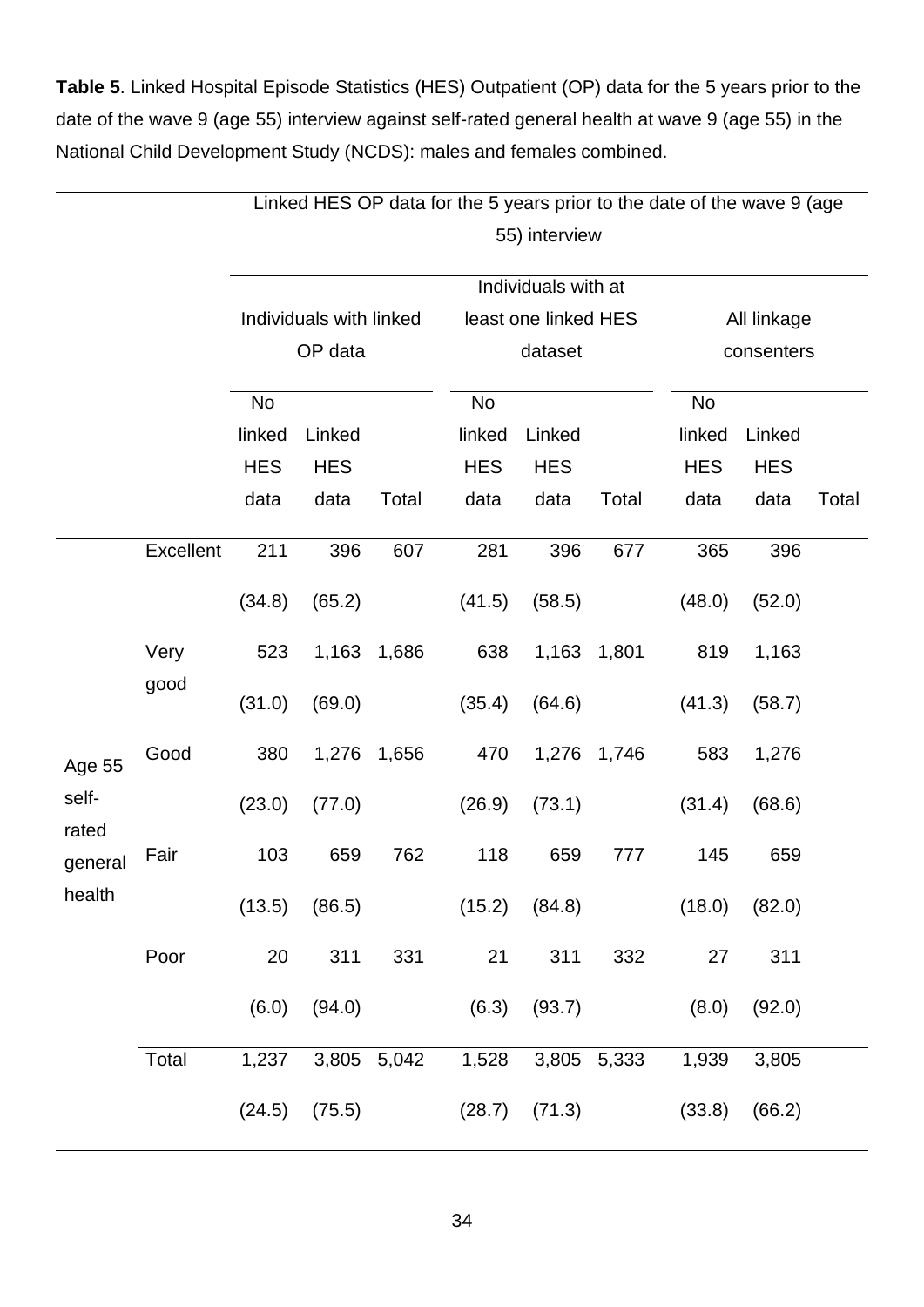**Table 5**. Linked Hospital Episode Statistics (HES) Outpatient (OP) data for the 5 years prior to the date of the wave 9 (age 55) interview against self-rated general health at wave 9 (age 55) in the National Child Development Study (NCDS): males and females combined.

| | | Linked HES OP data for the 5 years prior to the date of the wave 9 (age 55) interview | | | | | | | | |
|---|---|---|---|---|---|---|---|---|---|---|
| | | Individuals with linked OP data | | | Individuals with at least one linked HES dataset | | | All linkage consenters | | |
| | | No linked HES data | Linked HES data | Total | No linked HES data | Linked HES data | Total | No linked HES data | Linked HES data | Total |
| Age 55 self-rated general health | Excellent | 211 | 396 | 607 | 281 | 396 | 677 | 365 | 396 | |
| | | (34.8) | (65.2) | | (41.5) | (58.5) | | (48.0) | (52.0) | |
| | Very good | 523 | 1,163 | 1,686 | 638 | 1,163 | 1,801 | 819 | 1,163 | |
| | | (31.0) | (69.0) | | (35.4) | (64.6) | | (41.3) | (58.7) | |
| | Good | 380 | 1,276 | 1,656 | 470 | 1,276 | 1,746 | 583 | 1,276 | |
| | | (23.0) | (77.0) | | (26.9) | (73.1) | | (31.4) | (68.6) | |
| | Fair | 103 | 659 | 762 | 118 | 659 | 777 | 145 | 659 | |
| | | (13.5) | (86.5) | | (15.2) | (84.8) | | (18.0) | (82.0) | |
| | Poor | 20 | 311 | 331 | 21 | 311 | 332 | 27 | 311 | |
| | | (6.0) | (94.0) | | (6.3) | (93.7) | | (8.0) | (92.0) | |
| | Total | 1,237 | 3,805 | 5,042 | 1,528 | 3,805 | 5,333 | 1,939 | 3,805 | |
| | | (24.5) | (75.5) | | (28.7) | (71.3) | | (33.8) | (66.2) | |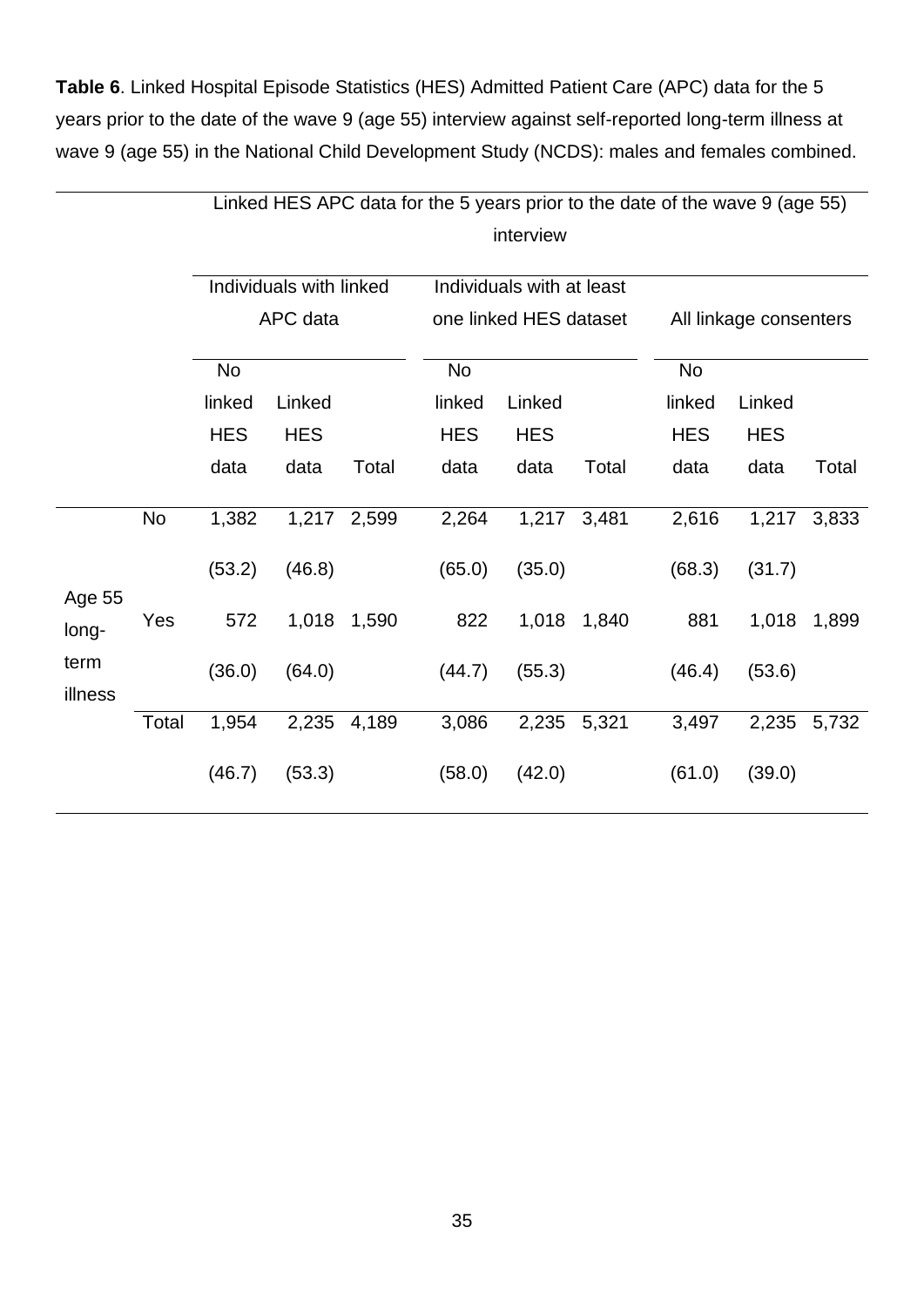**Table 6**. Linked Hospital Episode Statistics (HES) Admitted Patient Care (APC) data for the 5 years prior to the date of the wave 9 (age 55) interview against self-reported long-term illness at wave 9 (age 55) in the National Child Development Study (NCDS): males and females combined.

| | | Linked HES APC data for the 5 years prior to the date of the wave 9 (age 55) interview | | | | | | | | |
|---|---|---|---|---|---|---|---|---|---|---|
| | | Individuals with linked APC data | | | Individuals with at least one linked HES dataset | | | All linkage consenters | | |
| | | No linked HES data | Linked HES data | Total | No linked HES data | Linked HES data | Total | No linked HES data | Linked HES data | Total |
| Age 55 long-term illness | No | 1,382 | 1,217 | 2,599 | 2,264 | 1,217 | 3,481 | 2,616 | 1,217 | 3,833 |
| | | (53.2) | (46.8) | | (65.0) | (35.0) | | (68.3) | (31.7) | |
| | Yes | 572 | 1,018 | 1,590 | 822 | 1,018 | 1,840 | 881 | 1,018 | 1,899 |
| | | (36.0) | (64.0) | | (44.7) | (55.3) | | (46.4) | (53.6) | |
| | Total | 1,954 | 2,235 | 4,189 | 3,086 | 2,235 | 5,321 | 3,497 | 2,235 | 5,732 |
| | | (46.7) | (53.3) | | (58.0) | (42.0) | | (61.0) | (39.0) | |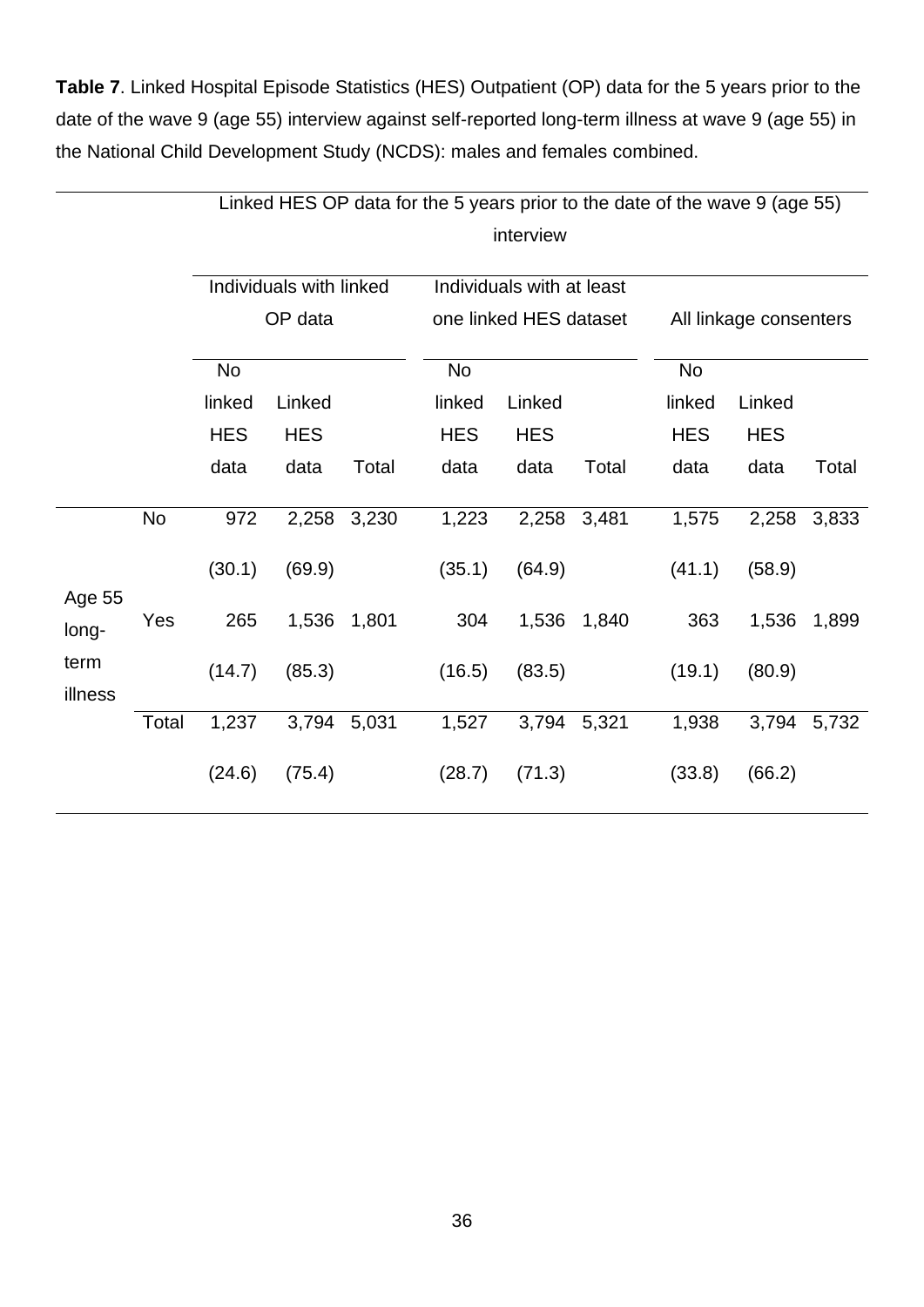**Table 7**. Linked Hospital Episode Statistics (HES) Outpatient (OP) data for the 5 years prior to the date of the wave 9 (age 55) interview against self-reported long-term illness at wave 9 (age 55) in the National Child Development Study (NCDS): males and females combined.

| | | Linked HES OP data for the 5 years prior to the date of the wave 9 (age 55) interview | | | | | | | | |
|---|---|---|---|---|---|---|---|---|---|---|
| | | Individuals with linked OP data | | | Individuals with at least one linked HES dataset | | | All linkage consenters | | |
| | | No linked HES data | Linked HES data | Total | No linked HES data | Linked HES data | Total | No linked HES data | Linked HES data | Total |
| Age 55 long-term illness | No | 972 | 2,258 | 3,230 | 1,223 | 2,258 | 3,481 | 1,575 | 2,258 | 3,833 |
| | | (30.1) | (69.9) | | (35.1) | (64.9) | | (41.1) | (58.9) | |
| | Yes | 265 | 1,536 | 1,801 | 304 | 1,536 | 1,840 | 363 | 1,536 | 1,899 |
| | | (14.7) | (85.3) | | (16.5) | (83.5) | | (19.1) | (80.9) | |
| | Total | 1,237 | 3,794 | 5,031 | 1,527 | 3,794 | 5,321 | 1,938 | 3,794 | 5,732 |
| | | (24.6) | (75.4) | | (28.7) | (71.3) | | (33.8) | (66.2) | |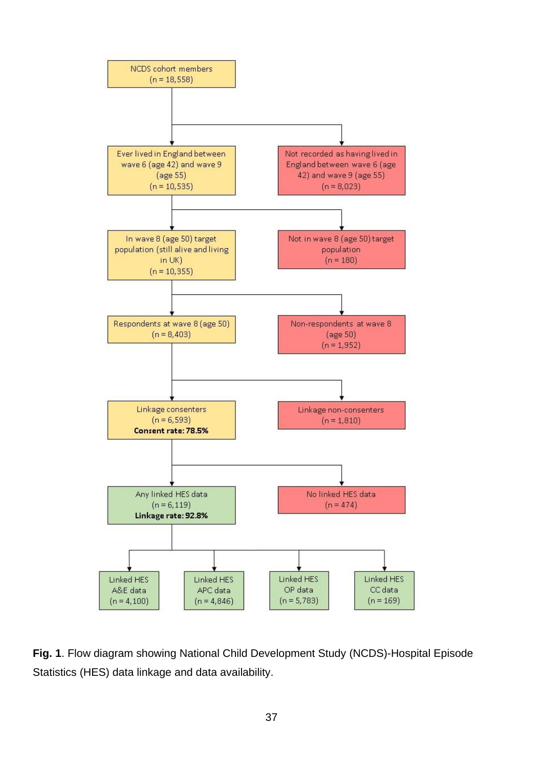NCDS cohort members
(n = 18,558)

Ever lived in England between wave 6 (age 42) and wave 9 (age 55)
(n = 10,535)

Not recorded as having lived in England between wave 6 (age 42) and wave 9 (age 55)
(n = 8,023)

In wave 8 (age 50) target population (still alive and living in UK)
(n = 10,355)

Not in wave 8 (age 50) target population
(n = 180)

Respondents at wave 8 (age 50)
(n = 8,403)

Non-respondents at wave 8 (age 50)
(n = 1,952)

Linkage consenters
(n = 6,593)
**Consent rate: 78.5%**

Linkage non-consenters
(n = 1,810)

Any linked HES data
(n = 6,119)
**Linkage rate: 92.8%**

No linked HES data
(n = 474)

Linked HES A&E data
(n = 4,100)

Linked HES APC data
(n = 4,846)

Linked HES OP data
(n = 5,783)

Linked HES CC data
(n = 169)

**Fig. 1**. Flow diagram showing National Child Development Study (NCDS)-Hospital Episode Statistics (HES) data linkage and data availability.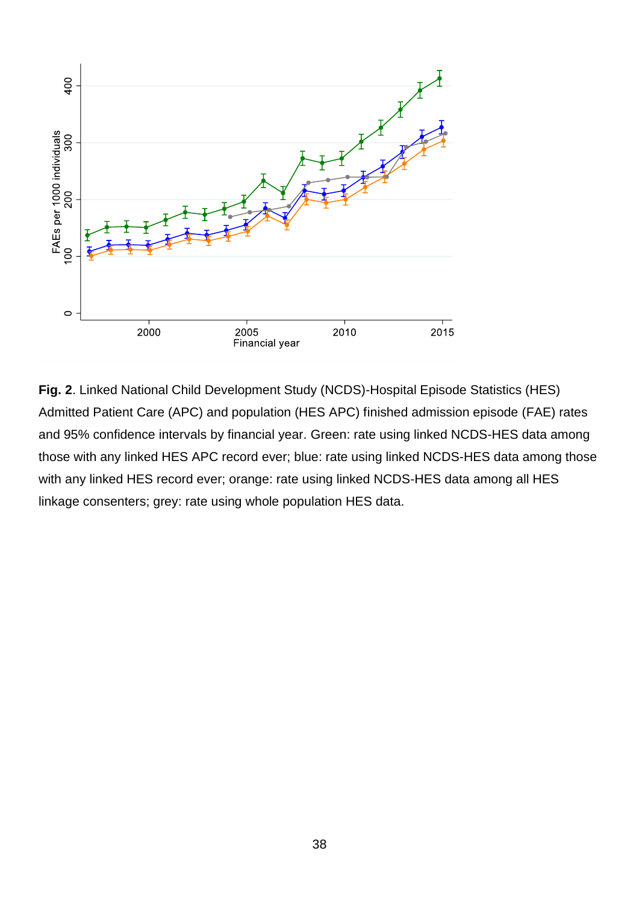**Fig. 2**. Linked National Child Development Study (NCDS)-Hospital Episode Statistics (HES) Admitted Patient Care (APC) and population (HES APC) finished admission episode (FAE) rates and 95% confidence intervals by financial year. Green: rate using linked NCDS-HES data among those with any linked HES APC record ever; blue: rate using linked NCDS-HES data among those with any linked HES record ever; orange: rate using linked NCDS-HES data among all HES linkage consenters; grey: rate using whole population HES data.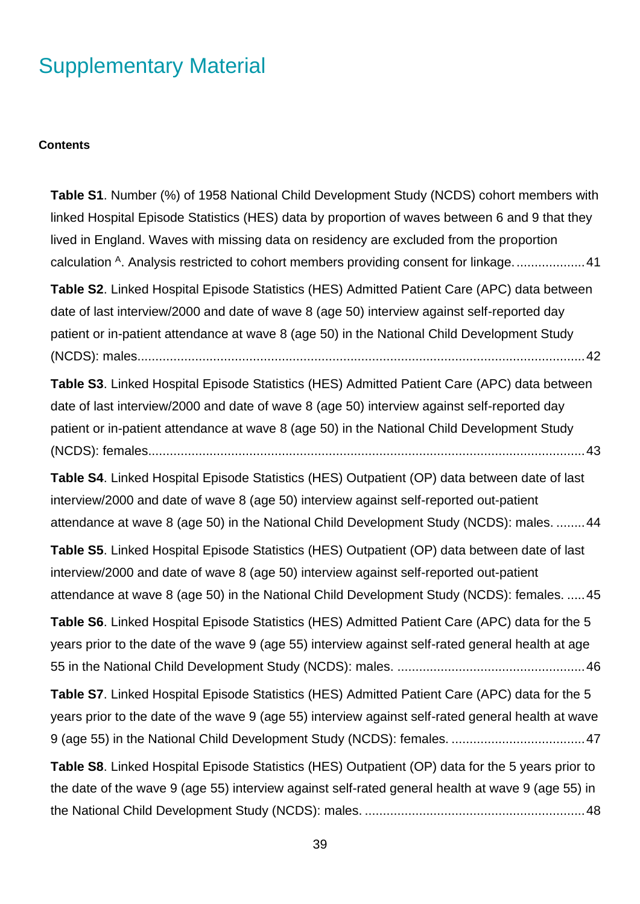# Supplementary Material

**Contents**

**Table S1**. Number (%) of 1958 National Child Development Study (NCDS) cohort members with linked Hospital Episode Statistics (HES) data by proportion of waves between 6 and 9 that they lived in England. Waves with missing data on residency are excluded from the proportion calculation [A]. Analysis restricted to cohort members providing consent for linkage. .................. 41

**Table S2**. Linked Hospital Episode Statistics (HES) Admitted Patient Care (APC) data between date of last interview/2000 and date of wave 8 (age 50) interview against self-reported day patient or in-patient attendance at wave 8 (age 50) in the National Child Development Study (NCDS): males.......................................................................................................................... 42

**Table S3**. Linked Hospital Episode Statistics (HES) Admitted Patient Care (APC) data between date of last interview/2000 and date of wave 8 (age 50) interview against self-reported day patient or in-patient attendance at wave 8 (age 50) in the National Child Development Study (NCDS): females........................................................................................................................ 43

**Table S4**. Linked Hospital Episode Statistics (HES) Outpatient (OP) data between date of last interview/2000 and date of wave 8 (age 50) interview against self-reported out-patient attendance at wave 8 (age 50) in the National Child Development Study (NCDS): males. ........ 44

**Table S5**. Linked Hospital Episode Statistics (HES) Outpatient (OP) data between date of last interview/2000 and date of wave 8 (age 50) interview against self-reported out-patient attendance at wave 8 (age 50) in the National Child Development Study (NCDS): females. ..... 45

**Table S6**. Linked Hospital Episode Statistics (HES) Admitted Patient Care (APC) data for the 5 years prior to the date of the wave 9 (age 55) interview against self-rated general health at age 55 in the National Child Development Study (NCDS): males. .................................................. 46

**Table S7**. Linked Hospital Episode Statistics (HES) Admitted Patient Care (APC) data for the 5 years prior to the date of the wave 9 (age 55) interview against self-rated general health at wave 9 (age 55) in the National Child Development Study (NCDS): females. .................................... 47

**Table S8**. Linked Hospital Episode Statistics (HES) Outpatient (OP) data for the 5 years prior to the date of the wave 9 (age 55) interview against self-rated general health at wave 9 (age 55) in the National Child Development Study (NCDS): males. ............................................................ 48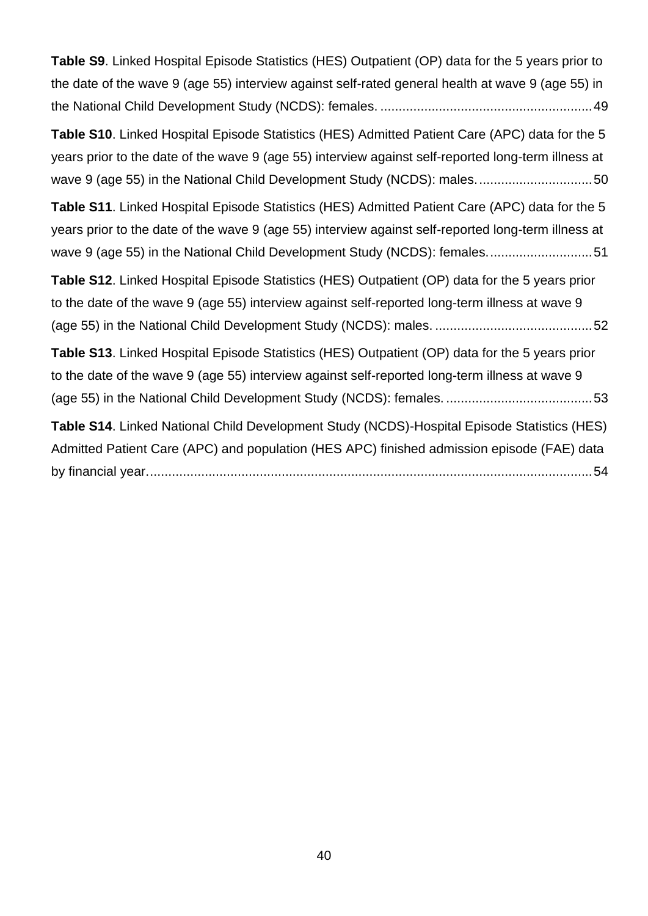**Table S9**. Linked Hospital Episode Statistics (HES) Outpatient (OP) data for the 5 years prior to the date of the wave 9 (age 55) interview against self-rated general health at wave 9 (age 55) in the National Child Development Study (NCDS): females. .......................................................... 49

**Table S10**. Linked Hospital Episode Statistics (HES) Admitted Patient Care (APC) data for the 5 years prior to the date of the wave 9 (age 55) interview against self-reported long-term illness at wave 9 (age 55) in the National Child Development Study (NCDS): males. .............................. 50

**Table S11**. Linked Hospital Episode Statistics (HES) Admitted Patient Care (APC) data for the 5 years prior to the date of the wave 9 (age 55) interview against self-reported long-term illness at wave 9 (age 55) in the National Child Development Study (NCDS): females. ........................... 51

**Table S12**. Linked Hospital Episode Statistics (HES) Outpatient (OP) data for the 5 years prior to the date of the wave 9 (age 55) interview against self-reported long-term illness at wave 9 (age 55) in the National Child Development Study (NCDS): males. ........................................... 52

**Table S13**. Linked Hospital Episode Statistics (HES) Outpatient (OP) data for the 5 years prior to the date of the wave 9 (age 55) interview against self-reported long-term illness at wave 9 (age 55) in the National Child Development Study (NCDS): females. ........................................ 53

**Table S14**. Linked National Child Development Study (NCDS)-Hospital Episode Statistics (HES) Admitted Patient Care (APC) and population (HES APC) finished admission episode (FAE) data by financial year. ........................................................................................................................ 54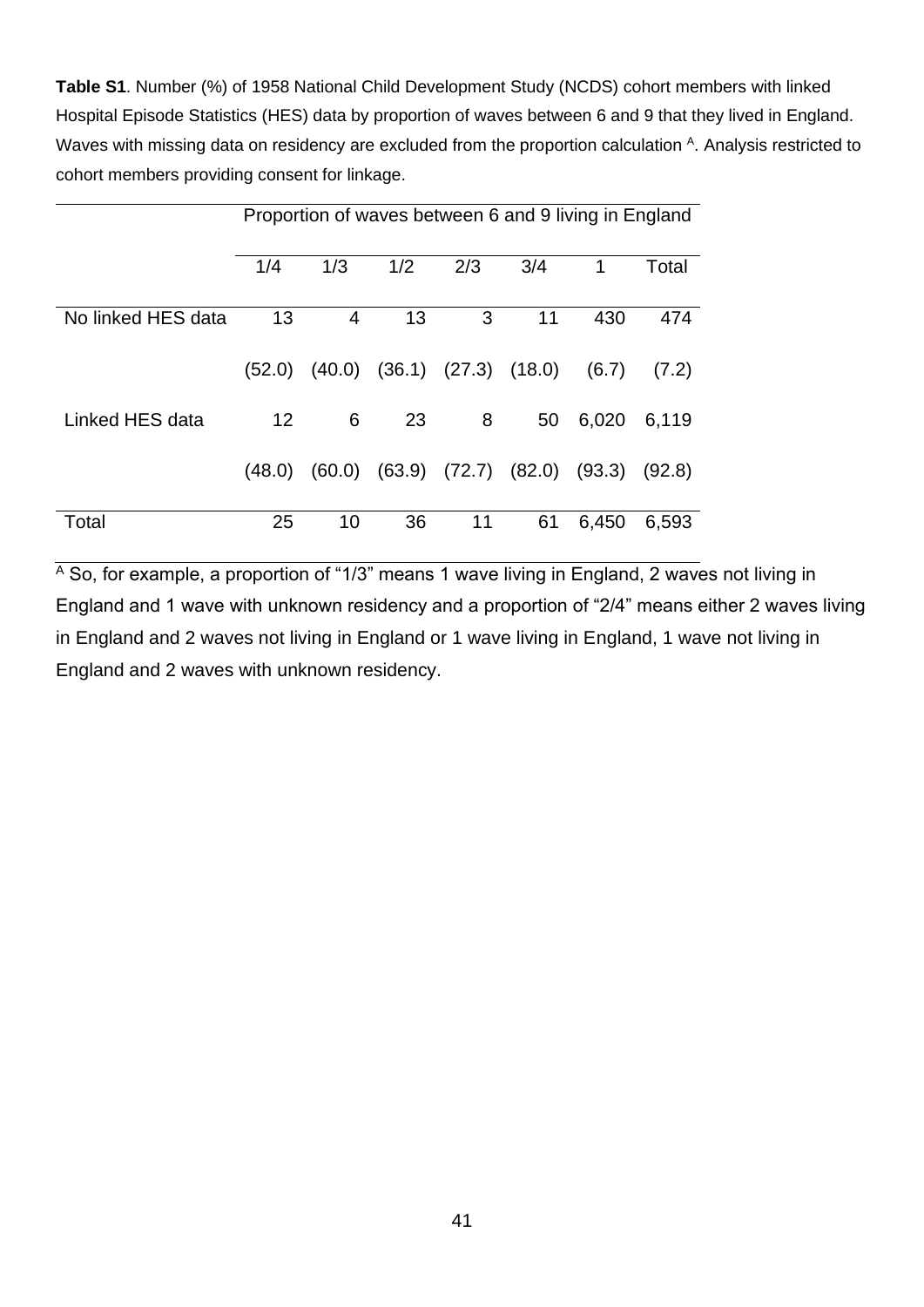**Table S1**. Number (%) of 1958 National Child Development Study (NCDS) cohort members with linked Hospital Episode Statistics (HES) data by proportion of waves between 6 and 9 that they lived in England. Waves with missing data on residency are excluded from the proportion calculation [A]. Analysis restricted to cohort members providing consent for linkage.

| | Proportion of waves between 6 and 9 living in England | | | | | | |
|---|---|---|---|---|---|---|---|
| | 1/4 | 1/3 | 1/2 | 2/3 | 3/4 | 1 | Total |
| No linked HES data | 13 | 4 | 13 | 3 | 11 | 430 | 474 |
| | (52.0) | (40.0) | (36.1) | (27.3) | (18.0) | (6.7) | (7.2) |
| Linked HES data | 12 | 6 | 23 | 8 | 50 | 6,020 | 6,119 |
| | (48.0) | (60.0) | (63.9) | (72.7) | (82.0) | (93.3) | (92.8) |
| Total | 25 | 10 | 36 | 11 | 61 | 6,450 | 6,593 |

[A] So, for example, a proportion of "1/3" means 1 wave living in England, 2 waves not living in England and 1 wave with unknown residency and a proportion of "2/4" means either 2 waves living in England and 2 waves not living in England or 1 wave living in England, 1 wave not living in England and 2 waves with unknown residency.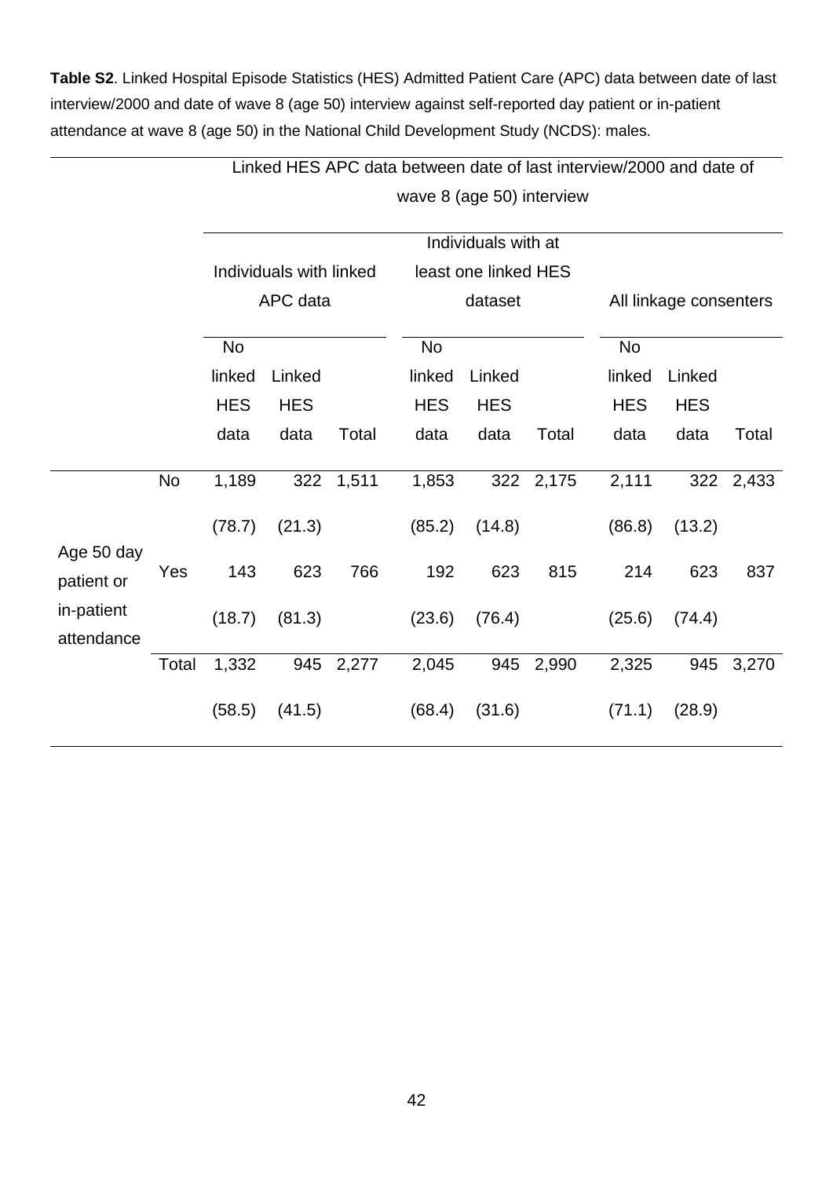**Table S2**. Linked Hospital Episode Statistics (HES) Admitted Patient Care (APC) data between date of last interview/2000 and date of wave 8 (age 50) interview against self-reported day patient or in-patient attendance at wave 8 (age 50) in the National Child Development Study (NCDS): males.

| | | Linked HES APC data between date of last interview/2000 and date of wave 8 (age 50) interview | | | | | | | | |
|---|---|---|---|---|---|---|---|---|---|---|
| | | Individuals with linked APC data | | | Individuals with at least one linked HES dataset | | | All linkage consenters | | |
| | | No linked HES data | Linked HES data | Total | No linked HES data | Linked HES data | Total | No linked HES data | Linked HES data | Total |
| Age 50 day patient or in-patient attendance | No | 1,189 | 322 | 1,511 | 1,853 | 322 | 2,175 | 2,111 | 322 | 2,433 |
| | | (78.7) | (21.3) | | (85.2) | (14.8) | | (86.8) | (13.2) | |
| | Yes | 143 | 623 | 766 | 192 | 623 | 815 | 214 | 623 | 837 |
| | | (18.7) | (81.3) | | (23.6) | (76.4) | | (25.6) | (74.4) | |
| | Total | 1,332 | 945 | 2,277 | 2,045 | 945 | 2,990 | 2,325 | 945 | 3,270 |
| | | (58.5) | (41.5) | | (68.4) | (31.6) | | (71.1) | (28.9) | |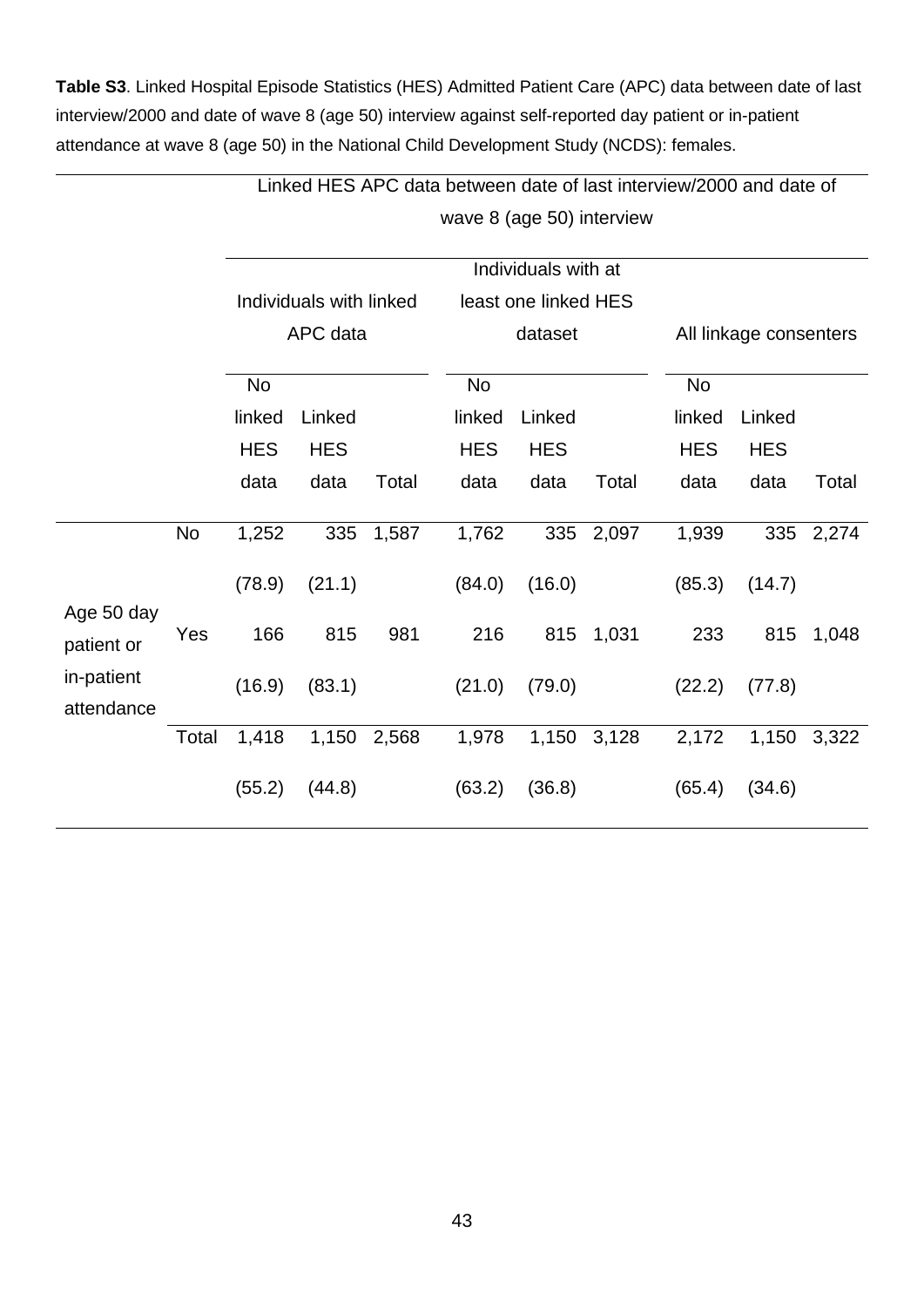**Table S3**. Linked Hospital Episode Statistics (HES) Admitted Patient Care (APC) data between date of last interview/2000 and date of wave 8 (age 50) interview against self-reported day patient or in-patient attendance at wave 8 (age 50) in the National Child Development Study (NCDS): females.

| | | Linked HES APC data between date of last interview/2000 and date of wave 8 (age 50) interview | | | | | | | | |
|---|---|---|---|---|---|---|---|---|---|---|
| | | Individuals with linked APC data | | | Individuals with at least one linked HES dataset | | | All linkage consenters | | |
| | | No linked HES data | Linked HES data | Total | No linked HES data | Linked HES data | Total | No linked HES data | Linked HES data | Total |
| Age 50 day patient or in-patient attendance | No | 1,252 | 335 | 1,587 | 1,762 | 335 | 2,097 | 1,939 | 335 | 2,274 |
| | | (78.9) | (21.1) | | (84.0) | (16.0) | | (85.3) | (14.7) | |
| | Yes | 166 | 815 | 981 | 216 | 815 | 1,031 | 233 | 815 | 1,048 |
| | | (16.9) | (83.1) | | (21.0) | (79.0) | | (22.2) | (77.8) | |
| | Total | 1,418 | 1,150 | 2,568 | 1,978 | 1,150 | 3,128 | 2,172 | 1,150 | 3,322 |
| | | (55.2) | (44.8) | | (63.2) | (36.8) | | (65.4) | (34.6) | |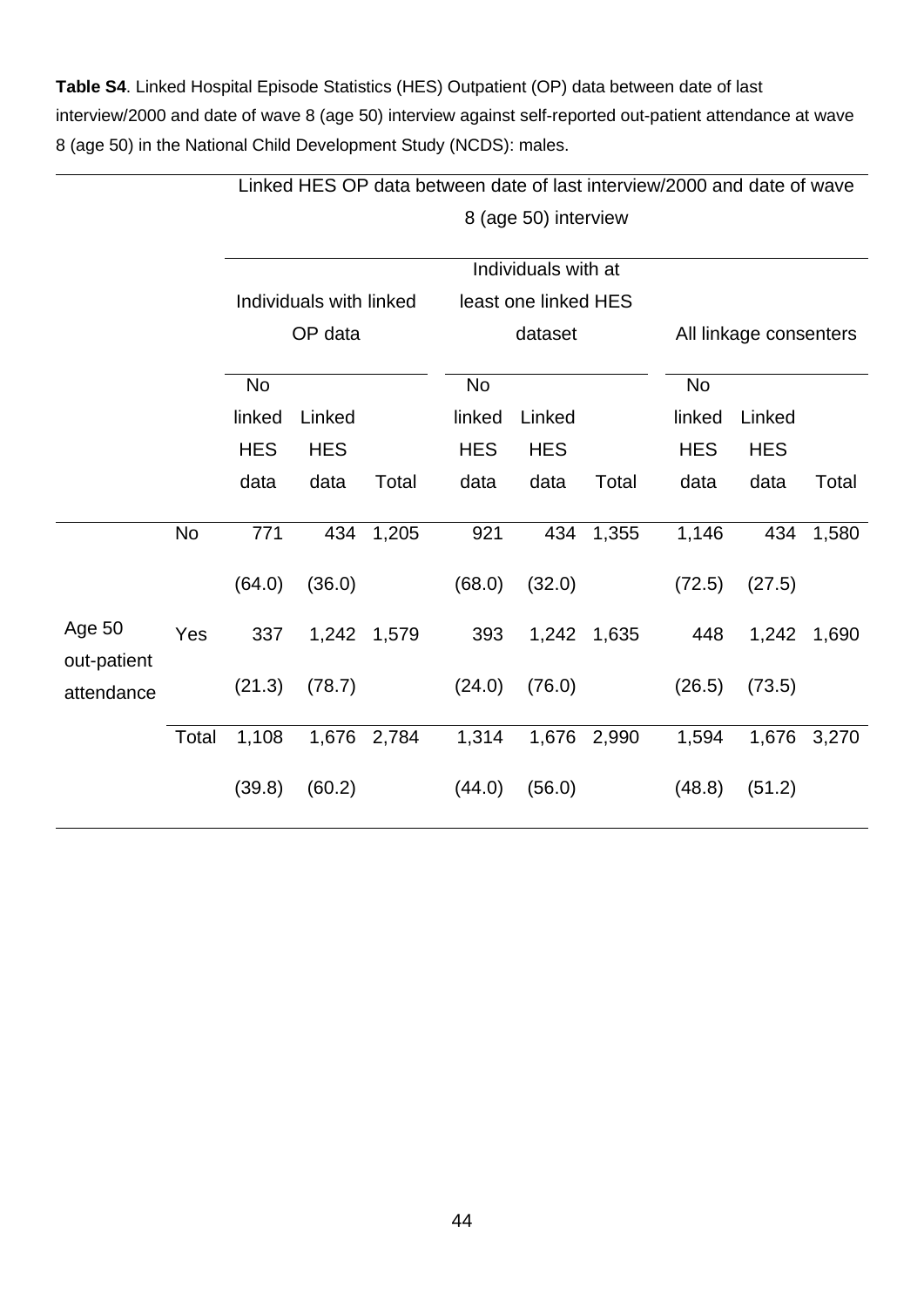**Table S4**. Linked Hospital Episode Statistics (HES) Outpatient (OP) data between date of last interview/2000 and date of wave 8 (age 50) interview against self-reported out-patient attendance at wave 8 (age 50) in the National Child Development Study (NCDS): males.

| | | Linked HES OP data between date of last interview/2000 and date of wave 8 (age 50) interview | | | | | | | | |
|---|---|---|---|---|---|---|---|---|---|---|
| | | Individuals with linked OP data | | | Individuals with at least one linked HES dataset | | | All linkage consenters | | |
| | | No linked HES data | Linked HES data | Total | No linked HES data | Linked HES data | Total | No linked HES data | Linked HES data | Total |
| Age 50 out-patient attendance | No | 771 | 434 | 1,205 | 921 | 434 | 1,355 | 1,146 | 434 | 1,580 |
| | | (64.0) | (36.0) | | (68.0) | (32.0) | | (72.5) | (27.5) | |
| | Yes | 337 | 1,242 | 1,579 | 393 | 1,242 | 1,635 | 448 | 1,242 | 1,690 |
| | | (21.3) | (78.7) | | (24.0) | (76.0) | | (26.5) | (73.5) | |
| | Total | 1,108 | 1,676 | 2,784 | 1,314 | 1,676 | 2,990 | 1,594 | 1,676 | 3,270 |
| | | (39.8) | (60.2) | | (44.0) | (56.0) | | (48.8) | (51.2) | |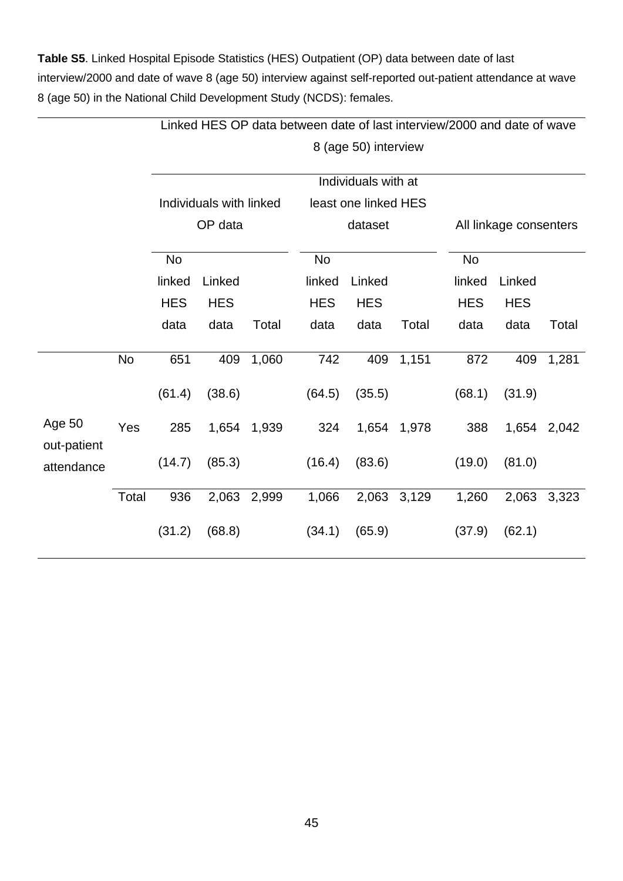**Table S5**. Linked Hospital Episode Statistics (HES) Outpatient (OP) data between date of last interview/2000 and date of wave 8 (age 50) interview against self-reported out-patient attendance at wave 8 (age 50) in the National Child Development Study (NCDS): females.

| | | Linked HES OP data between date of last interview/2000 and date of wave 8 (age 50) interview | | | | | | | | |
|---|---|---|---|---|---|---|---|---|---|---|
| | | Individuals with linked OP data | | | Individuals with at least one linked HES dataset | | | All linkage consenters | | |
| | | No linked HES data | Linked HES data | Total | No linked HES data | Linked HES data | Total | No linked HES data | Linked HES data | Total |
| Age 50 out-patient attendance | No | 651 (61.4) | 409 (38.6) | 1,060 | 742 (64.5) | 409 (35.5) | 1,151 | 872 (68.1) | 409 (31.9) | 1,281 |
| | Yes | 285 (14.7) | 1,654 (85.3) | 1,939 | 324 (16.4) | 1,654 (83.6) | 1,978 | 388 (19.0) | 1,654 (81.0) | 2,042 |
| | Total | 936 (31.2) | 2,063 (68.8) | 2,999 | 1,066 (34.1) | 2,063 (65.9) | 3,129 | 1,260 (37.9) | 2,063 (62.1) | 3,323 |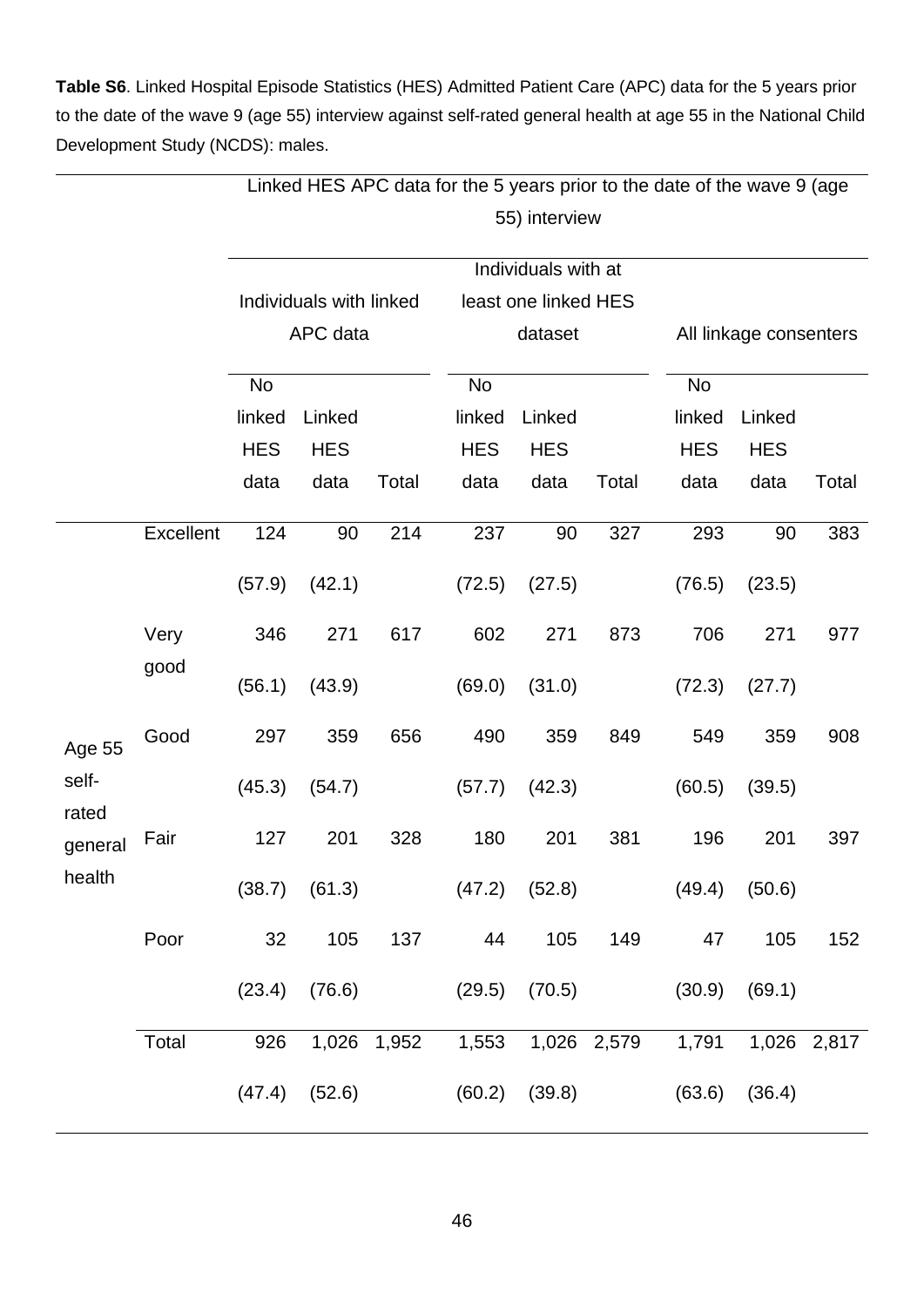**Table S6**. Linked Hospital Episode Statistics (HES) Admitted Patient Care (APC) data for the 5 years prior to the date of the wave 9 (age 55) interview against self-rated general health at age 55 in the National Child Development Study (NCDS): males.

| | | Linked HES APC data for the 5 years prior to the date of the wave 9 (age 55) interview | | | | | | | | |
|---|---|---|---|---|---|---|---|---|---|---|
| | | Individuals with linked APC data | | | Individuals with at least one linked HES dataset | | | All linkage consenters | | |
| | | No linked HES data | Linked HES data | Total | No linked HES data | Linked HES data | Total | No linked HES data | Linked HES data | Total |
| Age 55 self-rated general health | Excellent | 124 | 90 | 214 | 237 | 90 | 327 | 293 | 90 | 383 |
| | | (57.9) | (42.1) | | (72.5) | (27.5) | | (76.5) | (23.5) | |
| | Very good | 346 | 271 | 617 | 602 | 271 | 873 | 706 | 271 | 977 |
| | | (56.1) | (43.9) | | (69.0) | (31.0) | | (72.3) | (27.7) | |
| | Good | 297 | 359 | 656 | 490 | 359 | 849 | 549 | 359 | 908 |
| | | (45.3) | (54.7) | | (57.7) | (42.3) | | (60.5) | (39.5) | |
| | Fair | 127 | 201 | 328 | 180 | 201 | 381 | 196 | 201 | 397 |
| | | (38.7) | (61.3) | | (47.2) | (52.8) | | (49.4) | (50.6) | |
| | Poor | 32 | 105 | 137 | 44 | 105 | 149 | 47 | 105 | 152 |
| | | (23.4) | (76.6) | | (29.5) | (70.5) | | (30.9) | (69.1) | |
| | Total | 926 | 1,026 | 1,952 | 1,553 | 1,026 | 2,579 | 1,791 | 1,026 | 2,817 |
| | | (47.4) | (52.6) | | (60.2) | (39.8) | | (63.6) | (36.4) | |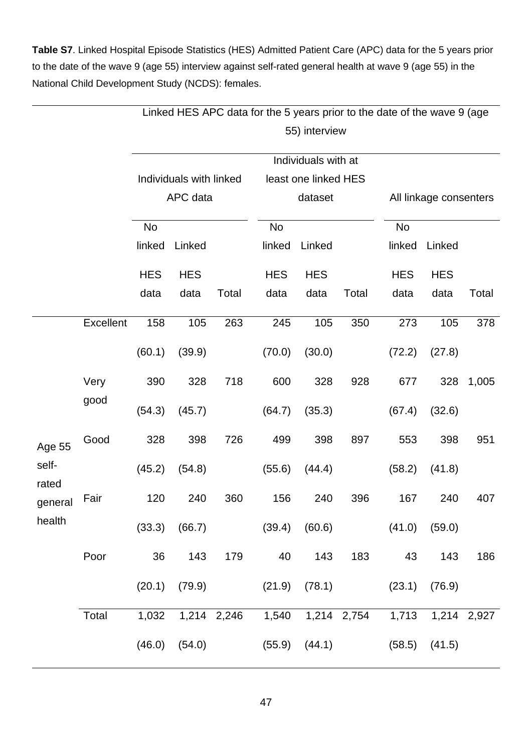**Table S7**. Linked Hospital Episode Statistics (HES) Admitted Patient Care (APC) data for the 5 years prior to the date of the wave 9 (age 55) interview against self-rated general health at wave 9 (age 55) in the National Child Development Study (NCDS): females.

| | | Linked HES APC data for the 5 years prior to the date of the wave 9 (age 55) interview | | | | | | | | |
|---|---|---|---|---|---|---|---|---|---|---|
| | | Individuals with linked APC data | | | Individuals with at least one linked HES dataset | | | All linkage consenters | | |
| | | No linked HES data | Linked HES data | Total | No linked HES data | Linked HES data | Total | No linked HES data | Linked HES data | Total |
| Age 55 self-rated general health | Excellent | 158 | 105 | 263 | 245 | 105 | 350 | 273 | 105 | 378 |
| | | (60.1) | (39.9) | | (70.0) | (30.0) | | (72.2) | (27.8) | |
| | Very good | 390 | 328 | 718 | 600 | 328 | 928 | 677 | 328 | 1,005 |
| | | (54.3) | (45.7) | | (64.7) | (35.3) | | (67.4) | (32.6) | |
| | Good | 328 | 398 | 726 | 499 | 398 | 897 | 553 | 398 | 951 |
| | | (45.2) | (54.8) | | (55.6) | (44.4) | | (58.2) | (41.8) | |
| | Fair | 120 | 240 | 360 | 156 | 240 | 396 | 167 | 240 | 407 |
| | | (33.3) | (66.7) | | (39.4) | (60.6) | | (41.0) | (59.0) | |
| | Poor | 36 | 143 | 179 | 40 | 143 | 183 | 43 | 143 | 186 |
| | | (20.1) | (79.9) | | (21.9) | (78.1) | | (23.1) | (76.9) | |
| | Total | 1,032 | 1,214 | 2,246 | 1,540 | 1,214 | 2,754 | 1,713 | 1,214 | 2,927 |
| | | (46.0) | (54.0) | | (55.9) | (44.1) | | (58.5) | (41.5) | |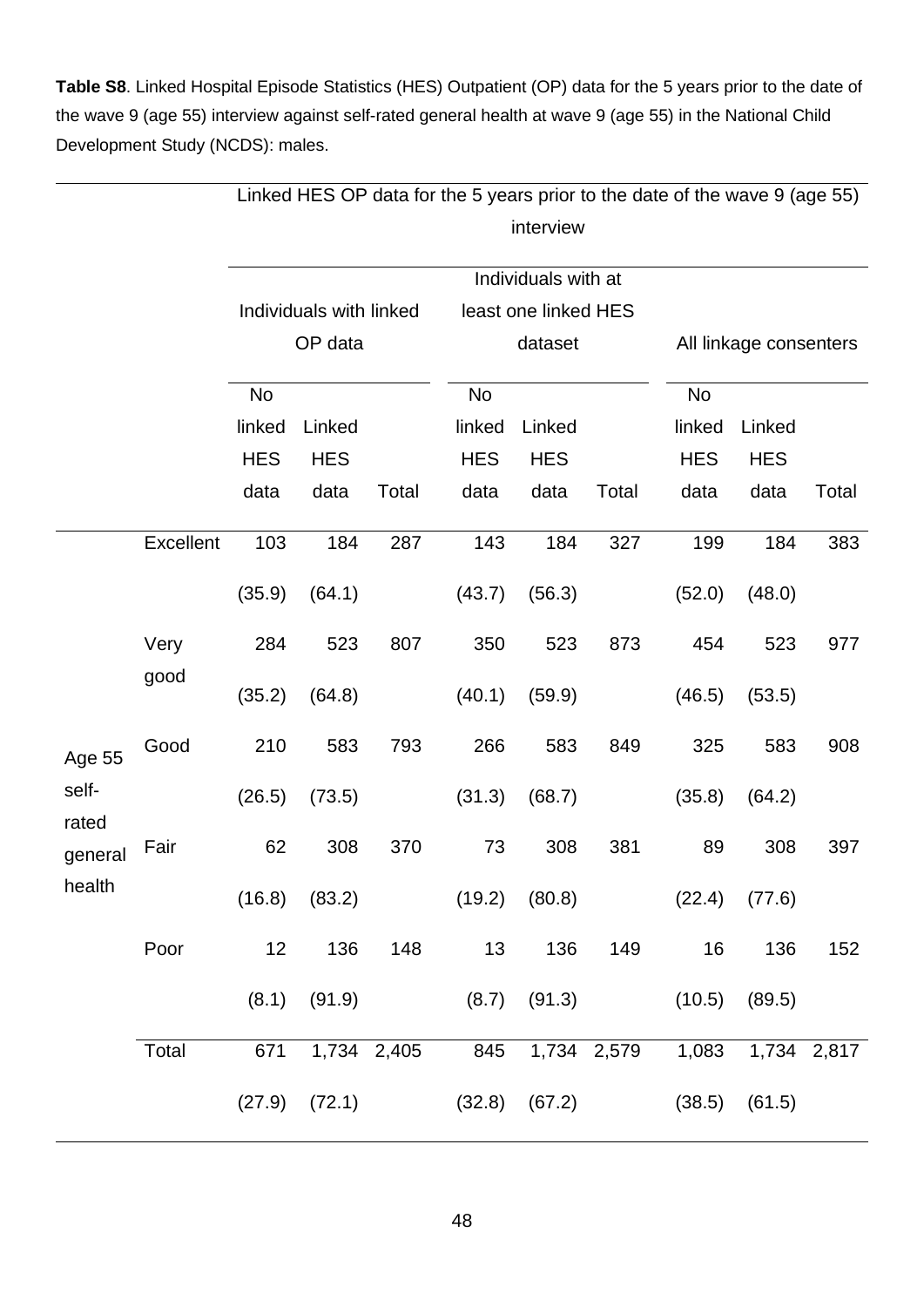**Table S8**. Linked Hospital Episode Statistics (HES) Outpatient (OP) data for the 5 years prior to the date of the wave 9 (age 55) interview against self-rated general health at wave 9 (age 55) in the National Child Development Study (NCDS): males.

| | | Linked HES OP data for the 5 years prior to the date of the wave 9 (age 55) interview | | | | | | | | |
|---|---|---|---|---|---|---|---|---|---|---|
| | | Individuals with linked OP data | | | Individuals with at least one linked HES dataset | | | All linkage consenters | | |
| | | No linked HES data | Linked HES data | Total | No linked HES data | Linked HES data | Total | No linked HES data | Linked HES data | Total |
| Age 55 self-rated general health | Excellent | 103 | 184 | 287 | 143 | 184 | 327 | 199 | 184 | 383 |
| | | (35.9) | (64.1) | | (43.7) | (56.3) | | (52.0) | (48.0) | |
| | Very good | 284 | 523 | 807 | 350 | 523 | 873 | 454 | 523 | 977 |
| | | (35.2) | (64.8) | | (40.1) | (59.9) | | (46.5) | (53.5) | |
| | Good | 210 | 583 | 793 | 266 | 583 | 849 | 325 | 583 | 908 |
| | | (26.5) | (73.5) | | (31.3) | (68.7) | | (35.8) | (64.2) | |
| | Fair | 62 | 308 | 370 | 73 | 308 | 381 | 89 | 308 | 397 |
| | | (16.8) | (83.2) | | (19.2) | (80.8) | | (22.4) | (77.6) | |
| | Poor | 12 | 136 | 148 | 13 | 136 | 149 | 16 | 136 | 152 |
| | | (8.1) | (91.9) | | (8.7) | (91.3) | | (10.5) | (89.5) | |
| | Total | 671 | 1,734 | 2,405 | 845 | 1,734 | 2,579 | 1,083 | 1,734 | 2,817 |
| | | (27.9) | (72.1) | | (32.8) | (67.2) | | (38.5) | (61.5) | |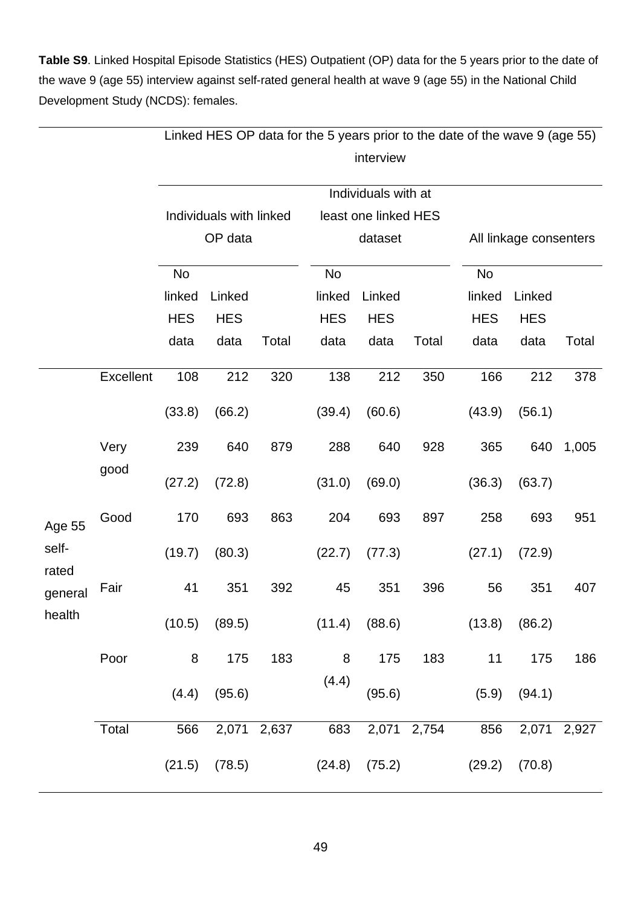**Table S9**. Linked Hospital Episode Statistics (HES) Outpatient (OP) data for the 5 years prior to the date of the wave 9 (age 55) interview against self-rated general health at wave 9 (age 55) in the National Child Development Study (NCDS): females.

| | | Linked HES OP data for the 5 years prior to the date of the wave 9 (age 55) interview | | | | | | | | |
|---|---|---|---|---|---|---|---|---|---|---|
| | | Individuals with linked OP data | | | Individuals with at least one linked HES dataset | | | All linkage consenters | | |
| | | No linked HES data | Linked HES data | Total | No linked HES data | Linked HES data | Total | No linked HES data | Linked HES data | Total |
| Age 55 self-rated general health | Excellent | 108 | 212 | 320 | 138 | 212 | 350 | 166 | 212 | 378 |
| | | (33.8) | (66.2) | | (39.4) | (60.6) | | (43.9) | (56.1) | |
| | Very good | 239 | 640 | 879 | 288 | 640 | 928 | 365 | 640 | 1,005 |
| | | (27.2) | (72.8) | | (31.0) | (69.0) | | (36.3) | (63.7) | |
| | Good | 170 | 693 | 863 | 204 | 693 | 897 | 258 | 693 | 951 |
| | | (19.7) | (80.3) | | (22.7) | (77.3) | | (27.1) | (72.9) | |
| | Fair | 41 | 351 | 392 | 45 | 351 | 396 | 56 | 351 | 407 |
| | | (10.5) | (89.5) | | (11.4) | (88.6) | | (13.8) | (86.2) | |
| | Poor | 8 | 175 | 183 | 8 | 175 | 183 | 11 | 175 | 186 |
| | | (4.4) | (95.6) | | (4.4) | (95.6) | | (5.9) | (94.1) | |
| | Total | 566 | 2,071 | 2,637 | 683 | 2,071 | 2,754 | 856 | 2,071 | 2,927 |
| | | (21.5) | (78.5) | | (24.8) | (75.2) | | (29.2) | (70.8) | |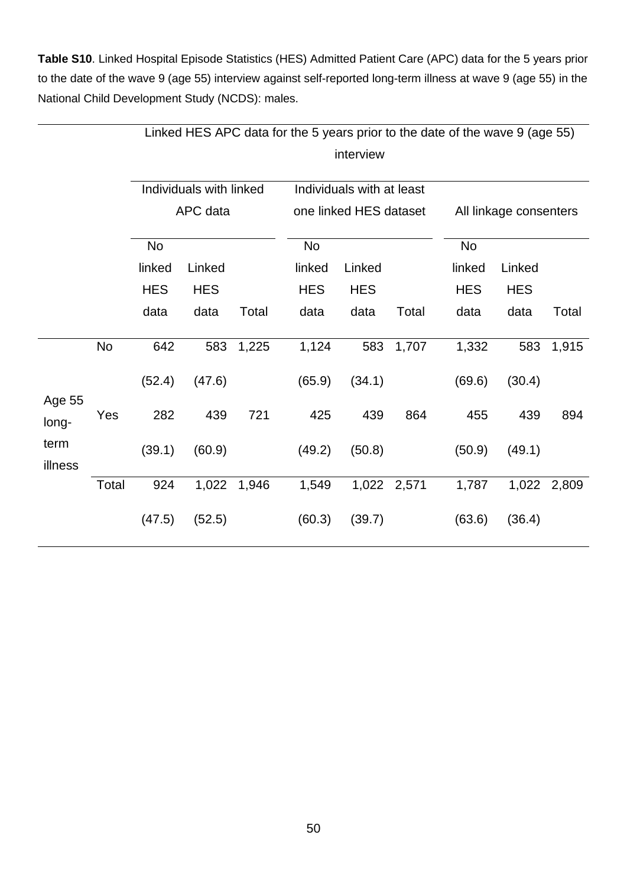**Table S10**. Linked Hospital Episode Statistics (HES) Admitted Patient Care (APC) data for the 5 years prior to the date of the wave 9 (age 55) interview against self-reported long-term illness at wave 9 (age 55) in the National Child Development Study (NCDS): males.

| | | Linked HES APC data for the 5 years prior to the date of the wave 9 (age 55) interview | | | | | | | | |
|---|---|---|---|---|---|---|---|---|---|---|
| | | Individuals with linked APC data | | | Individuals with at least one linked HES dataset | | | All linkage consenters | | |
| | | No linked HES data | Linked HES data | Total | No linked HES data | Linked HES data | Total | No linked HES data | Linked HES data | Total |
| Age 55 long-term illness | No | 642 | 583 | 1,225 | 1,124 | 583 | 1,707 | 1,332 | 583 | 1,915 |
| | | (52.4) | (47.6) | | (65.9) | (34.1) | | (69.6) | (30.4) | |
| | Yes | 282 | 439 | 721 | 425 | 439 | 864 | 455 | 439 | 894 |
| | | (39.1) | (60.9) | | (49.2) | (50.8) | | (50.9) | (49.1) | |
| | Total | 924 | 1,022 | 1,946 | 1,549 | 1,022 | 2,571 | 1,787 | 1,022 | 2,809 |
| | | (47.5) | (52.5) | | (60.3) | (39.7) | | (63.6) | (36.4) | |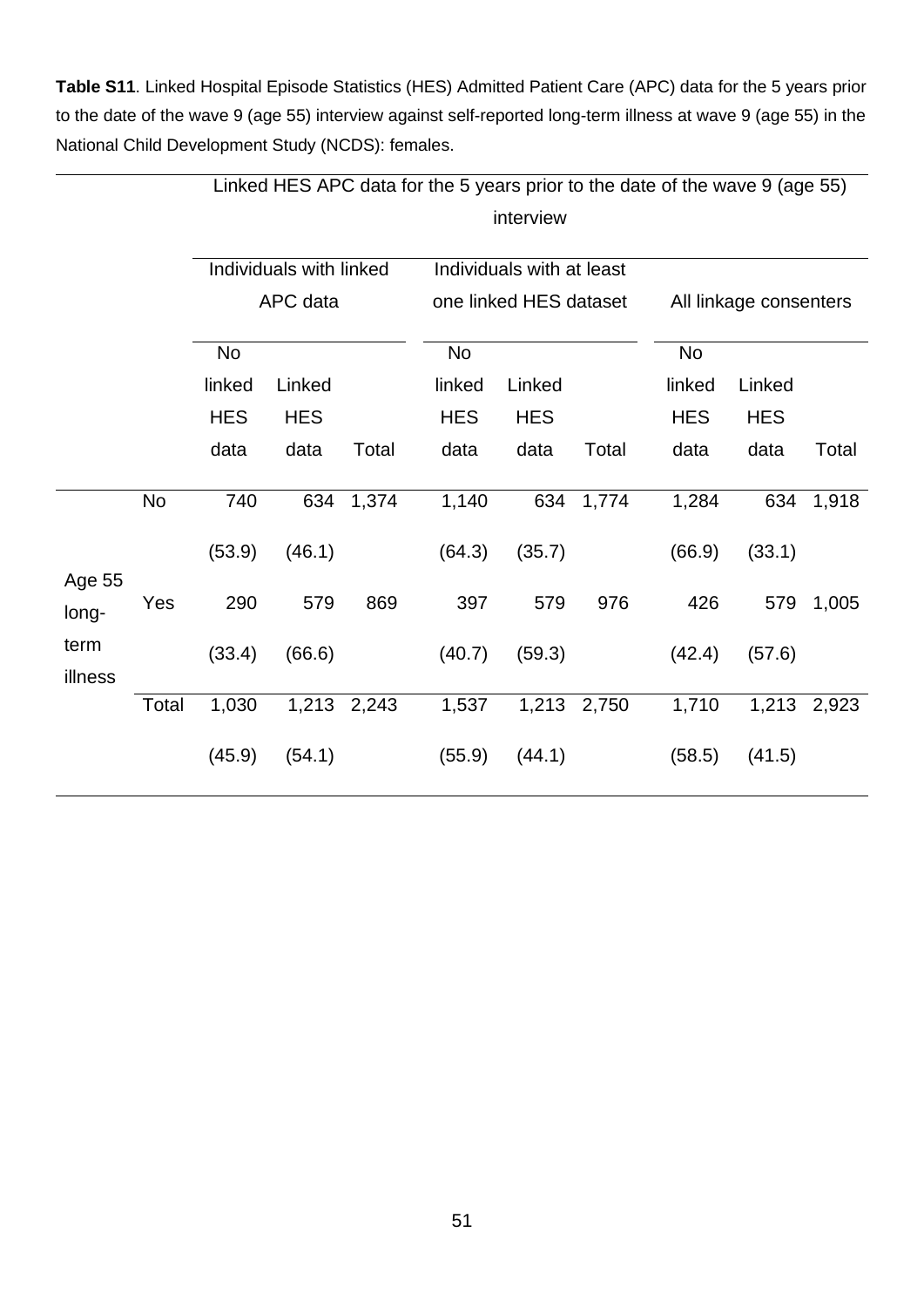**Table S11**. Linked Hospital Episode Statistics (HES) Admitted Patient Care (APC) data for the 5 years prior to the date of the wave 9 (age 55) interview against self-reported long-term illness at wave 9 (age 55) in the National Child Development Study (NCDS): females.

| | | Linked HES APC data for the 5 years prior to the date of the wave 9 (age 55) interview | | | | | | | | |
|---|---|---|---|---|---|---|---|---|---|---|
| | | Individuals with linked APC data | | | Individuals with at least one linked HES dataset | | | All linkage consenters | | |
| | | No linked HES data | Linked HES data | Total | No linked HES data | Linked HES data | Total | No linked HES data | Linked HES data | Total |
| Age 55 long-term illness | No | 740 | 634 | 1,374 | 1,140 | 634 | 1,774 | 1,284 | 634 | 1,918 |
| | | (53.9) | (46.1) | | (64.3) | (35.7) | | (66.9) | (33.1) | |
| | Yes | 290 | 579 | 869 | 397 | 579 | 976 | 426 | 579 | 1,005 |
| | | (33.4) | (66.6) | | (40.7) | (59.3) | | (42.4) | (57.6) | |
| | Total | 1,030 | 1,213 | 2,243 | 1,537 | 1,213 | 2,750 | 1,710 | 1,213 | 2,923 |
| | | (45.9) | (54.1) | | (55.9) | (44.1) | | (58.5) | (41.5) | |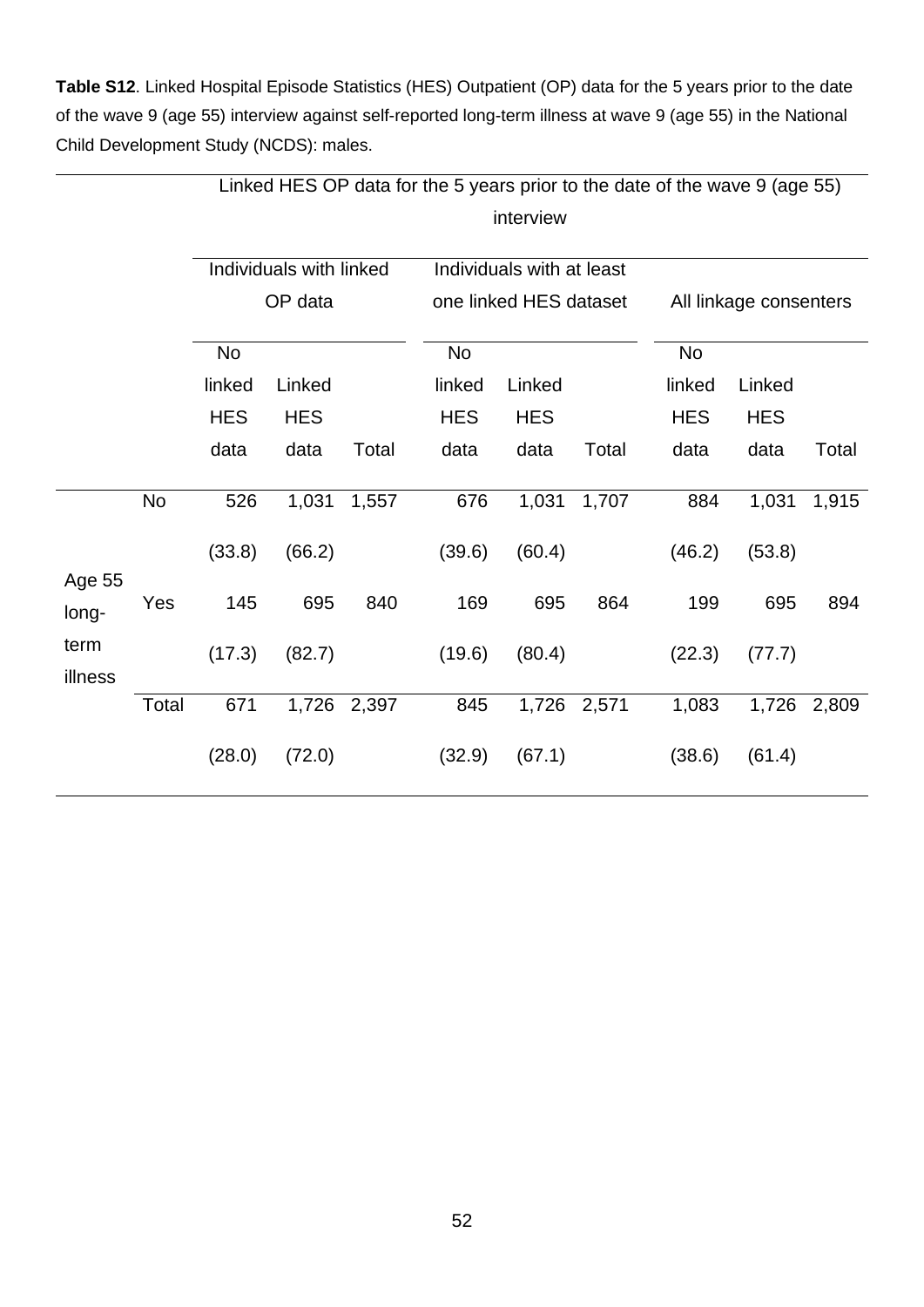**Table S12**. Linked Hospital Episode Statistics (HES) Outpatient (OP) data for the 5 years prior to the date of the wave 9 (age 55) interview against self-reported long-term illness at wave 9 (age 55) in the National Child Development Study (NCDS): males.

| | | Linked HES OP data for the 5 years prior to the date of the wave 9 (age 55) interview | | | | | | | | |
|---|---|---|---|---|---|---|---|---|---|---|
| | | Individuals with linked OP data | | | Individuals with at least one linked HES dataset | | | All linkage consenters | | |
| | | No linked HES data | Linked HES data | Total | No linked HES data | Linked HES data | Total | No linked HES data | Linked HES data | Total |
| Age 55 long-term illness | No | 526 (33.8) | 1,031 (66.2) | 1,557 | 676 (39.6) | 1,031 (60.4) | 1,707 | 884 (46.2) | 1,031 (53.8) | 1,915 |
| | Yes | 145 (17.3) | 695 (82.7) | 840 | 169 (19.6) | 695 (80.4) | 864 | 199 (22.3) | 695 (77.7) | 894 |
| | Total | 671 (28.0) | 1,726 (72.0) | 2,397 | 845 (32.9) | 1,726 (67.1) | 2,571 | 1,083 (38.6) | 1,726 (61.4) | 2,809 |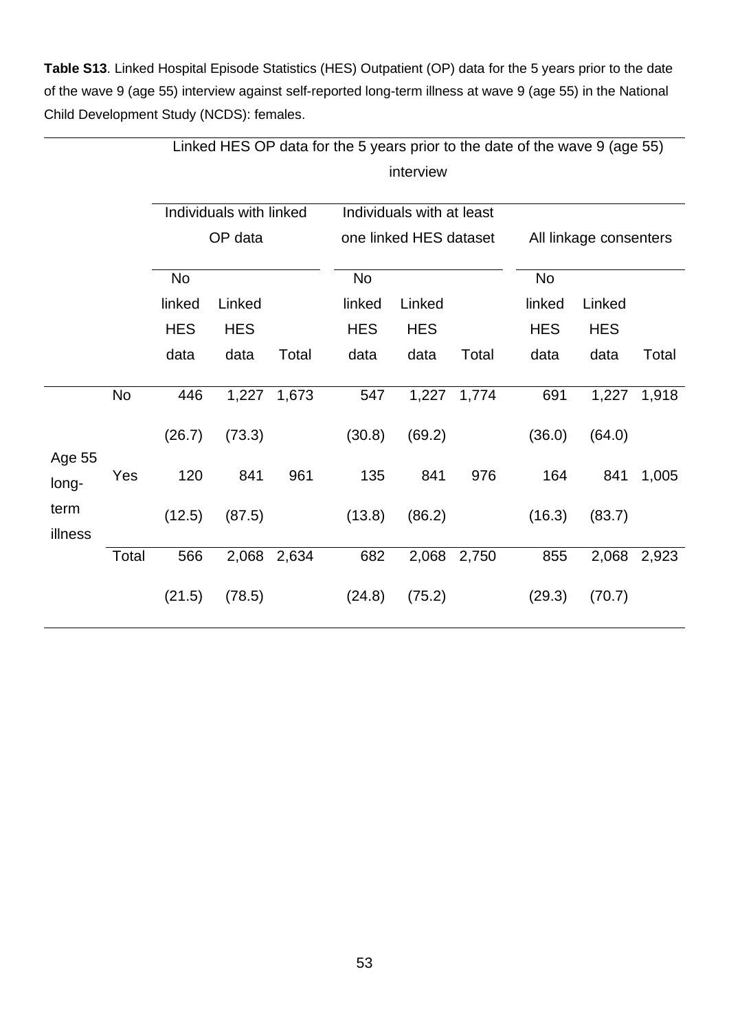**Table S13**. Linked Hospital Episode Statistics (HES) Outpatient (OP) data for the 5 years prior to the date of the wave 9 (age 55) interview against self-reported long-term illness at wave 9 (age 55) in the National Child Development Study (NCDS): females.

| | | Linked HES OP data for the 5 years prior to the date of the wave 9 (age 55) interview | | | | | | | | |
|---|---|---|---|---|---|---|---|---|---|---|
| | | Individuals with linked OP data | | | Individuals with at least one linked HES dataset | | | All linkage consenters | | |
| | | No linked HES data | Linked HES data | Total | No linked HES data | Linked HES data | Total | No linked HES data | Linked HES data | Total |
| Age 55 long-term illness | No | 446 | 1,227 | 1,673 | 547 | 1,227 | 1,774 | 691 | 1,227 | 1,918 |
| | | (26.7) | (73.3) | | (30.8) | (69.2) | | (36.0) | (64.0) | |
| | Yes | 120 | 841 | 961 | 135 | 841 | 976 | 164 | 841 | 1,005 |
| | | (12.5) | (87.5) | | (13.8) | (86.2) | | (16.3) | (83.7) | |
| | Total | 566 | 2,068 | 2,634 | 682 | 2,068 | 2,750 | 855 | 2,068 | 2,923 |
| | | (21.5) | (78.5) | | (24.8) | (75.2) | | (29.3) | (70.7) | |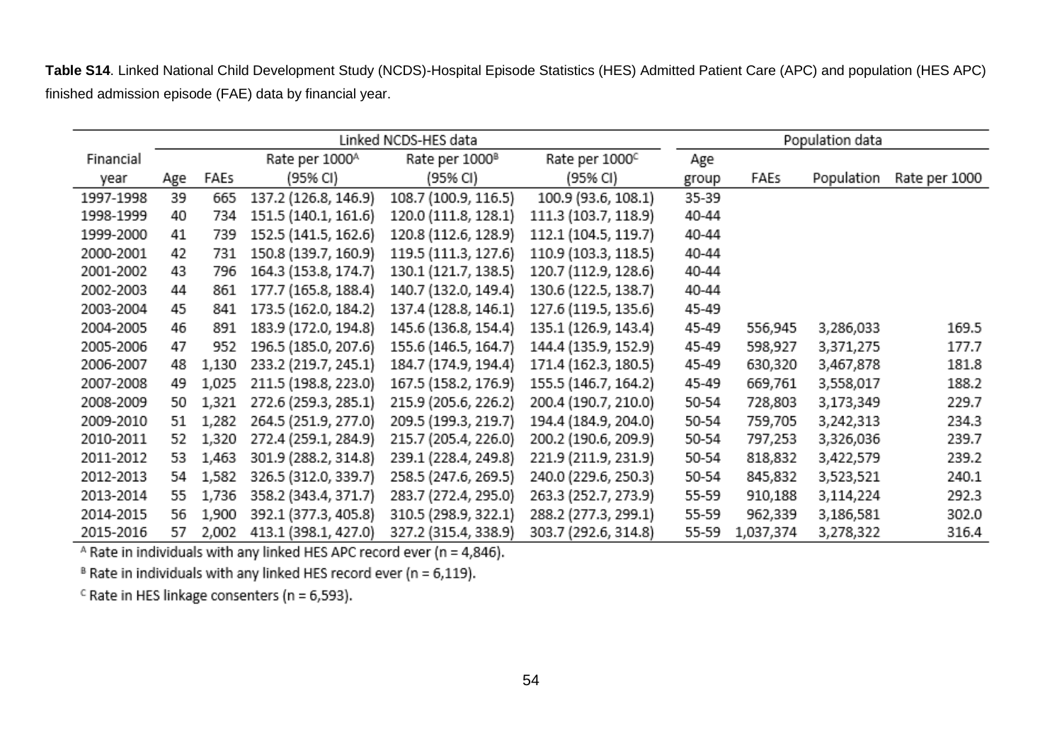**Table S14**. Linked National Child Development Study (NCDS)-Hospital Episode Statistics (HES) Admitted Patient Care (APC) and population (HES APC) finished admission episode (FAE) data by financial year.

| | Linked NCDS-HES data | | | | | Population data | | | |
|---|---|---|---|---|---|---|---|---|---|
| Financial year | Age | FAEs | Rate per 1000[A] (95% CI) | Rate per 1000[B] (95% CI) | Rate per 1000[C] (95% CI) | Age group | FAEs | Population | Rate per 1000 |
| 1997-1998 | 39 | 665 | 137.2 (126.8, 146.9) | 108.7 (100.9, 116.5) | 100.9 (93.6, 108.1) | 35-39 | | | |
| 1998-1999 | 40 | 734 | 151.5 (140.1, 161.6) | 120.0 (111.8, 128.1) | 111.3 (103.7, 118.9) | 40-44 | | | |
| 1999-2000 | 41 | 739 | 152.5 (141.5, 162.6) | 120.8 (112.6, 128.9) | 112.1 (104.5, 119.7) | 40-44 | | | |
| 2000-2001 | 42 | 731 | 150.8 (139.7, 160.9) | 119.5 (111.3, 127.6) | 110.9 (103.3, 118.5) | 40-44 | | | |
| 2001-2002 | 43 | 796 | 164.3 (153.8, 174.7) | 130.1 (121.7, 138.5) | 120.7 (112.9, 128.6) | 40-44 | | | |
| 2002-2003 | 44 | 861 | 177.7 (165.8, 188.4) | 140.7 (132.0, 149.4) | 130.6 (122.5, 138.7) | 40-44 | | | |
| 2003-2004 | 45 | 841 | 173.5 (162.0, 184.2) | 137.4 (128.8, 146.1) | 127.6 (119.5, 135.6) | 45-49 | | | |
| 2004-2005 | 46 | 891 | 183.9 (172.0, 194.8) | 145.6 (136.8, 154.4) | 135.1 (126.9, 143.4) | 45-49 | 556,945 | 3,286,033 | 169.5 |
| 2005-2006 | 47 | 952 | 196.5 (185.0, 207.6) | 155.6 (146.5, 164.7) | 144.4 (135.9, 152.9) | 45-49 | 598,927 | 3,371,275 | 177.7 |
| 2006-2007 | 48 | 1,130 | 233.2 (219.7, 245.1) | 184.7 (174.9, 194.4) | 171.4 (162.3, 180.5) | 45-49 | 630,320 | 3,467,878 | 181.8 |
| 2007-2008 | 49 | 1,025 | 211.5 (198.8, 223.0) | 167.5 (158.2, 176.9) | 155.5 (146.7, 164.2) | 45-49 | 669,761 | 3,558,017 | 188.2 |
| 2008-2009 | 50 | 1,321 | 272.6 (259.3, 285.1) | 215.9 (205.6, 226.2) | 200.4 (190.7, 210.0) | 50-54 | 728,803 | 3,173,349 | 229.7 |
| 2009-2010 | 51 | 1,282 | 264.5 (251.9, 277.0) | 209.5 (199.3, 219.7) | 194.4 (184.9, 204.0) | 50-54 | 759,705 | 3,242,313 | 234.3 |
| 2010-2011 | 52 | 1,320 | 272.4 (259.1, 284.9) | 215.7 (205.4, 226.0) | 200.2 (190.6, 209.9) | 50-54 | 797,253 | 3,326,036 | 239.7 |
| 2011-2012 | 53 | 1,463 | 301.9 (288.2, 314.8) | 239.1 (228.4, 249.8) | 221.9 (211.9, 231.9) | 50-54 | 818,832 | 3,422,579 | 239.2 |
| 2012-2013 | 54 | 1,582 | 326.5 (312.0, 339.7) | 258.5 (247.6, 269.5) | 240.0 (229.6, 250.3) | 50-54 | 845,832 | 3,523,521 | 240.1 |
| 2013-2014 | 55 | 1,736 | 358.2 (343.4, 371.7) | 283.7 (272.4, 295.0) | 263.3 (252.7, 273.9) | 55-59 | 910,188 | 3,114,224 | 292.3 |
| 2014-2015 | 56 | 1,900 | 392.1 (377.3, 405.8) | 310.5 (298.9, 322.1) | 288.2 (277.3, 299.1) | 55-59 | 962,339 | 3,186,581 | 302.0 |
| 2015-2016 | 57 | 2,002 | 413.1 (398.1, 427.0) | 327.2 (315.4, 338.9) | 303.7 (292.6, 314.8) | 55-59 | 1,037,374 | 3,278,322 | 316.4 |

[A] Rate in individuals with any linked HES APC record ever (n = 4,846).

[B] Rate in individuals with any linked HES record ever (n = 6,119).

[C] Rate in HES linkage consenters (n = 6,593).